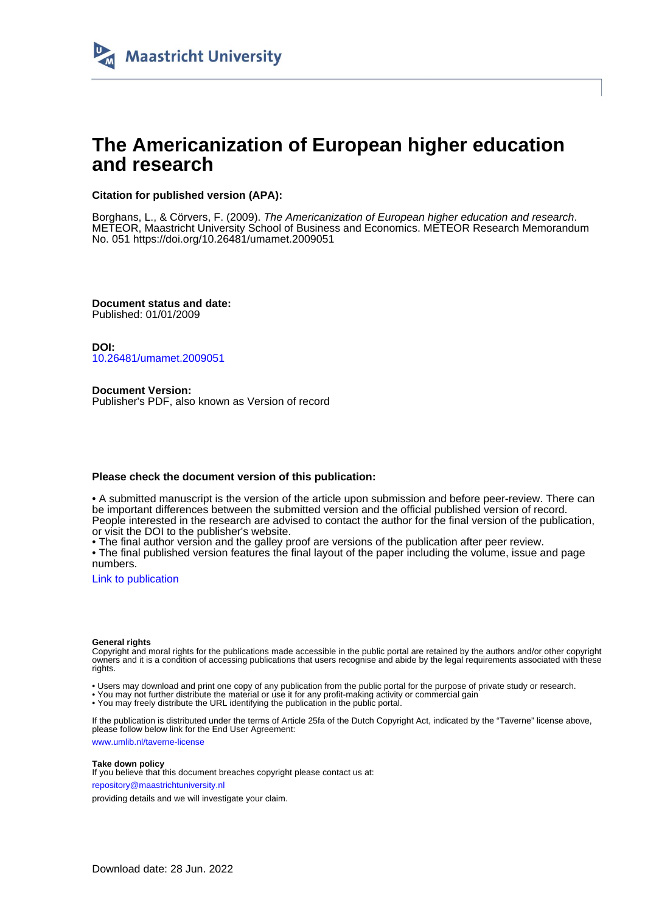Maastricht University

# The Americanization of European higher education and research

**Citation for published version (APA):**

Borghans, L., & Cörvers, F. (2009). *The Americanization of European higher education and research*. METEOR, Maastricht University School of Business and Economics. METEOR Research Memorandum No. 051 https://doi.org/10.26481/umamet.2009051

**Document status and date:**
Published: 01/01/2009

**DOI:**
10.26481/umamet.2009051

**Document Version:**
Publisher's PDF, also known as Version of record

**Please check the document version of this publication:**

• A submitted manuscript is the version of the article upon submission and before peer-review. There can be important differences between the submitted version and the official published version of record. People interested in the research are advised to contact the author for the final version of the publication, or visit the DOI to the publisher's website.
• The final author version and the galley proof are versions of the publication after peer review.
• The final published version features the final layout of the paper including the volume, issue and page numbers.

Link to publication

**General rights**
Copyright and moral rights for the publications made accessible in the public portal are retained by the authors and/or other copyright owners and it is a condition of accessing publications that users recognise and abide by the legal requirements associated with these rights.

• Users may download and print one copy of any publication from the public portal for the purpose of private study or research.
• You may not further distribute the material or use it for any profit-making activity or commercial gain
• You may freely distribute the URL identifying the publication in the public portal.

If the publication is distributed under the terms of Article 25fa of the Dutch Copyright Act, indicated by the "Taverne" license above, please follow below link for the End User Agreement:

www.umlib.nl/taverne-license

**Take down policy**
If you believe that this document breaches copyright please contact us at:

repository@maastrichtuniversity.nl

providing details and we will investigate your claim.

Download date: 28 Jun. 2022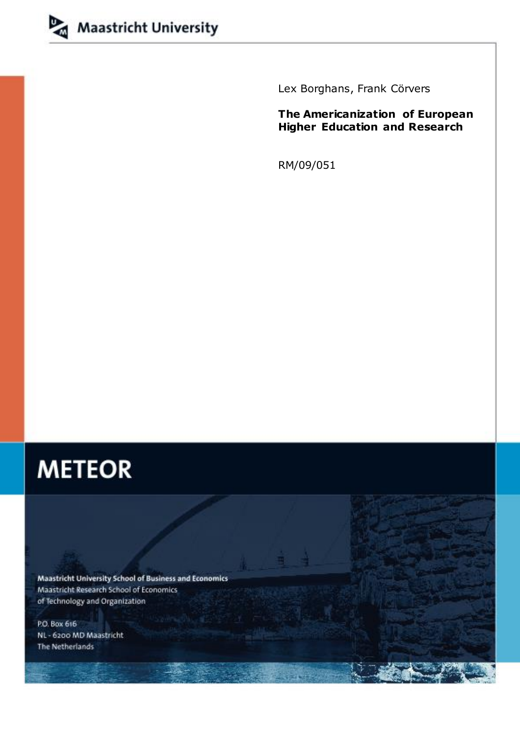Maastricht University

Lex Borghans, Frank Cörvers

**The Americanization of European Higher Education and Research**

RM/09/051

# METEOR

Maastricht University School of Business and Economics
Maastricht Research School of Economics
of Technology and Organization

P.O. Box 616
NL - 6200 MD Maastricht
The Netherlands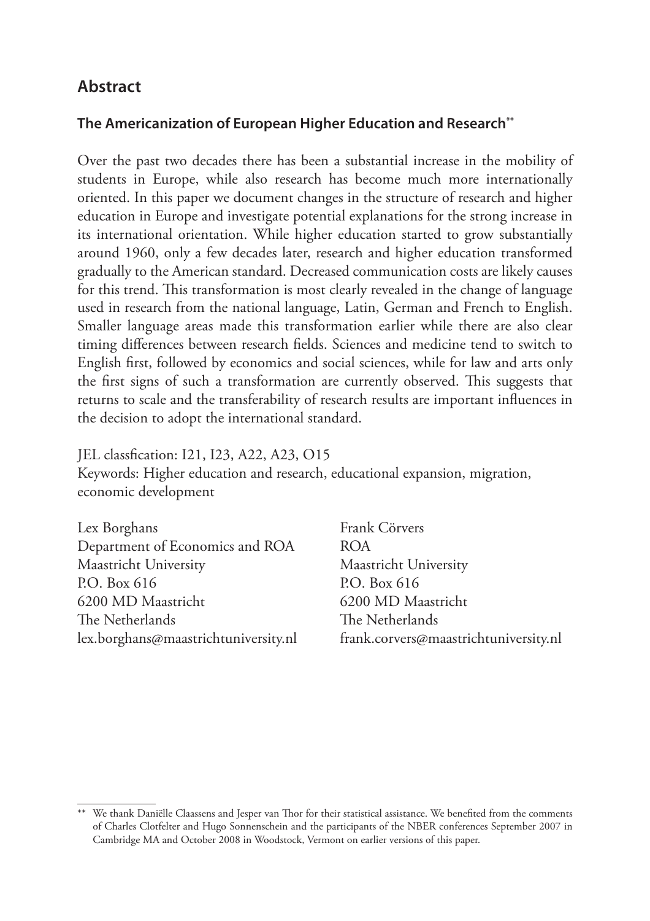## Abstract

### The Americanization of European Higher Education and Research[**]

Over the past two decades there has been a substantial increase in the mobility of students in Europe, while also research has become much more internationally oriented. In this paper we document changes in the structure of research and higher education in Europe and investigate potential explanations for the strong increase in its international orientation. While higher education started to grow substantially around 1960, only a few decades later, research and higher education transformed gradually to the American standard. Decreased communication costs are likely causes for this trend. This transformation is most clearly revealed in the change of language used in research from the national language, Latin, German and French to English. Smaller language areas made this transformation earlier while there are also clear timing differences between research fields. Sciences and medicine tend to switch to English first, followed by economics and social sciences, while for law and arts only the first signs of such a transformation are currently observed. This suggests that returns to scale and the transferability of research results are important influences in the decision to adopt the international standard.

JEL classfication: I21, I23, A22, A23, O15
Keywords: Higher education and research, educational expansion, migration, economic development

Lex Borghans
Department of Economics and ROA
Maastricht University
P.O. Box 616
6200 MD Maastricht
The Netherlands
lex.borghans@maastrichtuniversity.nl

Frank Cörvers
ROA
Maastricht University
P.O. Box 616
6200 MD Maastricht
The Netherlands
frank.corvers@maastrichtuniversity.nl

---

[**] We thank Daniëlle Claassens and Jesper van Thor for their statistical assistance. We benefited from the comments of Charles Clotfelter and Hugo Sonnenschein and the participants of the NBER conferences September 2007 in Cambridge MA and October 2008 in Woodstock, Vermont on earlier versions of this paper.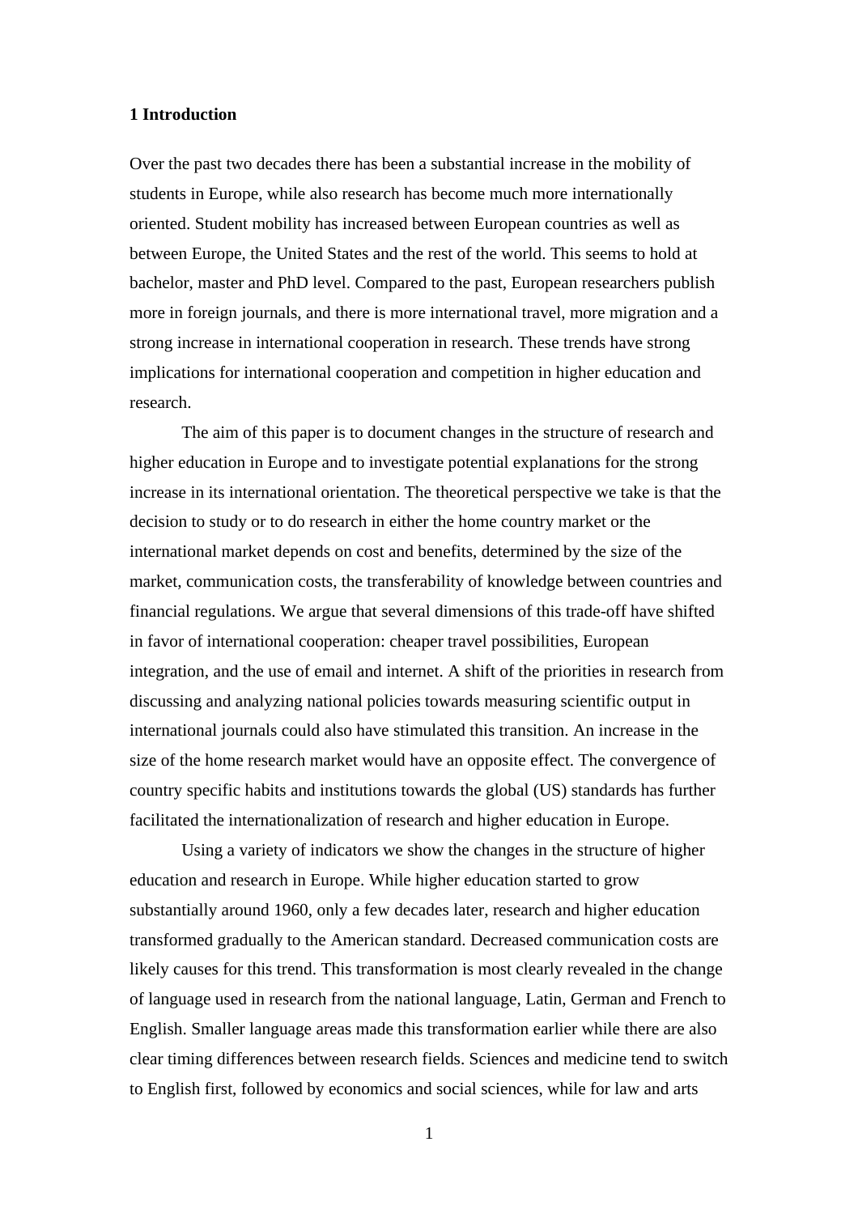## 1 Introduction

Over the past two decades there has been a substantial increase in the mobility of students in Europe, while also research has become much more internationally oriented. Student mobility has increased between European countries as well as between Europe, the United States and the rest of the world. This seems to hold at bachelor, master and PhD level. Compared to the past, European researchers publish more in foreign journals, and there is more international travel, more migration and a strong increase in international cooperation in research. These trends have strong implications for international cooperation and competition in higher education and research.

The aim of this paper is to document changes in the structure of research and higher education in Europe and to investigate potential explanations for the strong increase in its international orientation. The theoretical perspective we take is that the decision to study or to do research in either the home country market or the international market depends on cost and benefits, determined by the size of the market, communication costs, the transferability of knowledge between countries and financial regulations. We argue that several dimensions of this trade-off have shifted in favor of international cooperation: cheaper travel possibilities, European integration, and the use of email and internet. A shift of the priorities in research from discussing and analyzing national policies towards measuring scientific output in international journals could also have stimulated this transition. An increase in the size of the home research market would have an opposite effect. The convergence of country specific habits and institutions towards the global (US) standards has further facilitated the internationalization of research and higher education in Europe.

Using a variety of indicators we show the changes in the structure of higher education and research in Europe. While higher education started to grow substantially around 1960, only a few decades later, research and higher education transformed gradually to the American standard. Decreased communication costs are likely causes for this trend. This transformation is most clearly revealed in the change of language used in research from the national language, Latin, German and French to English. Smaller language areas made this transformation earlier while there are also clear timing differences between research fields. Sciences and medicine tend to switch to English first, followed by economics and social sciences, while for law and arts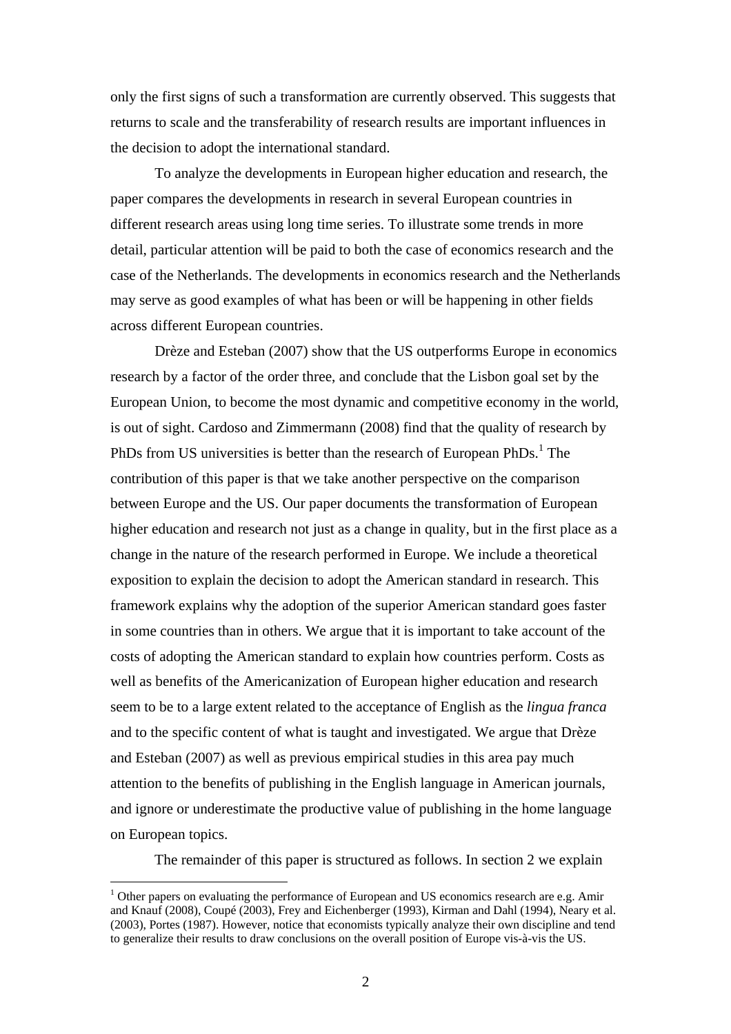only the first signs of such a transformation are currently observed. This suggests that returns to scale and the transferability of research results are important influences in the decision to adopt the international standard.

To analyze the developments in European higher education and research, the paper compares the developments in research in several European countries in different research areas using long time series. To illustrate some trends in more detail, particular attention will be paid to both the case of economics research and the case of the Netherlands. The developments in economics research and the Netherlands may serve as good examples of what has been or will be happening in other fields across different European countries.

Drèze and Esteban (2007) show that the US outperforms Europe in economics research by a factor of the order three, and conclude that the Lisbon goal set by the European Union, to become the most dynamic and competitive economy in the world, is out of sight. Cardoso and Zimmermann (2008) find that the quality of research by PhDs from US universities is better than the research of European PhDs.[1] The contribution of this paper is that we take another perspective on the comparison between Europe and the US. Our paper documents the transformation of European higher education and research not just as a change in quality, but in the first place as a change in the nature of the research performed in Europe. We include a theoretical exposition to explain the decision to adopt the American standard in research. This framework explains why the adoption of the superior American standard goes faster in some countries than in others. We argue that it is important to take account of the costs of adopting the American standard to explain how countries perform. Costs as well as benefits of the Americanization of European higher education and research seem to be to a large extent related to the acceptance of English as the *lingua franca* and to the specific content of what is taught and investigated. We argue that Drèze and Esteban (2007) as well as previous empirical studies in this area pay much attention to the benefits of publishing in the English language in American journals, and ignore or underestimate the productive value of publishing in the home language on European topics.

The remainder of this paper is structured as follows. In section 2 we explain

[1] Other papers on evaluating the performance of European and US economics research are e.g. Amir and Knauf (2008), Coupé (2003), Frey and Eichenberger (1993), Kirman and Dahl (1994), Neary et al. (2003), Portes (1987). However, notice that economists typically analyze their own discipline and tend to generalize their results to draw conclusions on the overall position of Europe vis-à-vis the US.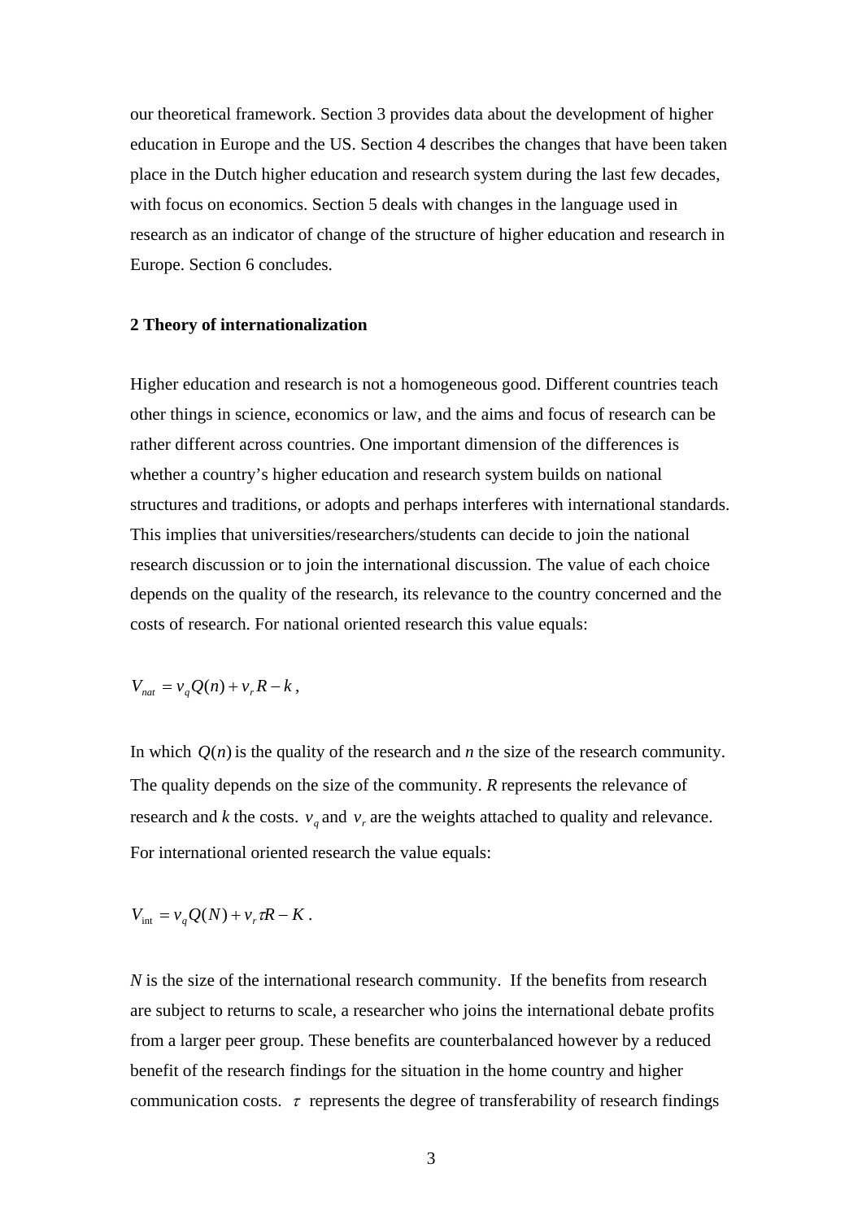our theoretical framework. Section 3 provides data about the development of higher education in Europe and the US. Section 4 describes the changes that have been taken place in the Dutch higher education and research system during the last few decades, with focus on economics. Section 5 deals with changes in the language used in research as an indicator of change of the structure of higher education and research in Europe. Section 6 concludes.

## 2 Theory of internationalization

Higher education and research is not a homogeneous good. Different countries teach other things in science, economics or law, and the aims and focus of research can be rather different across countries. One important dimension of the differences is whether a country's higher education and research system builds on national structures and traditions, or adopts and perhaps interferes with international standards. This implies that universities/researchers/students can decide to join the national research discussion or to join the international discussion. The value of each choice depends on the quality of the research, its relevance to the country concerned and the costs of research. For national oriented research this value equals:

$$V_{nat} = v_q Q(n) + v_r R - k,$$

In which $Q(n)$ is the quality of the research and $n$ the size of the research community. The quality depends on the size of the community. $R$ represents the relevance of research and $k$ the costs. $v_q$ and $v_r$ are the weights attached to quality and relevance. For international oriented research the value equals:

$$V_{\text{int}} = v_q Q(N) + v_r \tau R - K.$$

$N$ is the size of the international research community. If the benefits from research are subject to returns to scale, a researcher who joins the international debate profits from a larger peer group. These benefits are counterbalanced however by a reduced benefit of the research findings for the situation in the home country and higher communication costs. $\tau$ represents the degree of transferability of research findings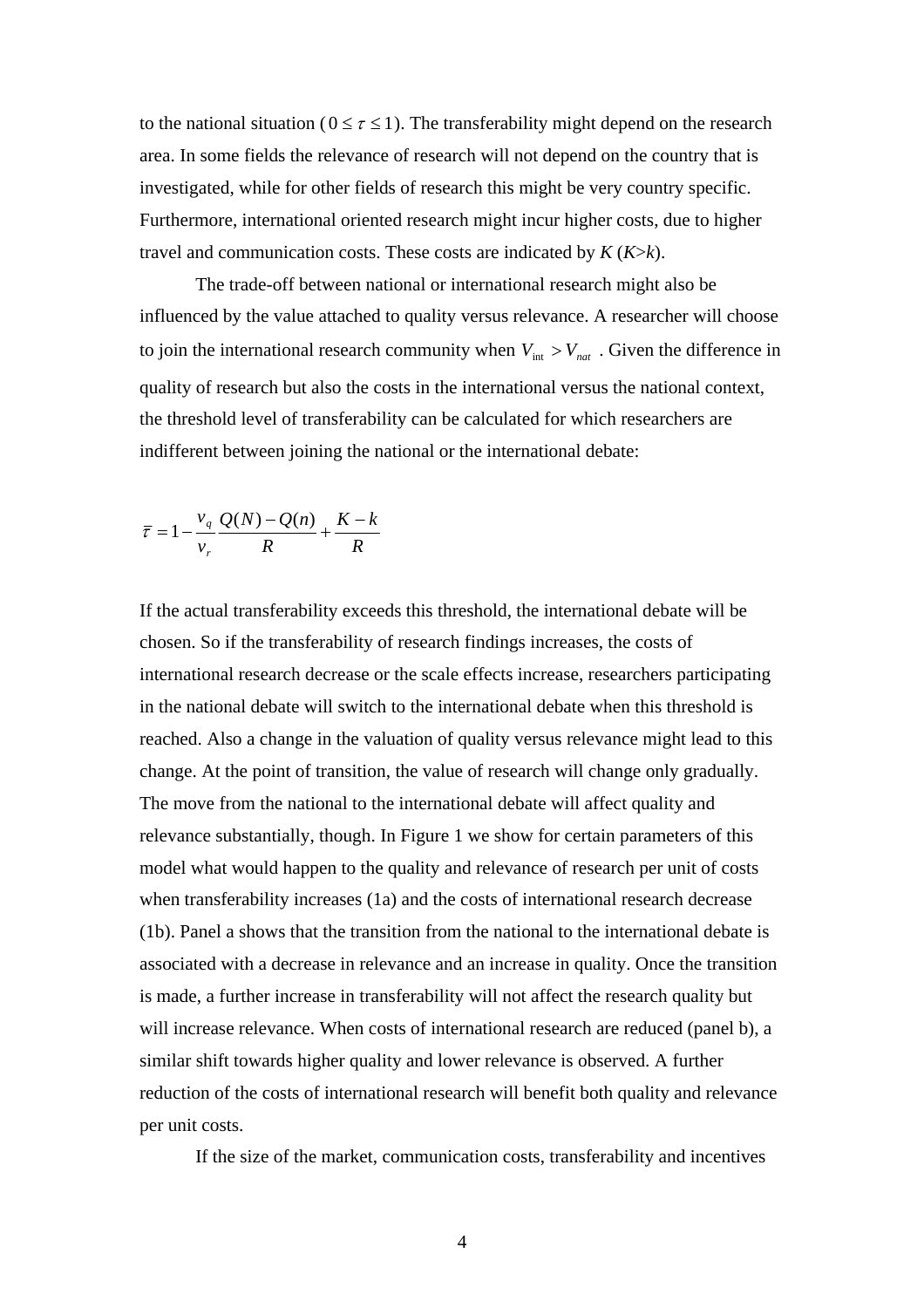to the national situation ($0 \leq \tau \leq 1$). The transferability might depend on the research area. In some fields the relevance of research will not depend on the country that is investigated, while for other fields of research this might be very country specific. Furthermore, international oriented research might incur higher costs, due to higher travel and communication costs. These costs are indicated by $K$ ($K>k$).

The trade-off between national or international research might also be influenced by the value attached to quality versus relevance. A researcher will choose to join the international research community when $V_{\text{int}} > V_{nat}$ . Given the difference in quality of research but also the costs in the international versus the national context, the threshold level of transferability can be calculated for which researchers are indifferent between joining the national or the international debate:

$$\bar{\tau} = 1 - \frac{v_q}{v_r} \frac{Q(N) - Q(n)}{R} + \frac{K - k}{R}$$

If the actual transferability exceeds this threshold, the international debate will be chosen. So if the transferability of research findings increases, the costs of international research decrease or the scale effects increase, researchers participating in the national debate will switch to the international debate when this threshold is reached. Also a change in the valuation of quality versus relevance might lead to this change. At the point of transition, the value of research will change only gradually. The move from the national to the international debate will affect quality and relevance substantially, though. In Figure 1 we show for certain parameters of this model what would happen to the quality and relevance of research per unit of costs when transferability increases (1a) and the costs of international research decrease (1b). Panel a shows that the transition from the national to the international debate is associated with a decrease in relevance and an increase in quality. Once the transition is made, a further increase in transferability will not affect the research quality but will increase relevance. When costs of international research are reduced (panel b), a similar shift towards higher quality and lower relevance is observed. A further reduction of the costs of international research will benefit both quality and relevance per unit costs.

If the size of the market, communication costs, transferability and incentives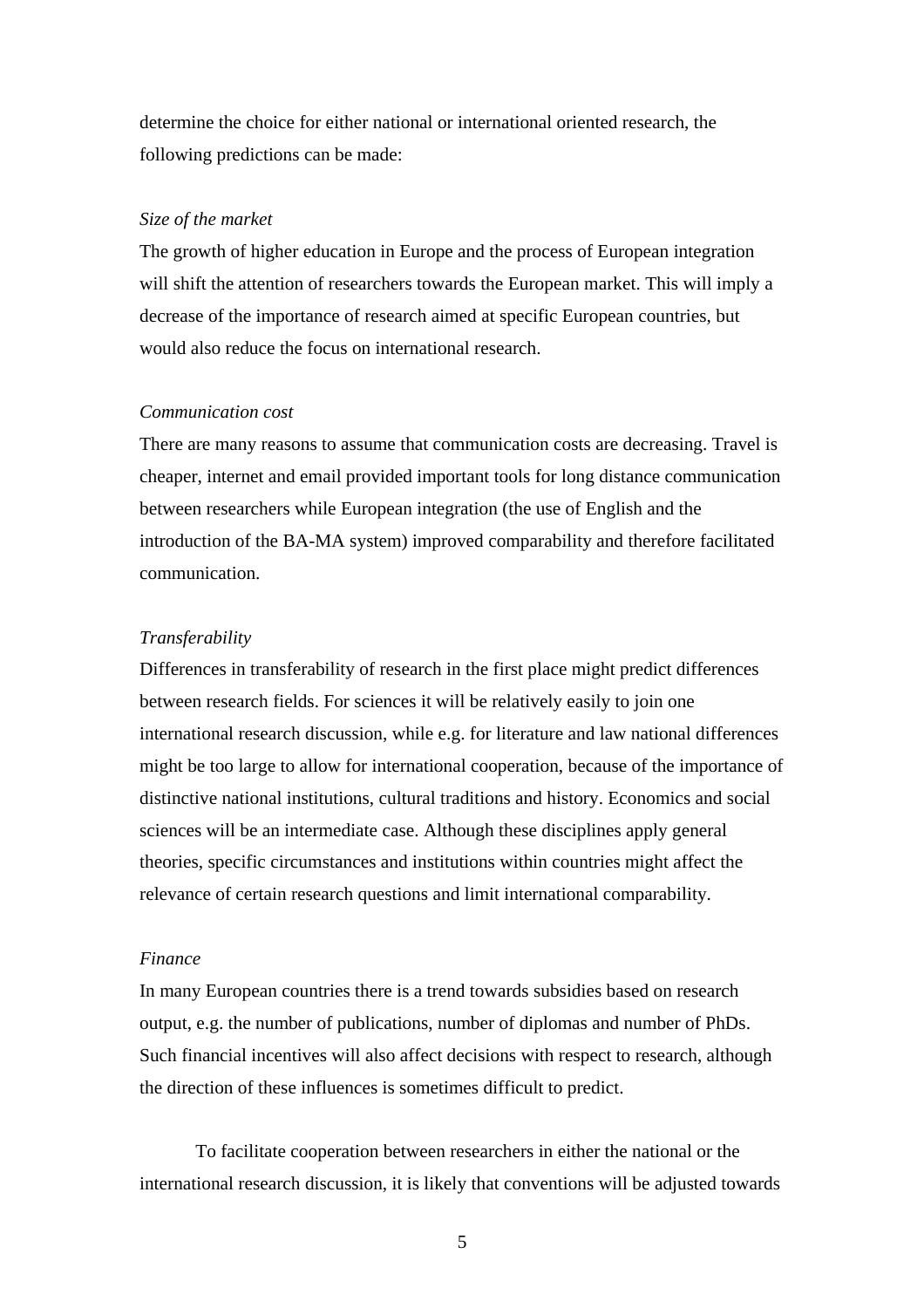determine the choice for either national or international oriented research, the following predictions can be made:

*Size of the market*

The growth of higher education in Europe and the process of European integration will shift the attention of researchers towards the European market. This will imply a decrease of the importance of research aimed at specific European countries, but would also reduce the focus on international research.

*Communication cost*

There are many reasons to assume that communication costs are decreasing. Travel is cheaper, internet and email provided important tools for long distance communication between researchers while European integration (the use of English and the introduction of the BA-MA system) improved comparability and therefore facilitated communication.

*Transferability*

Differences in transferability of research in the first place might predict differences between research fields. For sciences it will be relatively easily to join one international research discussion, while e.g. for literature and law national differences might be too large to allow for international cooperation, because of the importance of distinctive national institutions, cultural traditions and history. Economics and social sciences will be an intermediate case. Although these disciplines apply general theories, specific circumstances and institutions within countries might affect the relevance of certain research questions and limit international comparability.

*Finance*

In many European countries there is a trend towards subsidies based on research output, e.g. the number of publications, number of diplomas and number of PhDs. Such financial incentives will also affect decisions with respect to research, although the direction of these influences is sometimes difficult to predict.

To facilitate cooperation between researchers in either the national or the international research discussion, it is likely that conventions will be adjusted towards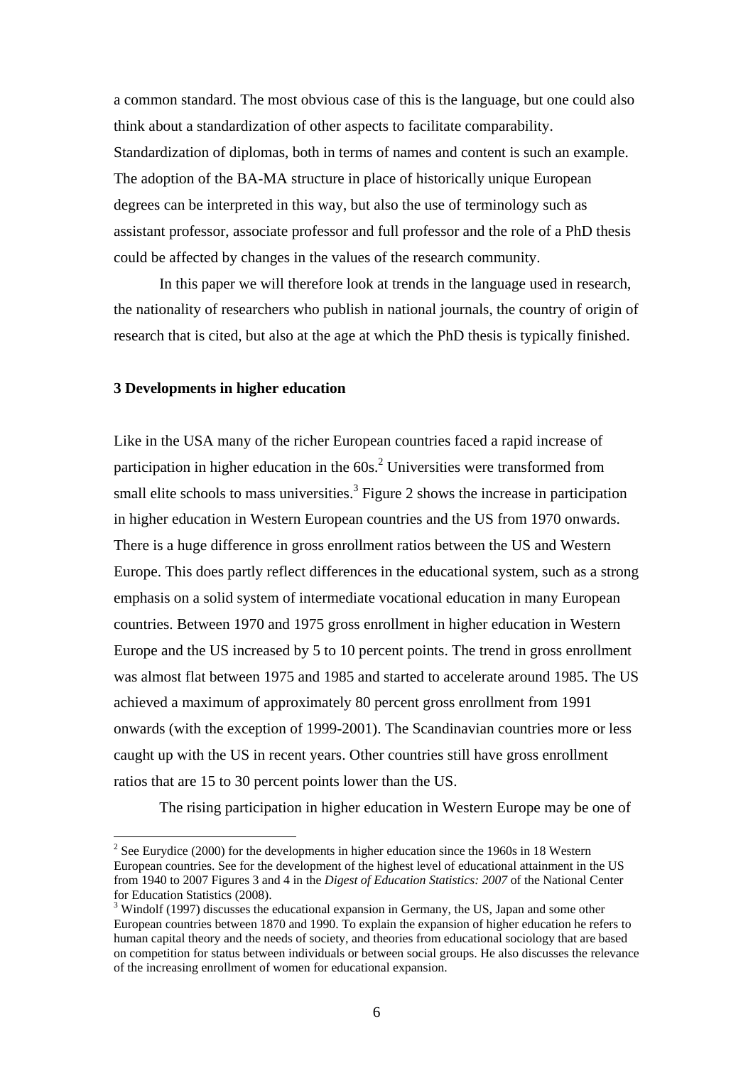a common standard. The most obvious case of this is the language, but one could also think about a standardization of other aspects to facilitate comparability. Standardization of diplomas, both in terms of names and content is such an example. The adoption of the BA-MA structure in place of historically unique European degrees can be interpreted in this way, but also the use of terminology such as assistant professor, associate professor and full professor and the role of a PhD thesis could be affected by changes in the values of the research community.

In this paper we will therefore look at trends in the language used in research, the nationality of researchers who publish in national journals, the country of origin of research that is cited, but also at the age at which the PhD thesis is typically finished.

### 3 Developments in higher education

Like in the USA many of the richer European countries faced a rapid increase of participation in higher education in the 60s.[2] Universities were transformed from small elite schools to mass universities.[3] Figure 2 shows the increase in participation in higher education in Western European countries and the US from 1970 onwards. There is a huge difference in gross enrollment ratios between the US and Western Europe. This does partly reflect differences in the educational system, such as a strong emphasis on a solid system of intermediate vocational education in many European countries. Between 1970 and 1975 gross enrollment in higher education in Western Europe and the US increased by 5 to 10 percent points. The trend in gross enrollment was almost flat between 1975 and 1985 and started to accelerate around 1985. The US achieved a maximum of approximately 80 percent gross enrollment from 1991 onwards (with the exception of 1999-2001). The Scandinavian countries more or less caught up with the US in recent years. Other countries still have gross enrollment ratios that are 15 to 30 percent points lower than the US.

The rising participation in higher education in Western Europe may be one of

[2] See Eurydice (2000) for the developments in higher education since the 1960s in 18 Western European countries. See for the development of the highest level of educational attainment in the US from 1940 to 2007 Figures 3 and 4 in the *Digest of Education Statistics: 2007* of the National Center for Education Statistics (2008).

[3] Windolf (1997) discusses the educational expansion in Germany, the US, Japan and some other European countries between 1870 and 1990. To explain the expansion of higher education he refers to human capital theory and the needs of society, and theories from educational sociology that are based on competition for status between individuals or between social groups. He also discusses the relevance of the increasing enrollment of women for educational expansion.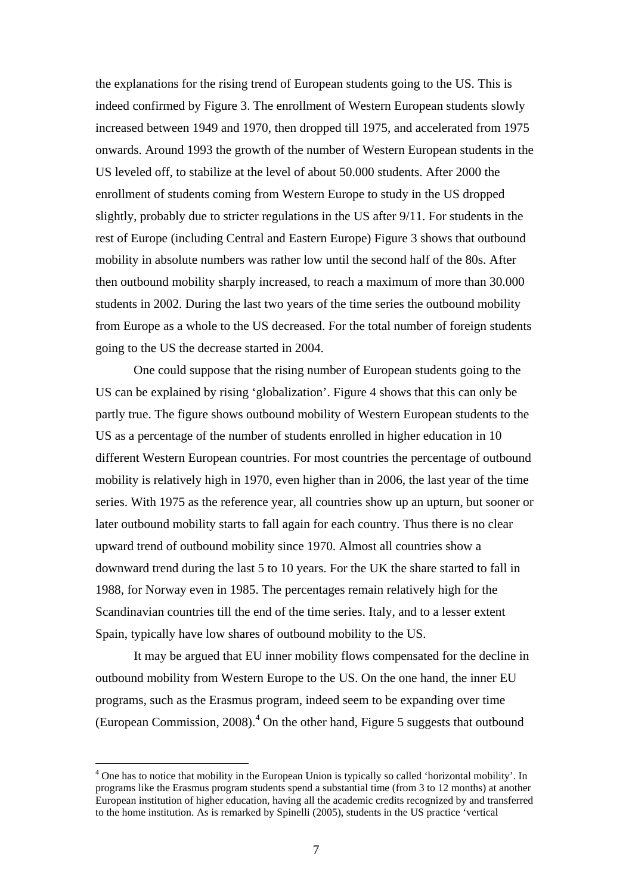the explanations for the rising trend of European students going to the US. This is indeed confirmed by Figure 3. The enrollment of Western European students slowly increased between 1949 and 1970, then dropped till 1975, and accelerated from 1975 onwards. Around 1993 the growth of the number of Western European students in the US leveled off, to stabilize at the level of about 50.000 students. After 2000 the enrollment of students coming from Western Europe to study in the US dropped slightly, probably due to stricter regulations in the US after 9/11. For students in the rest of Europe (including Central and Eastern Europe) Figure 3 shows that outbound mobility in absolute numbers was rather low until the second half of the 80s. After then outbound mobility sharply increased, to reach a maximum of more than 30.000 students in 2002. During the last two years of the time series the outbound mobility from Europe as a whole to the US decreased. For the total number of foreign students going to the US the decrease started in 2004.

One could suppose that the rising number of European students going to the US can be explained by rising 'globalization'. Figure 4 shows that this can only be partly true. The figure shows outbound mobility of Western European students to the US as a percentage of the number of students enrolled in higher education in 10 different Western European countries. For most countries the percentage of outbound mobility is relatively high in 1970, even higher than in 2006, the last year of the time series. With 1975 as the reference year, all countries show up an upturn, but sooner or later outbound mobility starts to fall again for each country. Thus there is no clear upward trend of outbound mobility since 1970. Almost all countries show a downward trend during the last 5 to 10 years. For the UK the share started to fall in 1988, for Norway even in 1985. The percentages remain relatively high for the Scandinavian countries till the end of the time series. Italy, and to a lesser extent Spain, typically have low shares of outbound mobility to the US.

It may be argued that EU inner mobility flows compensated for the decline in outbound mobility from Western Europe to the US. On the one hand, the inner EU programs, such as the Erasmus program, indeed seem to be expanding over time (European Commission, 2008).[4] On the other hand, Figure 5 suggests that outbound

[4] One has to notice that mobility in the European Union is typically so called 'horizontal mobility'. In programs like the Erasmus program students spend a substantial time (from 3 to 12 months) at another European institution of higher education, having all the academic credits recognized by and transferred to the home institution. As is remarked by Spinelli (2005), students in the US practice 'vertical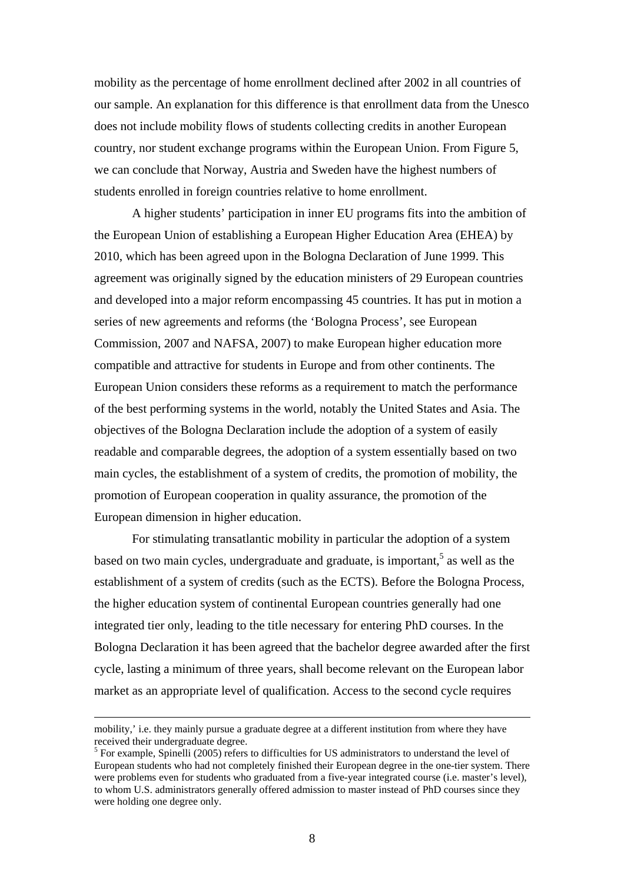mobility as the percentage of home enrollment declined after 2002 in all countries of our sample. An explanation for this difference is that enrollment data from the Unesco does not include mobility flows of students collecting credits in another European country, nor student exchange programs within the European Union. From Figure 5, we can conclude that Norway, Austria and Sweden have the highest numbers of students enrolled in foreign countries relative to home enrollment.

A higher students' participation in inner EU programs fits into the ambition of the European Union of establishing a European Higher Education Area (EHEA) by 2010, which has been agreed upon in the Bologna Declaration of June 1999. This agreement was originally signed by the education ministers of 29 European countries and developed into a major reform encompassing 45 countries. It has put in motion a series of new agreements and reforms (the 'Bologna Process', see European Commission, 2007 and NAFSA, 2007) to make European higher education more compatible and attractive for students in Europe and from other continents. The European Union considers these reforms as a requirement to match the performance of the best performing systems in the world, notably the United States and Asia. The objectives of the Bologna Declaration include the adoption of a system of easily readable and comparable degrees, the adoption of a system essentially based on two main cycles, the establishment of a system of credits, the promotion of mobility, the promotion of European cooperation in quality assurance, the promotion of the European dimension in higher education.

For stimulating transatlantic mobility in particular the adoption of a system based on two main cycles, undergraduate and graduate, is important,[5] as well as the establishment of a system of credits (such as the ECTS). Before the Bologna Process, the higher education system of continental European countries generally had one integrated tier only, leading to the title necessary for entering PhD courses. In the Bologna Declaration it has been agreed that the bachelor degree awarded after the first cycle, lasting a minimum of three years, shall become relevant on the European labor market as an appropriate level of qualification. Access to the second cycle requires

---

mobility,' i.e. they mainly pursue a graduate degree at a different institution from where they have received their undergraduate degree.

[5] For example, Spinelli (2005) refers to difficulties for US administrators to understand the level of European students who had not completely finished their European degree in the one-tier system. There were problems even for students who graduated from a five-year integrated course (i.e. master's level), to whom U.S. administrators generally offered admission to master instead of PhD courses since they were holding one degree only.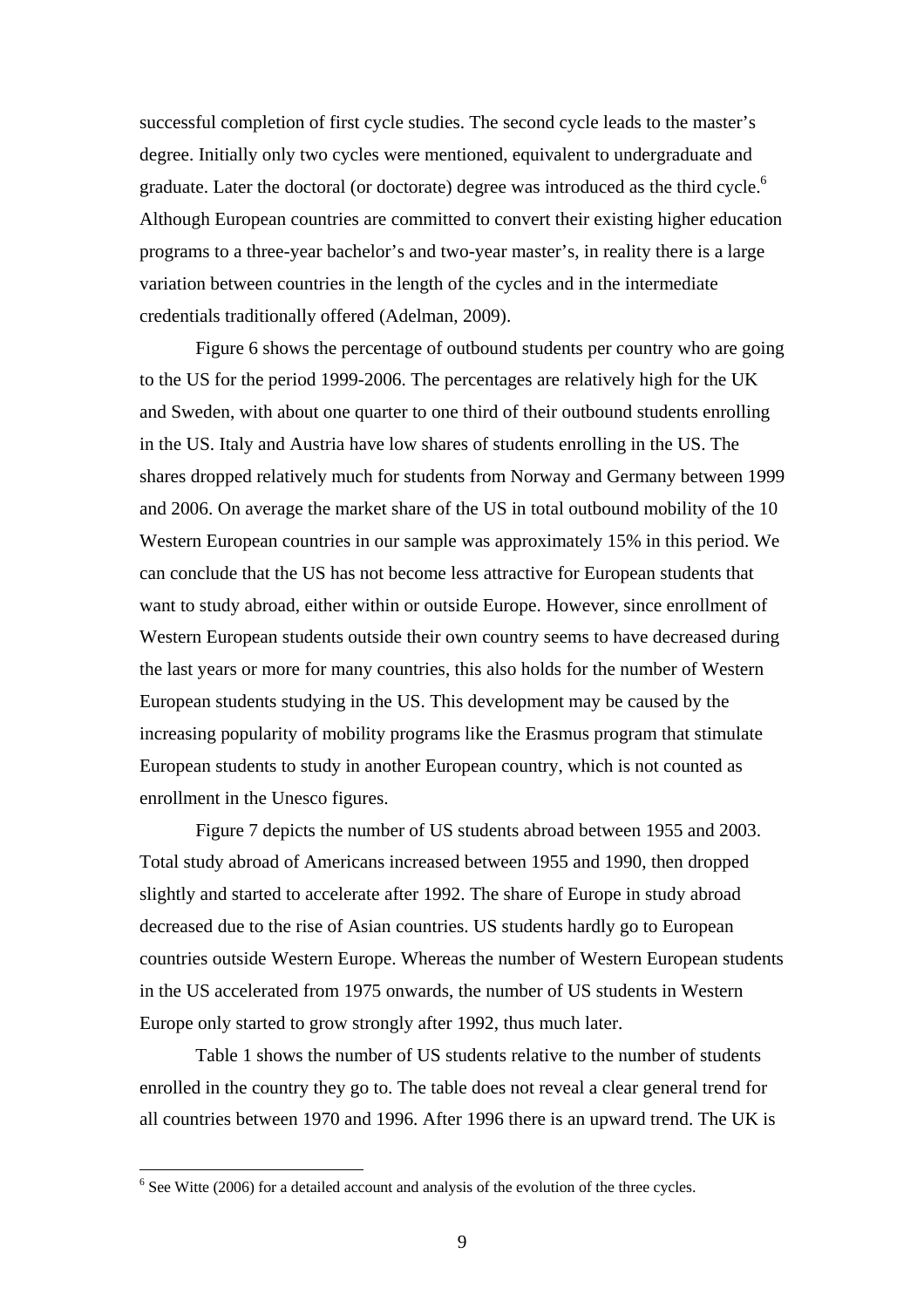successful completion of first cycle studies. The second cycle leads to the master's degree. Initially only two cycles were mentioned, equivalent to undergraduate and graduate. Later the doctoral (or doctorate) degree was introduced as the third cycle.[6] Although European countries are committed to convert their existing higher education programs to a three-year bachelor's and two-year master's, in reality there is a large variation between countries in the length of the cycles and in the intermediate credentials traditionally offered (Adelman, 2009).

Figure 6 shows the percentage of outbound students per country who are going to the US for the period 1999-2006. The percentages are relatively high for the UK and Sweden, with about one quarter to one third of their outbound students enrolling in the US. Italy and Austria have low shares of students enrolling in the US. The shares dropped relatively much for students from Norway and Germany between 1999 and 2006. On average the market share of the US in total outbound mobility of the 10 Western European countries in our sample was approximately 15% in this period. We can conclude that the US has not become less attractive for European students that want to study abroad, either within or outside Europe. However, since enrollment of Western European students outside their own country seems to have decreased during the last years or more for many countries, this also holds for the number of Western European students studying in the US. This development may be caused by the increasing popularity of mobility programs like the Erasmus program that stimulate European students to study in another European country, which is not counted as enrollment in the Unesco figures.

Figure 7 depicts the number of US students abroad between 1955 and 2003. Total study abroad of Americans increased between 1955 and 1990, then dropped slightly and started to accelerate after 1992. The share of Europe in study abroad decreased due to the rise of Asian countries. US students hardly go to European countries outside Western Europe. Whereas the number of Western European students in the US accelerated from 1975 onwards, the number of US students in Western Europe only started to grow strongly after 1992, thus much later.

Table 1 shows the number of US students relative to the number of students enrolled in the country they go to. The table does not reveal a clear general trend for all countries between 1970 and 1996. After 1996 there is an upward trend. The UK is

[6] See Witte (2006) for a detailed account and analysis of the evolution of the three cycles.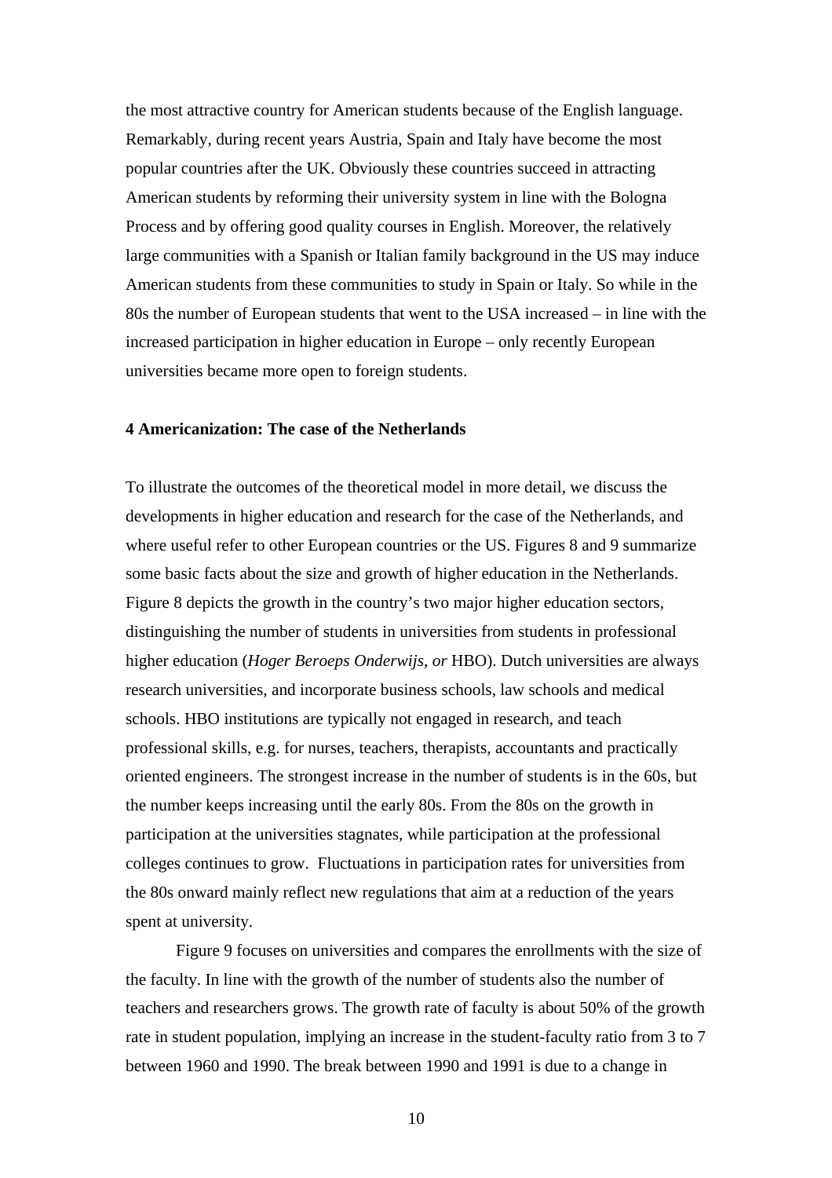the most attractive country for American students because of the English language. Remarkably, during recent years Austria, Spain and Italy have become the most popular countries after the UK. Obviously these countries succeed in attracting American students by reforming their university system in line with the Bologna Process and by offering good quality courses in English. Moreover, the relatively large communities with a Spanish or Italian family background in the US may induce American students from these communities to study in Spain or Italy. So while in the 80s the number of European students that went to the USA increased – in line with the increased participation in higher education in Europe – only recently European universities became more open to foreign students.

## 4 Americanization: The case of the Netherlands

To illustrate the outcomes of the theoretical model in more detail, we discuss the developments in higher education and research for the case of the Netherlands, and where useful refer to other European countries or the US. Figures 8 and 9 summarize some basic facts about the size and growth of higher education in the Netherlands. Figure 8 depicts the growth in the country's two major higher education sectors, distinguishing the number of students in universities from students in professional higher education (*Hoger Beroeps Onderwijs, or* HBO). Dutch universities are always research universities, and incorporate business schools, law schools and medical schools. HBO institutions are typically not engaged in research, and teach professional skills, e.g. for nurses, teachers, therapists, accountants and practically oriented engineers. The strongest increase in the number of students is in the 60s, but the number keeps increasing until the early 80s. From the 80s on the growth in participation at the universities stagnates, while participation at the professional colleges continues to grow. Fluctuations in participation rates for universities from the 80s onward mainly reflect new regulations that aim at a reduction of the years spent at university.

Figure 9 focuses on universities and compares the enrollments with the size of the faculty. In line with the growth of the number of students also the number of teachers and researchers grows. The growth rate of faculty is about 50% of the growth rate in student population, implying an increase in the student-faculty ratio from 3 to 7 between 1960 and 1990. The break between 1990 and 1991 is due to a change in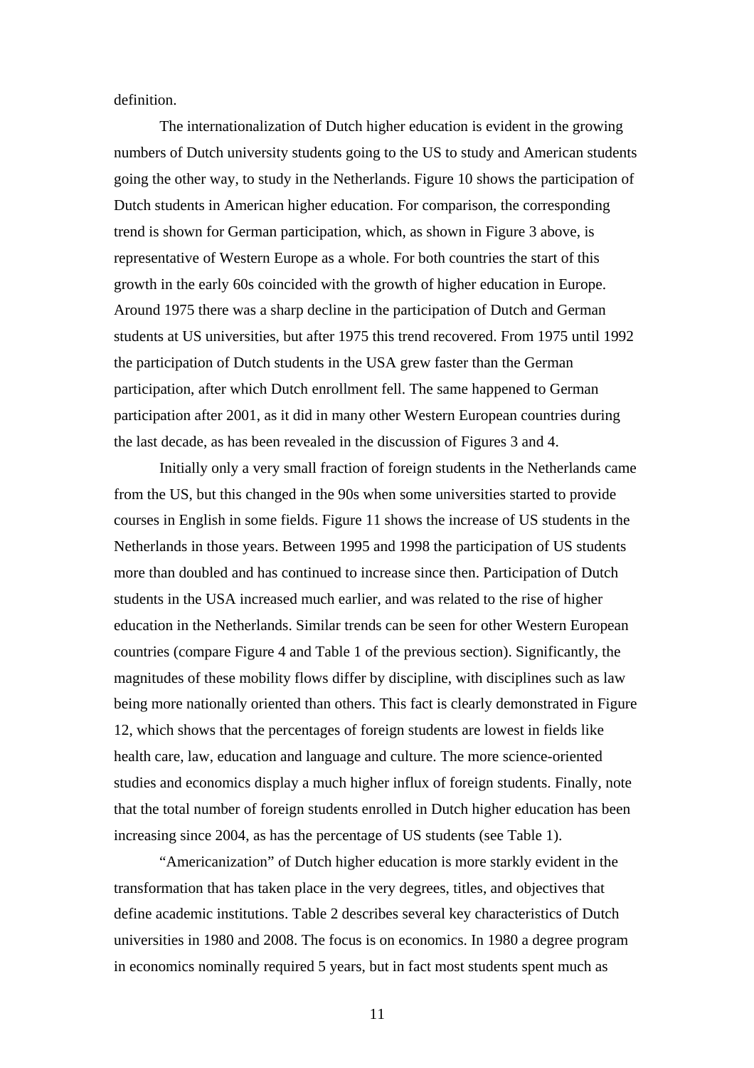definition.

The internationalization of Dutch higher education is evident in the growing numbers of Dutch university students going to the US to study and American students going the other way, to study in the Netherlands. Figure 10 shows the participation of Dutch students in American higher education. For comparison, the corresponding trend is shown for German participation, which, as shown in Figure 3 above, is representative of Western Europe as a whole. For both countries the start of this growth in the early 60s coincided with the growth of higher education in Europe. Around 1975 there was a sharp decline in the participation of Dutch and German students at US universities, but after 1975 this trend recovered. From 1975 until 1992 the participation of Dutch students in the USA grew faster than the German participation, after which Dutch enrollment fell. The same happened to German participation after 2001, as it did in many other Western European countries during the last decade, as has been revealed in the discussion of Figures 3 and 4.

Initially only a very small fraction of foreign students in the Netherlands came from the US, but this changed in the 90s when some universities started to provide courses in English in some fields. Figure 11 shows the increase of US students in the Netherlands in those years. Between 1995 and 1998 the participation of US students more than doubled and has continued to increase since then. Participation of Dutch students in the USA increased much earlier, and was related to the rise of higher education in the Netherlands. Similar trends can be seen for other Western European countries (compare Figure 4 and Table 1 of the previous section). Significantly, the magnitudes of these mobility flows differ by discipline, with disciplines such as law being more nationally oriented than others. This fact is clearly demonstrated in Figure 12, which shows that the percentages of foreign students are lowest in fields like health care, law, education and language and culture. The more science-oriented studies and economics display a much higher influx of foreign students. Finally, note that the total number of foreign students enrolled in Dutch higher education has been increasing since 2004, as has the percentage of US students (see Table 1).

"Americanization" of Dutch higher education is more starkly evident in the transformation that has taken place in the very degrees, titles, and objectives that define academic institutions. Table 2 describes several key characteristics of Dutch universities in 1980 and 2008. The focus is on economics. In 1980 a degree program in economics nominally required 5 years, but in fact most students spent much as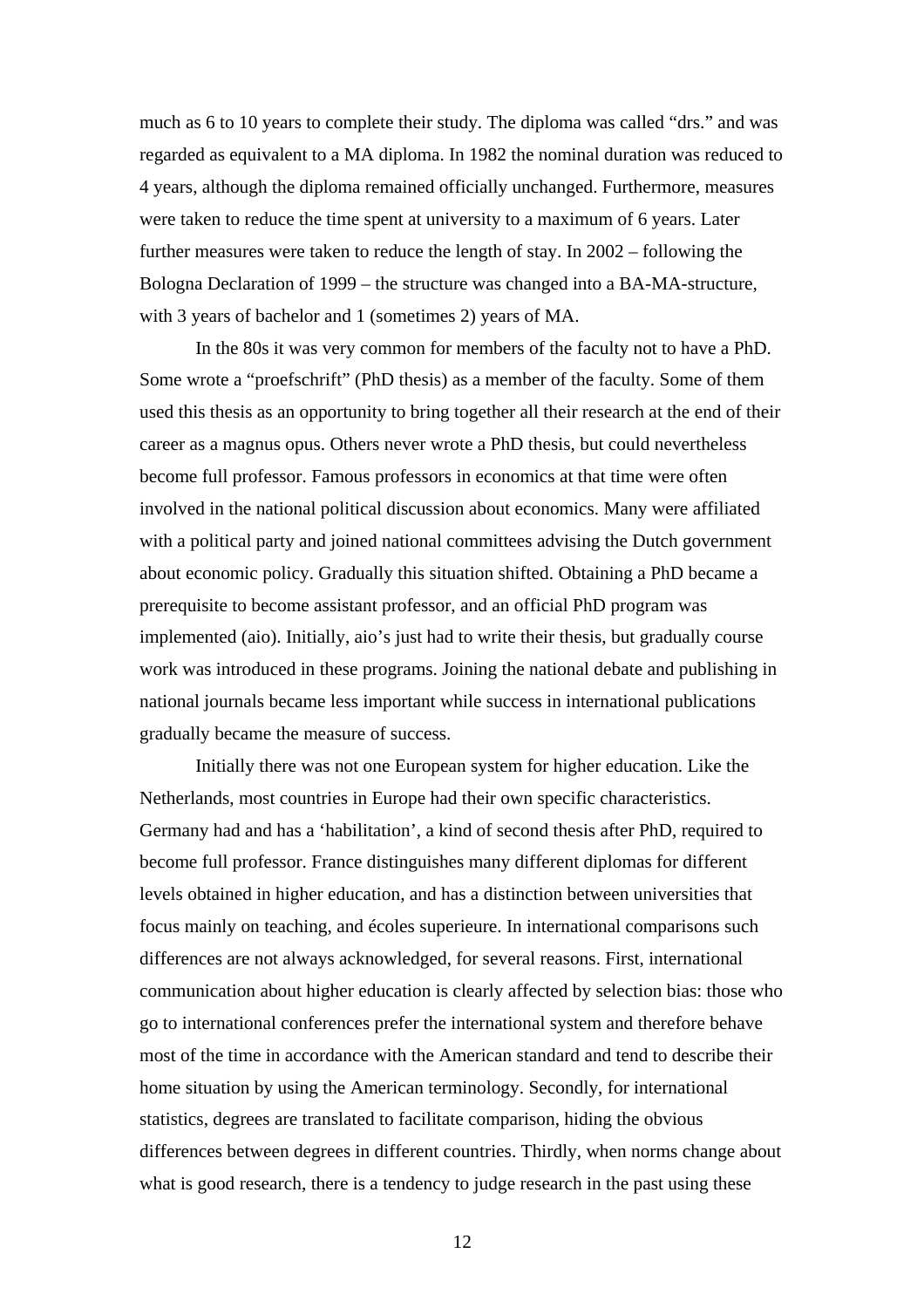much as 6 to 10 years to complete their study. The diploma was called “drs.” and was regarded as equivalent to a MA diploma. In 1982 the nominal duration was reduced to 4 years, although the diploma remained officially unchanged. Furthermore, measures were taken to reduce the time spent at university to a maximum of 6 years. Later further measures were taken to reduce the length of stay. In 2002 – following the Bologna Declaration of 1999 – the structure was changed into a BA-MA-structure, with 3 years of bachelor and 1 (sometimes 2) years of MA.

In the 80s it was very common for members of the faculty not to have a PhD. Some wrote a “proefschrift” (PhD thesis) as a member of the faculty. Some of them used this thesis as an opportunity to bring together all their research at the end of their career as a magnus opus. Others never wrote a PhD thesis, but could nevertheless become full professor. Famous professors in economics at that time were often involved in the national political discussion about economics. Many were affiliated with a political party and joined national committees advising the Dutch government about economic policy. Gradually this situation shifted. Obtaining a PhD became a prerequisite to become assistant professor, and an official PhD program was implemented (aio). Initially, aio’s just had to write their thesis, but gradually course work was introduced in these programs. Joining the national debate and publishing in national journals became less important while success in international publications gradually became the measure of success.

Initially there was not one European system for higher education. Like the Netherlands, most countries in Europe had their own specific characteristics. Germany had and has a ‘habilitation’, a kind of second thesis after PhD, required to become full professor. France distinguishes many different diplomas for different levels obtained in higher education, and has a distinction between universities that focus mainly on teaching, and écoles superieure. In international comparisons such differences are not always acknowledged, for several reasons. First, international communication about higher education is clearly affected by selection bias: those who go to international conferences prefer the international system and therefore behave most of the time in accordance with the American standard and tend to describe their home situation by using the American terminology. Secondly, for international statistics, degrees are translated to facilitate comparison, hiding the obvious differences between degrees in different countries. Thirdly, when norms change about what is good research, there is a tendency to judge research in the past using these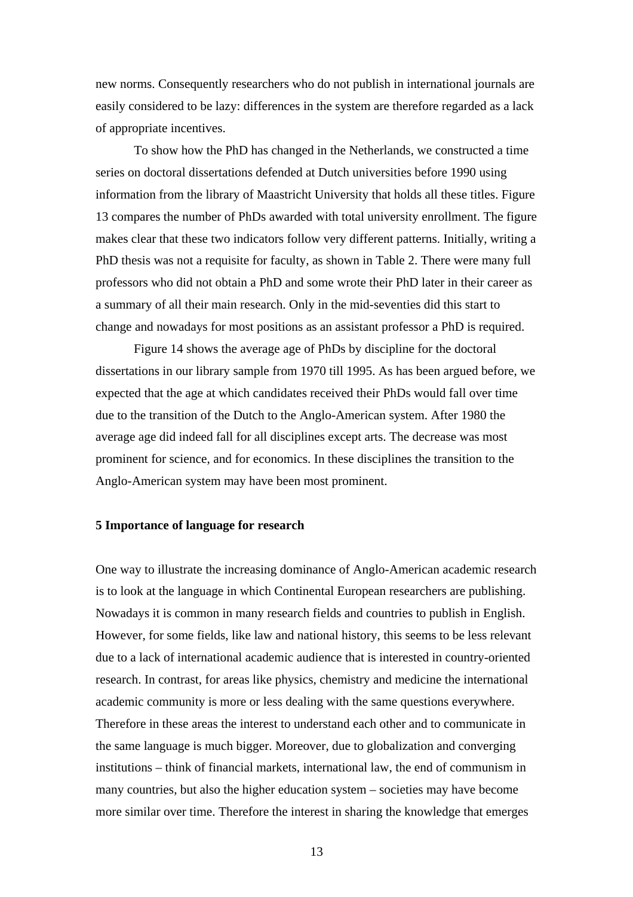new norms. Consequently researchers who do not publish in international journals are easily considered to be lazy: differences in the system are therefore regarded as a lack of appropriate incentives.

To show how the PhD has changed in the Netherlands, we constructed a time series on doctoral dissertations defended at Dutch universities before 1990 using information from the library of Maastricht University that holds all these titles. Figure 13 compares the number of PhDs awarded with total university enrollment. The figure makes clear that these two indicators follow very different patterns. Initially, writing a PhD thesis was not a requisite for faculty, as shown in Table 2. There were many full professors who did not obtain a PhD and some wrote their PhD later in their career as a summary of all their main research. Only in the mid-seventies did this start to change and nowadays for most positions as an assistant professor a PhD is required.

Figure 14 shows the average age of PhDs by discipline for the doctoral dissertations in our library sample from 1970 till 1995. As has been argued before, we expected that the age at which candidates received their PhDs would fall over time due to the transition of the Dutch to the Anglo-American system. After 1980 the average age did indeed fall for all disciplines except arts. The decrease was most prominent for science, and for economics. In these disciplines the transition to the Anglo-American system may have been most prominent.

## 5 Importance of language for research

One way to illustrate the increasing dominance of Anglo-American academic research is to look at the language in which Continental European researchers are publishing. Nowadays it is common in many research fields and countries to publish in English. However, for some fields, like law and national history, this seems to be less relevant due to a lack of international academic audience that is interested in country-oriented research. In contrast, for areas like physics, chemistry and medicine the international academic community is more or less dealing with the same questions everywhere. Therefore in these areas the interest to understand each other and to communicate in the same language is much bigger. Moreover, due to globalization and converging institutions – think of financial markets, international law, the end of communism in many countries, but also the higher education system – societies may have become more similar over time. Therefore the interest in sharing the knowledge that emerges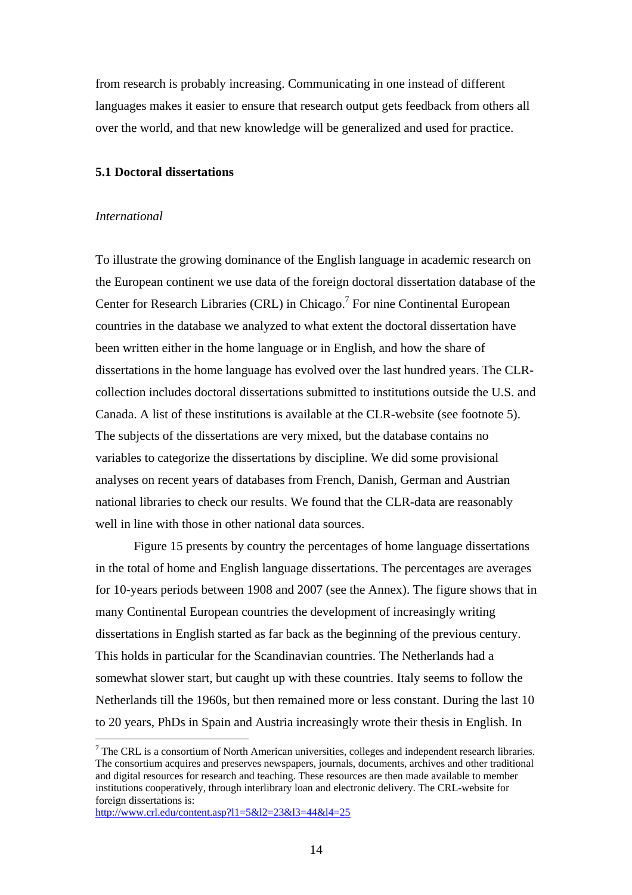from research is probably increasing. Communicating in one instead of different languages makes it easier to ensure that research output gets feedback from others all over the world, and that new knowledge will be generalized and used for practice.

### 5.1 Doctoral dissertations

*International*

To illustrate the growing dominance of the English language in academic research on the European continent we use data of the foreign doctoral dissertation database of the Center for Research Libraries (CRL) in Chicago.[7] For nine Continental European countries in the database we analyzed to what extent the doctoral dissertation have been written either in the home language or in English, and how the share of dissertations in the home language has evolved over the last hundred years. The CLR-collection includes doctoral dissertations submitted to institutions outside the U.S. and Canada. A list of these institutions is available at the CLR-website (see footnote 5). The subjects of the dissertations are very mixed, but the database contains no variables to categorize the dissertations by discipline. We did some provisional analyses on recent years of databases from French, Danish, German and Austrian national libraries to check our results. We found that the CLR-data are reasonably well in line with those in other national data sources.

Figure 15 presents by country the percentages of home language dissertations in the total of home and English language dissertations. The percentages are averages for 10-years periods between 1908 and 2007 (see the Annex). The figure shows that in many Continental European countries the development of increasingly writing dissertations in English started as far back as the beginning of the previous century. This holds in particular for the Scandinavian countries. The Netherlands had a somewhat slower start, but caught up with these countries. Italy seems to follow the Netherlands till the 1960s, but then remained more or less constant. During the last 10 to 20 years, PhDs in Spain and Austria increasingly wrote their thesis in English. In

[7] The CRL is a consortium of North American universities, colleges and independent research libraries. The consortium acquires and preserves newspapers, journals, documents, archives and other traditional and digital resources for research and teaching. These resources are then made available to member institutions cooperatively, through interlibrary loan and electronic delivery. The CRL-website for foreign dissertations is: http://www.crl.edu/content.asp?l1=5&l2=23&l3=44&l4=25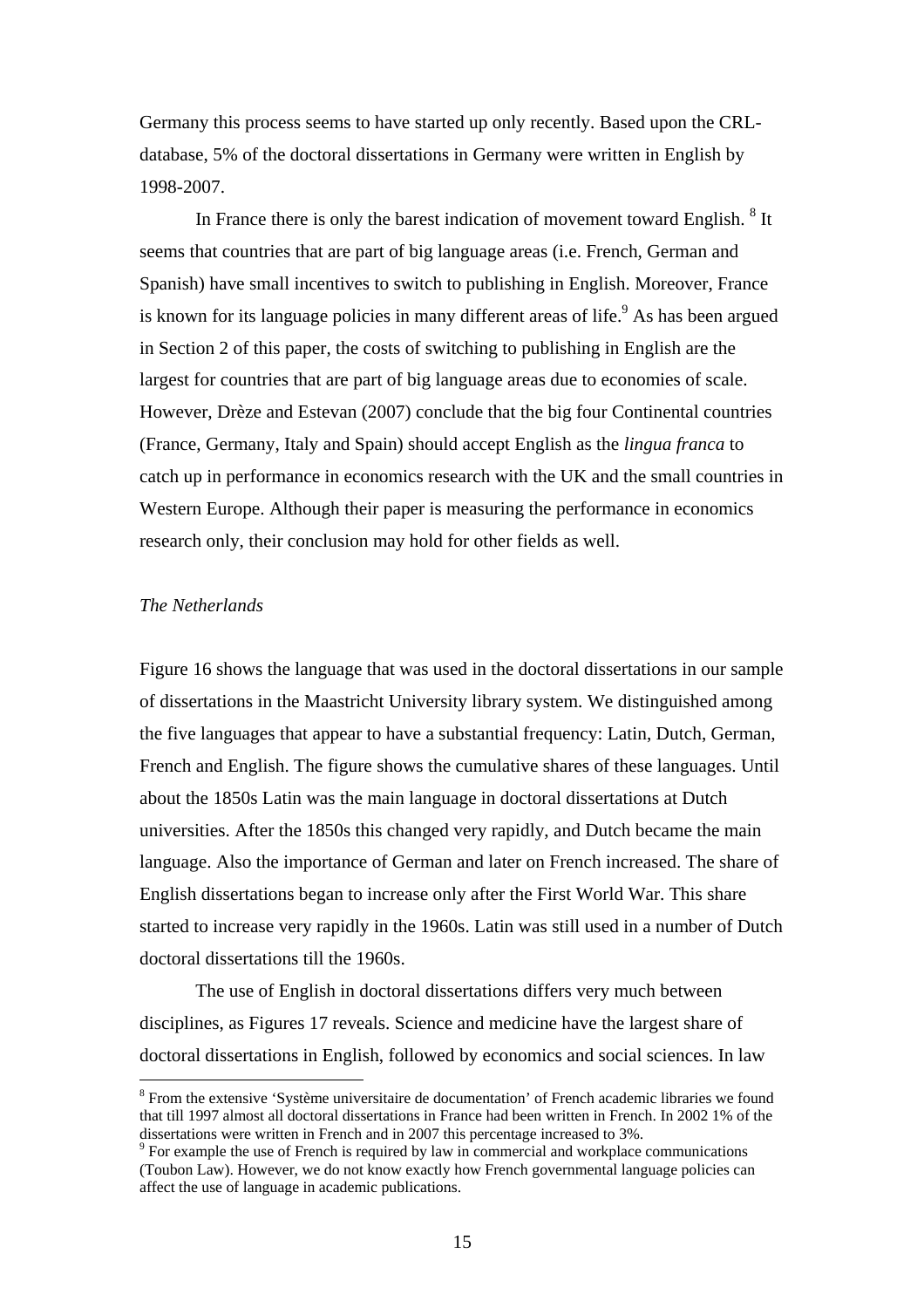Germany this process seems to have started up only recently. Based upon the CRL-database, 5% of the doctoral dissertations in Germany were written in English by 1998-2007.

In France there is only the barest indication of movement toward English. [8] It seems that countries that are part of big language areas (i.e. French, German and Spanish) have small incentives to switch to publishing in English. Moreover, France is known for its language policies in many different areas of life.[9] As has been argued in Section 2 of this paper, the costs of switching to publishing in English are the largest for countries that are part of big language areas due to economies of scale. However, Drèze and Estevan (2007) conclude that the big four Continental countries (France, Germany, Italy and Spain) should accept English as the *lingua franca* to catch up in performance in economics research with the UK and the small countries in Western Europe. Although their paper is measuring the performance in economics research only, their conclusion may hold for other fields as well.

*The Netherlands*

Figure 16 shows the language that was used in the doctoral dissertations in our sample of dissertations in the Maastricht University library system. We distinguished among the five languages that appear to have a substantial frequency: Latin, Dutch, German, French and English. The figure shows the cumulative shares of these languages. Until about the 1850s Latin was the main language in doctoral dissertations at Dutch universities. After the 1850s this changed very rapidly, and Dutch became the main language. Also the importance of German and later on French increased. The share of English dissertations began to increase only after the First World War. This share started to increase very rapidly in the 1960s. Latin was still used in a number of Dutch doctoral dissertations till the 1960s.

The use of English in doctoral dissertations differs very much between disciplines, as Figures 17 reveals. Science and medicine have the largest share of doctoral dissertations in English, followed by economics and social sciences. In law

[8] From the extensive 'Système universitaire de documentation' of French academic libraries we found that till 1997 almost all doctoral dissertations in France had been written in French. In 2002 1% of the dissertations were written in French and in 2007 this percentage increased to 3%.

[9] For example the use of French is required by law in commercial and workplace communications (Toubon Law). However, we do not know exactly how French governmental language policies can affect the use of language in academic publications.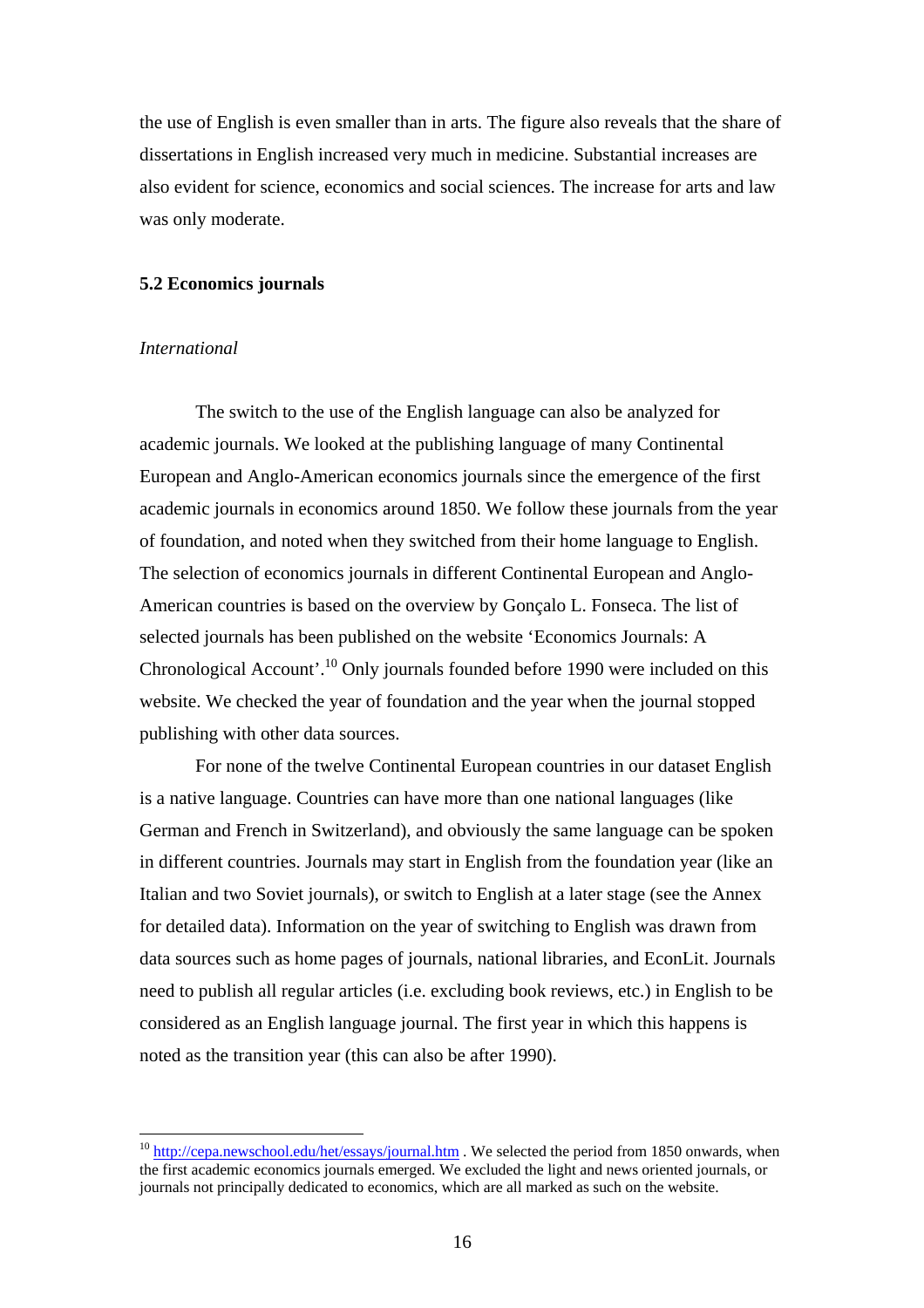the use of English is even smaller than in arts. The figure also reveals that the share of dissertations in English increased very much in medicine. Substantial increases are also evident for science, economics and social sciences. The increase for arts and law was only moderate.

### 5.2 Economics journals

*International*

The switch to the use of the English language can also be analyzed for academic journals. We looked at the publishing language of many Continental European and Anglo-American economics journals since the emergence of the first academic journals in economics around 1850. We follow these journals from the year of foundation, and noted when they switched from their home language to English. The selection of economics journals in different Continental European and Anglo-American countries is based on the overview by Gonçalo L. Fonseca. The list of selected journals has been published on the website 'Economics Journals: A Chronological Account'.[10] Only journals founded before 1990 were included on this website. We checked the year of foundation and the year when the journal stopped publishing with other data sources.

For none of the twelve Continental European countries in our dataset English is a native language. Countries can have more than one national languages (like German and French in Switzerland), and obviously the same language can be spoken in different countries. Journals may start in English from the foundation year (like an Italian and two Soviet journals), or switch to English at a later stage (see the Annex for detailed data). Information on the year of switching to English was drawn from data sources such as home pages of journals, national libraries, and EconLit. Journals need to publish all regular articles (i.e. excluding book reviews, etc.) in English to be considered as an English language journal. The first year in which this happens is noted as the transition year (this can also be after 1990).

[10] http://cepa.newschool.edu/het/essays/journal.htm . We selected the period from 1850 onwards, when the first academic economics journals emerged. We excluded the light and news oriented journals, or journals not principally dedicated to economics, which are all marked as such on the website.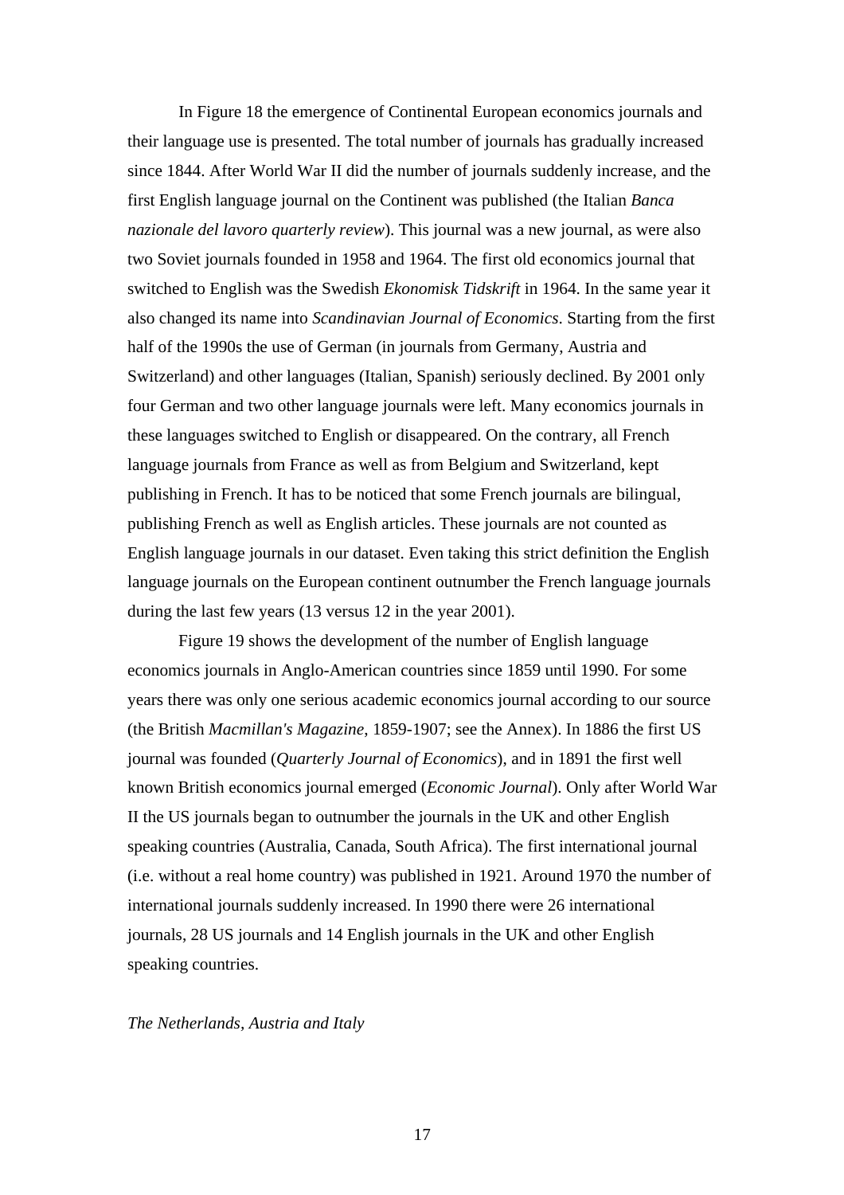In Figure 18 the emergence of Continental European economics journals and their language use is presented. The total number of journals has gradually increased since 1844. After World War II did the number of journals suddenly increase, and the first English language journal on the Continent was published (the Italian *Banca nazionale del lavoro quarterly review*). This journal was a new journal, as were also two Soviet journals founded in 1958 and 1964. The first old economics journal that switched to English was the Swedish *Ekonomisk Tidskrift* in 1964. In the same year it also changed its name into *Scandinavian Journal of Economics*. Starting from the first half of the 1990s the use of German (in journals from Germany, Austria and Switzerland) and other languages (Italian, Spanish) seriously declined. By 2001 only four German and two other language journals were left. Many economics journals in these languages switched to English or disappeared. On the contrary, all French language journals from France as well as from Belgium and Switzerland, kept publishing in French. It has to be noticed that some French journals are bilingual, publishing French as well as English articles. These journals are not counted as English language journals in our dataset. Even taking this strict definition the English language journals on the European continent outnumber the French language journals during the last few years (13 versus 12 in the year 2001).

Figure 19 shows the development of the number of English language economics journals in Anglo-American countries since 1859 until 1990. For some years there was only one serious academic economics journal according to our source (the British *Macmillan's Magazine*, 1859-1907; see the Annex). In 1886 the first US journal was founded (*Quarterly Journal of Economics*), and in 1891 the first well known British economics journal emerged (*Economic Journal*). Only after World War II the US journals began to outnumber the journals in the UK and other English speaking countries (Australia, Canada, South Africa). The first international journal (i.e. without a real home country) was published in 1921. Around 1970 the number of international journals suddenly increased. In 1990 there were 26 international journals, 28 US journals and 14 English journals in the UK and other English speaking countries.

*The Netherlands, Austria and Italy*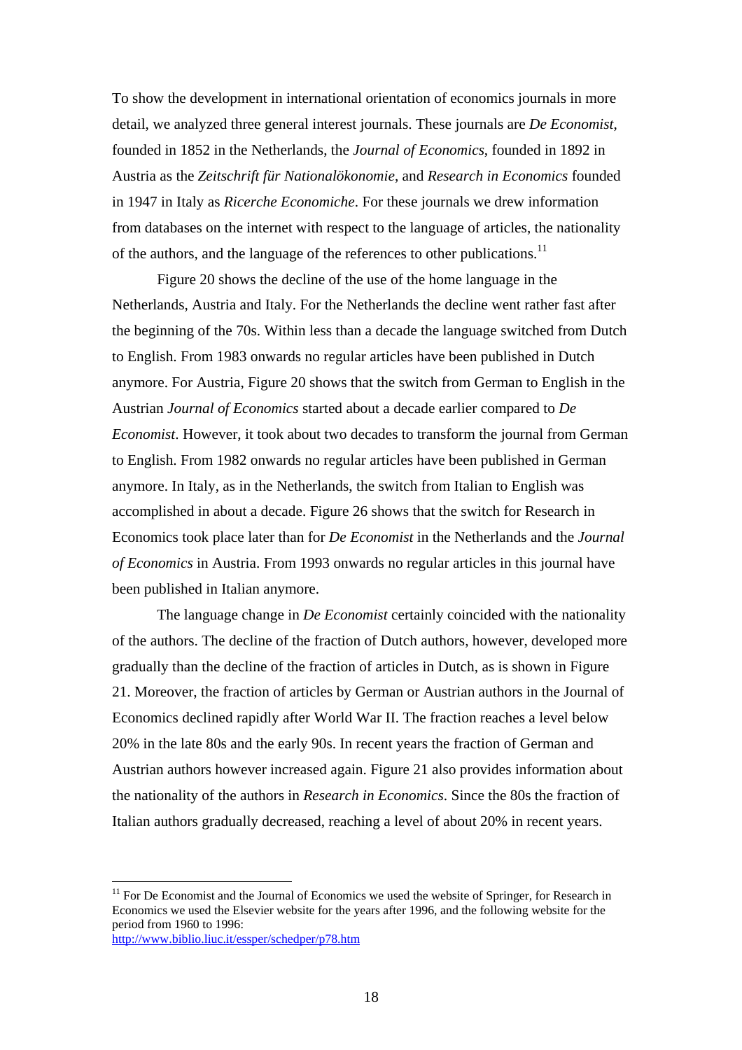To show the development in international orientation of economics journals in more detail, we analyzed three general interest journals. These journals are *De Economist*, founded in 1852 in the Netherlands, the *Journal of Economics*, founded in 1892 in Austria as the *Zeitschrift für Nationalökonomie*, and *Research in Economics* founded in 1947 in Italy as *Ricerche Economiche*. For these journals we drew information from databases on the internet with respect to the language of articles, the nationality of the authors, and the language of the references to other publications.[11]

Figure 20 shows the decline of the use of the home language in the Netherlands, Austria and Italy. For the Netherlands the decline went rather fast after the beginning of the 70s. Within less than a decade the language switched from Dutch to English. From 1983 onwards no regular articles have been published in Dutch anymore. For Austria, Figure 20 shows that the switch from German to English in the Austrian *Journal of Economics* started about a decade earlier compared to *De Economist*. However, it took about two decades to transform the journal from German to English. From 1982 onwards no regular articles have been published in German anymore. In Italy, as in the Netherlands, the switch from Italian to English was accomplished in about a decade. Figure 26 shows that the switch for Research in Economics took place later than for *De Economist* in the Netherlands and the *Journal of Economics* in Austria. From 1993 onwards no regular articles in this journal have been published in Italian anymore.

The language change in *De Economist* certainly coincided with the nationality of the authors. The decline of the fraction of Dutch authors, however, developed more gradually than the decline of the fraction of articles in Dutch, as is shown in Figure 21. Moreover, the fraction of articles by German or Austrian authors in the Journal of Economics declined rapidly after World War II. The fraction reaches a level below 20% in the late 80s and the early 90s. In recent years the fraction of German and Austrian authors however increased again. Figure 21 also provides information about the nationality of the authors in *Research in Economics*. Since the 80s the fraction of Italian authors gradually decreased, reaching a level of about 20% in recent years.

---

[11] For De Economist and the Journal of Economics we used the website of Springer, for Research in Economics we used the Elsevier website for the years after 1996, and the following website for the period from 1960 to 1996:
http://www.biblio.liuc.it/essper/schedper/p78.htm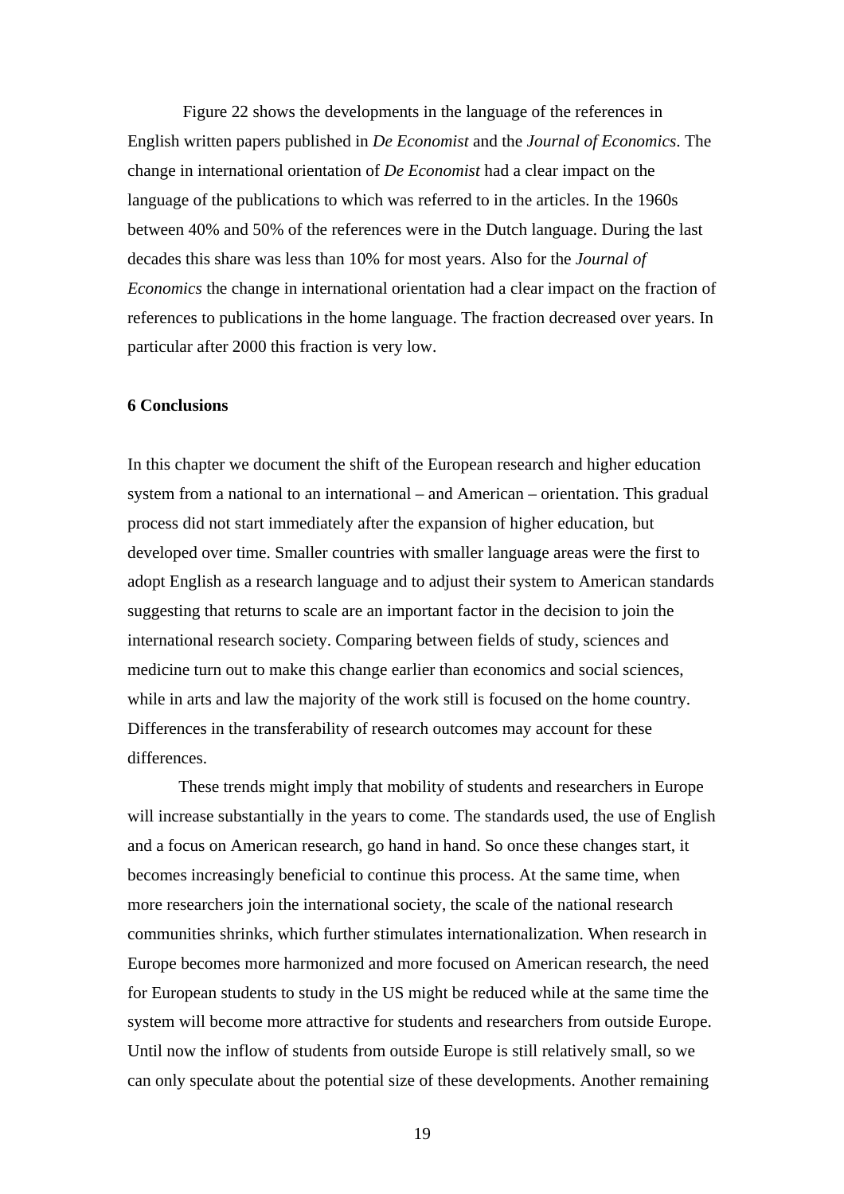Figure 22 shows the developments in the language of the references in English written papers published in *De Economist* and the *Journal of Economics*. The change in international orientation of *De Economist* had a clear impact on the language of the publications to which was referred to in the articles. In the 1960s between 40% and 50% of the references were in the Dutch language. During the last decades this share was less than 10% for most years. Also for the *Journal of Economics* the change in international orientation had a clear impact on the fraction of references to publications in the home language. The fraction decreased over years. In particular after 2000 this fraction is very low.

## 6 Conclusions

In this chapter we document the shift of the European research and higher education system from a national to an international – and American – orientation. This gradual process did not start immediately after the expansion of higher education, but developed over time. Smaller countries with smaller language areas were the first to adopt English as a research language and to adjust their system to American standards suggesting that returns to scale are an important factor in the decision to join the international research society. Comparing between fields of study, sciences and medicine turn out to make this change earlier than economics and social sciences, while in arts and law the majority of the work still is focused on the home country. Differences in the transferability of research outcomes may account for these differences.

These trends might imply that mobility of students and researchers in Europe will increase substantially in the years to come. The standards used, the use of English and a focus on American research, go hand in hand. So once these changes start, it becomes increasingly beneficial to continue this process. At the same time, when more researchers join the international society, the scale of the national research communities shrinks, which further stimulates internationalization. When research in Europe becomes more harmonized and more focused on American research, the need for European students to study in the US might be reduced while at the same time the system will become more attractive for students and researchers from outside Europe. Until now the inflow of students from outside Europe is still relatively small, so we can only speculate about the potential size of these developments. Another remaining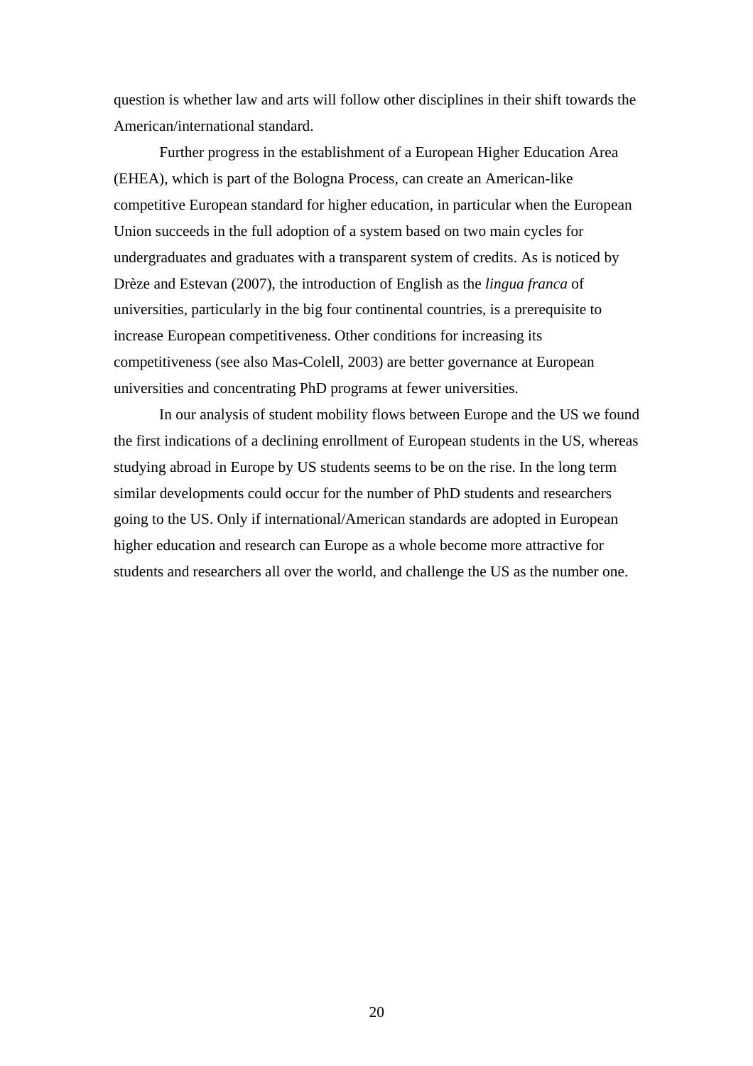question is whether law and arts will follow other disciplines in their shift towards the American/international standard.

Further progress in the establishment of a European Higher Education Area (EHEA), which is part of the Bologna Process, can create an American-like competitive European standard for higher education, in particular when the European Union succeeds in the full adoption of a system based on two main cycles for undergraduates and graduates with a transparent system of credits. As is noticed by Drèze and Estevan (2007), the introduction of English as the *lingua franca* of universities, particularly in the big four continental countries, is a prerequisite to increase European competitiveness. Other conditions for increasing its competitiveness (see also Mas-Colell, 2003) are better governance at European universities and concentrating PhD programs at fewer universities.

In our analysis of student mobility flows between Europe and the US we found the first indications of a declining enrollment of European students in the US, whereas studying abroad in Europe by US students seems to be on the rise. In the long term similar developments could occur for the number of PhD students and researchers going to the US. Only if international/American standards are adopted in European higher education and research can Europe as a whole become more attractive for students and researchers all over the world, and challenge the US as the number one.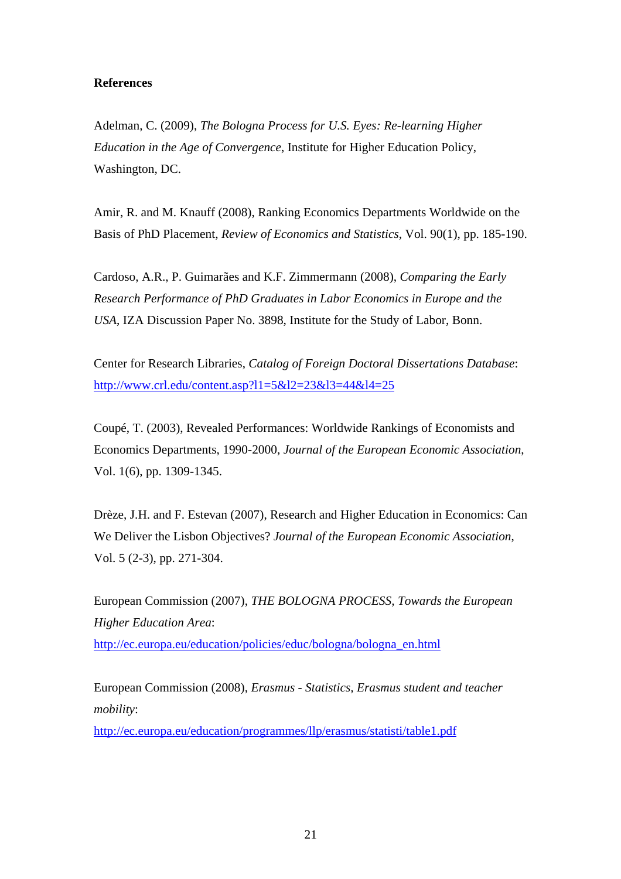**References**

Adelman, C. (2009), *The Bologna Process for U.S. Eyes: Re-learning Higher Education in the Age of Convergence*, Institute for Higher Education Policy, Washington, DC.

Amir, R. and M. Knauff (2008), Ranking Economics Departments Worldwide on the Basis of PhD Placement, *Review of Economics and Statistics*, Vol. 90(1), pp. 185-190.

Cardoso, A.R., P. Guimarães and K.F. Zimmermann (2008), *Comparing the Early Research Performance of PhD Graduates in Labor Economics in Europe and the USA*, IZA Discussion Paper No. 3898, Institute for the Study of Labor, Bonn.

Center for Research Libraries, *Catalog of Foreign Doctoral Dissertations Database*: http://www.crl.edu/content.asp?l1=5&l2=23&l3=44&l4=25

Coupé, T. (2003), Revealed Performances: Worldwide Rankings of Economists and Economics Departments, 1990-2000, *Journal of the European Economic Association*, Vol. 1(6), pp. 1309-1345.

Drèze, J.H. and F. Estevan (2007), Research and Higher Education in Economics: Can We Deliver the Lisbon Objectives? *Journal of the European Economic Association*, Vol. 5 (2-3), pp. 271-304.

European Commission (2007), *THE BOLOGNA PROCESS, Towards the European Higher Education Area*: http://ec.europa.eu/education/policies/educ/bologna/bologna_en.html

European Commission (2008), *Erasmus - Statistics, Erasmus student and teacher mobility*: http://ec.europa.eu/education/programmes/llp/erasmus/statisti/table1.pdf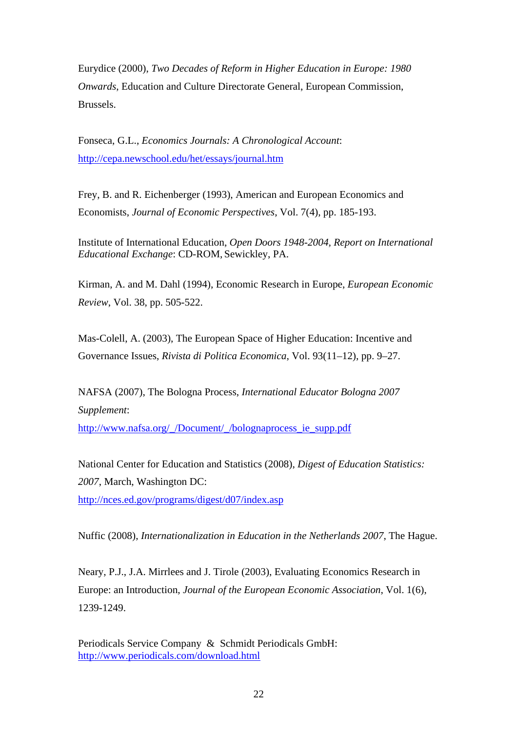Eurydice (2000), *Two Decades of Reform in Higher Education in Europe: 1980 Onwards*, Education and Culture Directorate General, European Commission, Brussels.

Fonseca, G.L., *Economics Journals: A Chronological Account*: http://cepa.newschool.edu/het/essays/journal.htm

Frey, B. and R. Eichenberger (1993), American and European Economics and Economists, *Journal of Economic Perspectives*, Vol. 7(4), pp. 185-193.

Institute of International Education, *Open Doors 1948-2004, Report on International Educational Exchange*: CD-ROM, Sewickley, PA.

Kirman, A. and M. Dahl (1994), Economic Research in Europe, *European Economic Review*, Vol. 38, pp. 505-522.

Mas-Colell, A. (2003), The European Space of Higher Education: Incentive and Governance Issues, *Rivista di Politica Economica*, Vol. 93(11–12), pp. 9–27.

NAFSA (2007), The Bologna Process, *International Educator Bologna 2007 Supplement*: http://www.nafsa.org/_/Document/_/bolognaprocess_ie_supp.pdf

National Center for Education and Statistics (2008), *Digest of Education Statistics: 2007*, March, Washington DC: http://nces.ed.gov/programs/digest/d07/index.asp

Nuffic (2008), *Internationalization in Education in the Netherlands 2007*, The Hague.

Neary, P.J., J.A. Mirrlees and J. Tirole (2003), Evaluating Economics Research in Europe: an Introduction, *Journal of the European Economic Association*, Vol. 1(6), 1239-1249.

Periodicals Service Company & Schmidt Periodicals GmbH: http://www.periodicals.com/download.html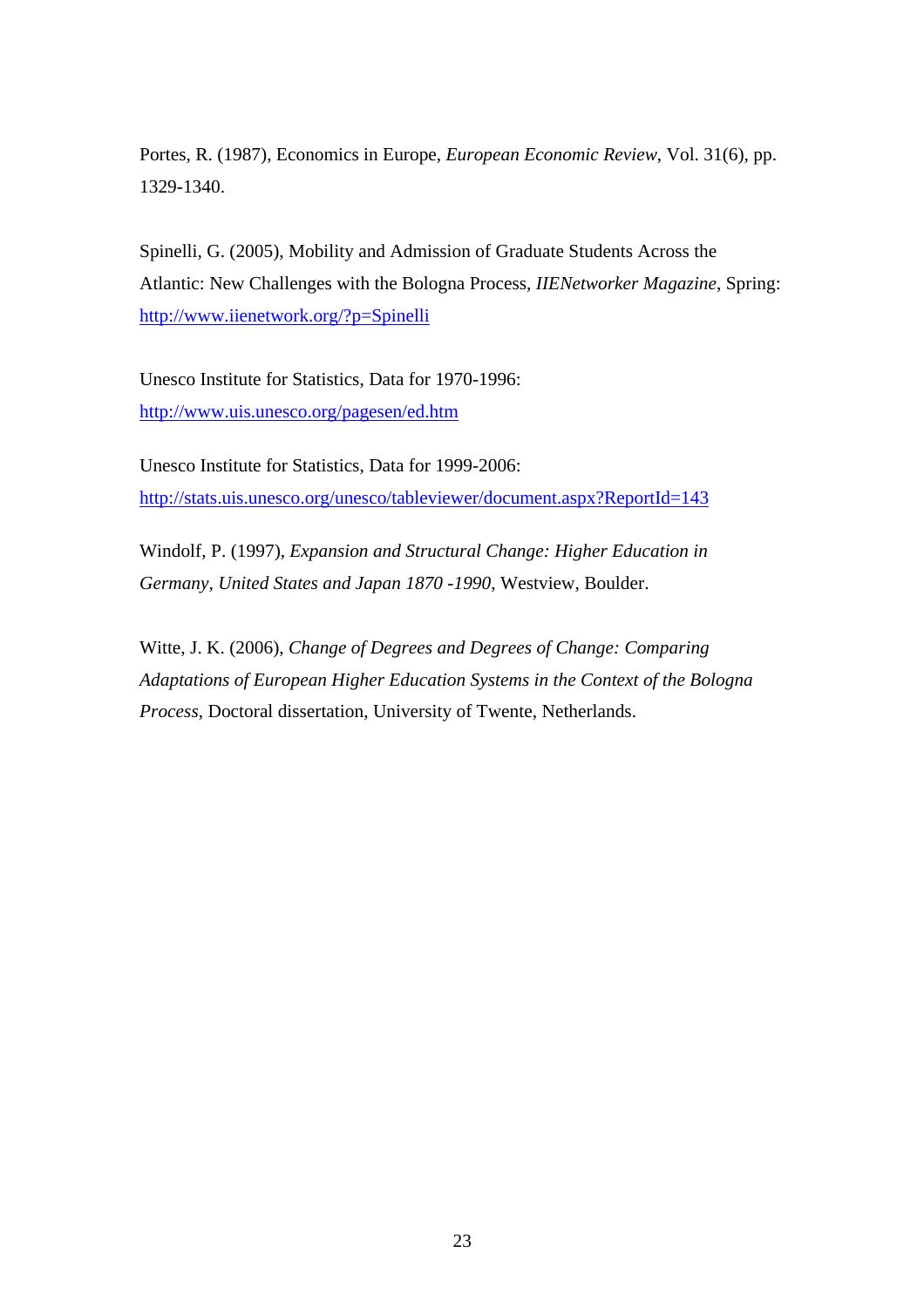Portes, R. (1987), Economics in Europe, *European Economic Review*, Vol. 31(6), pp. 1329-1340.

Spinelli, G. (2005), Mobility and Admission of Graduate Students Across the Atlantic: New Challenges with the Bologna Process, *IIENetworker Magazine*, Spring: http://www.iienetwork.org/?p=Spinelli

Unesco Institute for Statistics, Data for 1970-1996: http://www.uis.unesco.org/pagesen/ed.htm

Unesco Institute for Statistics, Data for 1999-2006: http://stats.uis.unesco.org/unesco/tableviewer/document.aspx?ReportId=143

Windolf, P. (1997), *Expansion and Structural Change: Higher Education in Germany, United States and Japan 1870 -1990*, Westview, Boulder.

Witte, J. K. (2006), *Change of Degrees and Degrees of Change: Comparing Adaptations of European Higher Education Systems in the Context of the Bologna Process*, Doctoral dissertation, University of Twente, Netherlands.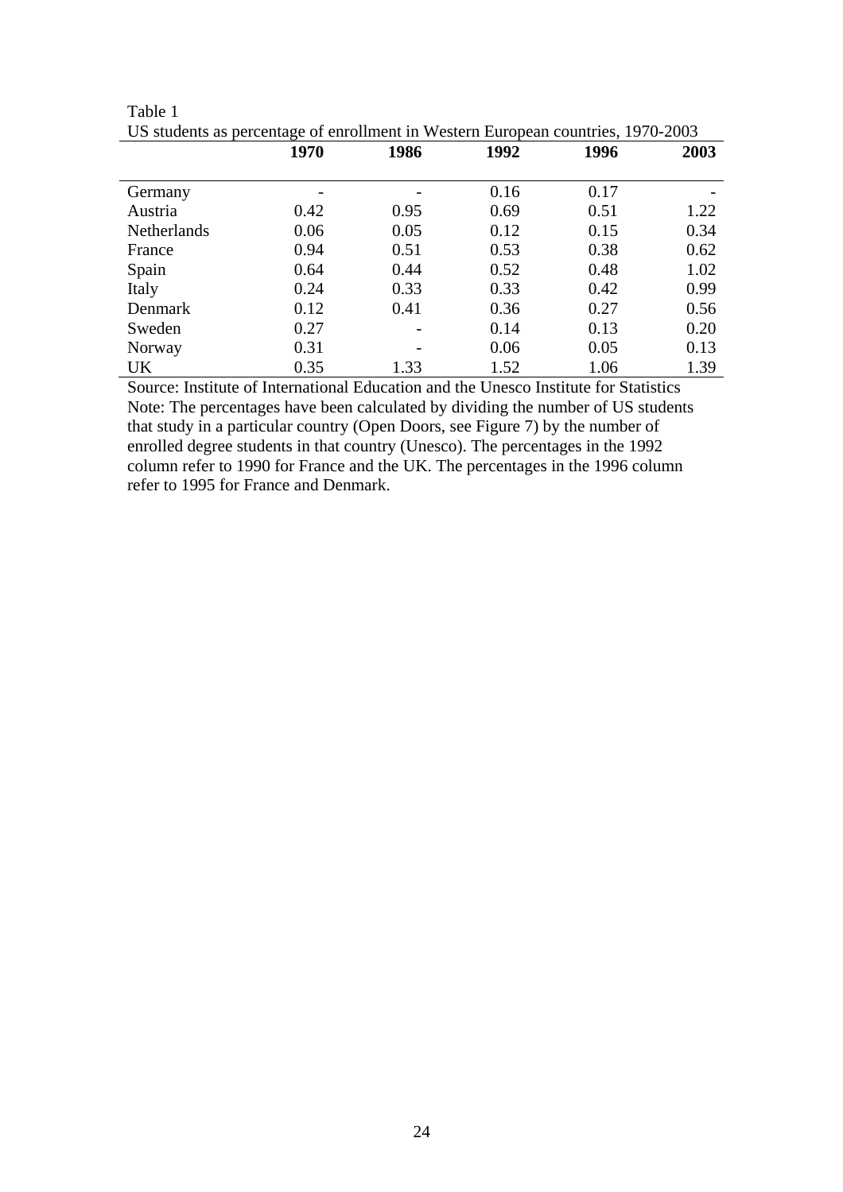Table 1

US students as percentage of enrollment in Western European countries, 1970-2003

| | **1970** | **1986** | **1992** | **1996** | **2003** |
|---|---|---|---|---|---|
| Germany | - | - | 0.16 | 0.17 | - |
| Austria | 0.42 | 0.95 | 0.69 | 0.51 | 1.22 |
| Netherlands | 0.06 | 0.05 | 0.12 | 0.15 | 0.34 |
| France | 0.94 | 0.51 | 0.53 | 0.38 | 0.62 |
| Spain | 0.64 | 0.44 | 0.52 | 0.48 | 1.02 |
| Italy | 0.24 | 0.33 | 0.33 | 0.42 | 0.99 |
| Denmark | 0.12 | 0.41 | 0.36 | 0.27 | 0.56 |
| Sweden | 0.27 | - | 0.14 | 0.13 | 0.20 |
| Norway | 0.31 | - | 0.06 | 0.05 | 0.13 |
| UK | 0.35 | 1.33 | 1.52 | 1.06 | 1.39 |

Source: Institute of International Education and the Unesco Institute for Statistics

Note: The percentages have been calculated by dividing the number of US students that study in a particular country (Open Doors, see Figure 7) by the number of enrolled degree students in that country (Unesco). The percentages in the 1992 column refer to 1990 for France and the UK. The percentages in the 1996 column refer to 1995 for France and Denmark.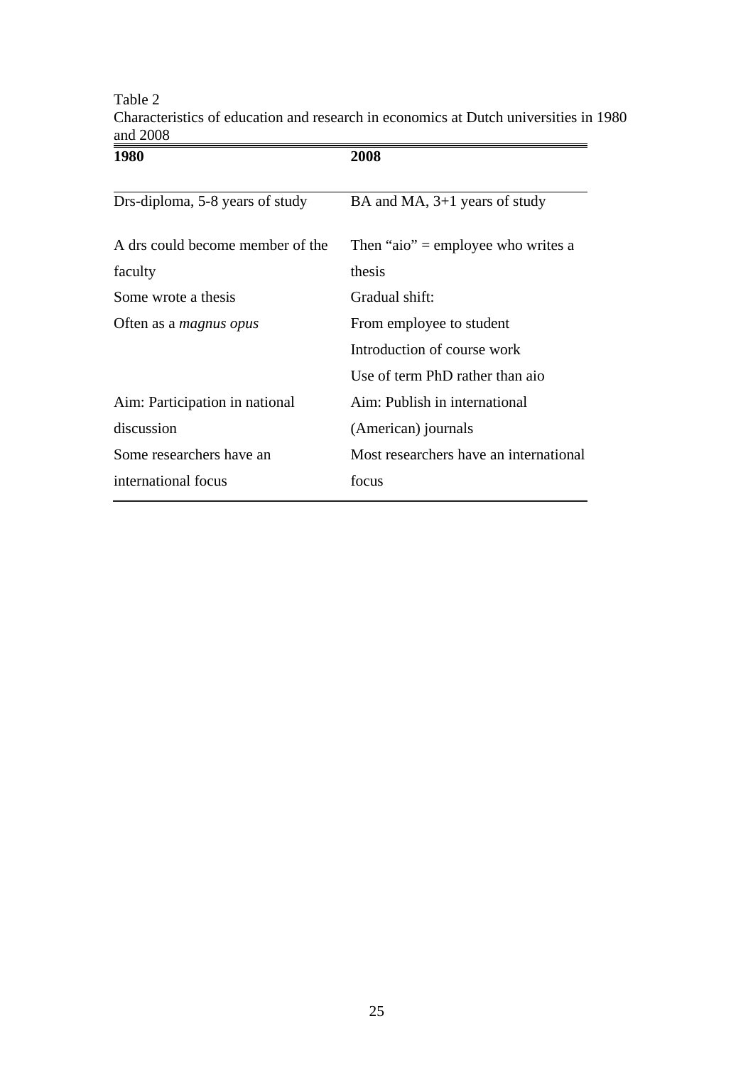Table 2
Characteristics of education and research in economics at Dutch universities in 1980 and 2008

| 1980 | 2008 |
|---|---|
| Drs-diploma, 5-8 years of study | BA and MA, 3+1 years of study |
| A drs could become member of the faculty | Then "aio" = employee who writes a thesis |
| Some wrote a thesis | Gradual shift: |
| Often as a *magnus opus* | From employee to student |
| | Introduction of course work |
| | Use of term PhD rather than aio |
| Aim: Participation in national discussion | Aim: Publish in international (American) journals |
| Some researchers have an international focus | Most researchers have an international focus |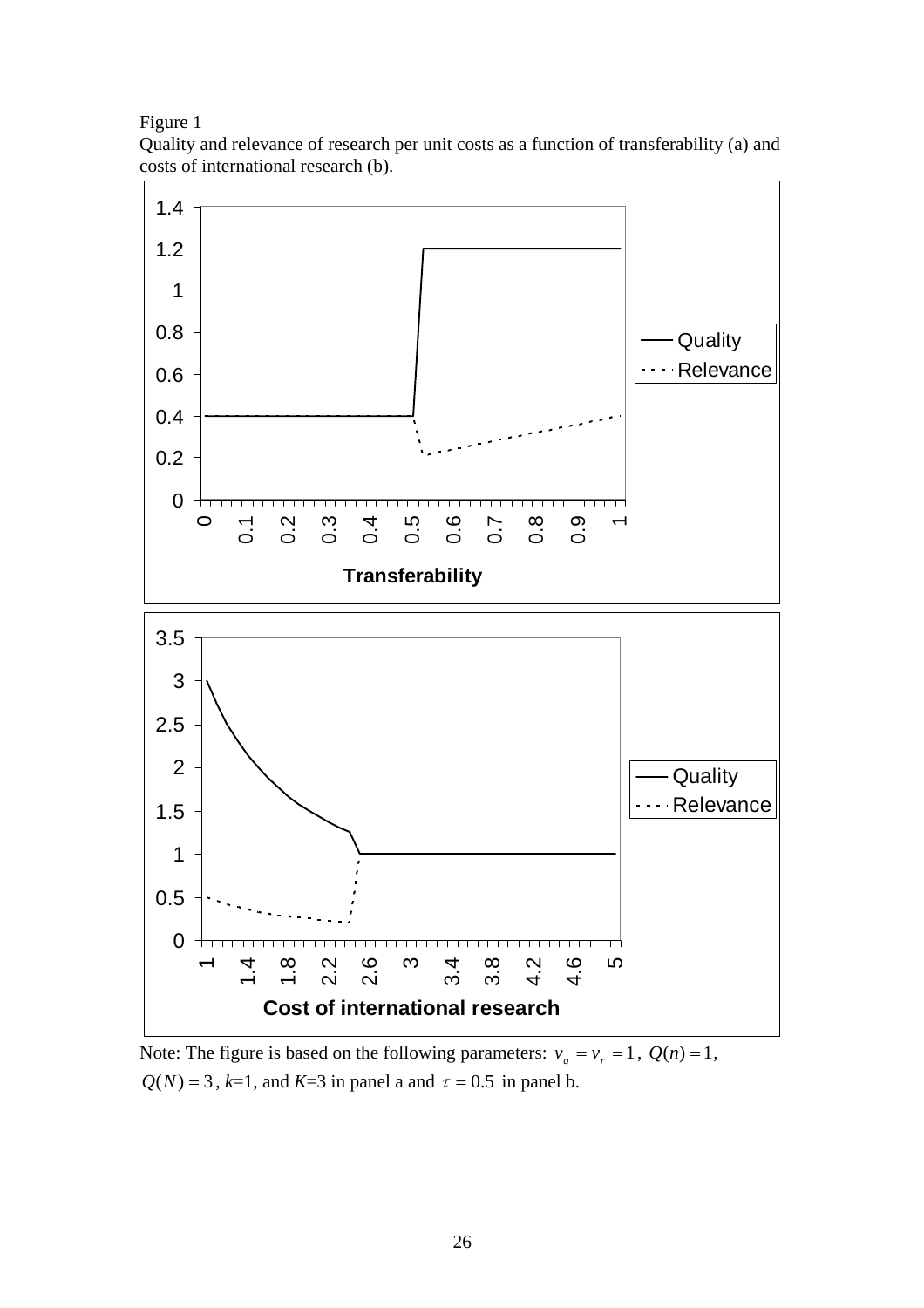Figure 1

Quality and relevance of research per unit costs as a function of transferability (a) and costs of international research (b).

Note: The figure is based on the following parameters: $v_q = v_r = 1$, $Q(n) = 1$, $Q(N) = 3$, $k$=1, and $K$=3 in panel a and $\tau = 0.5$ in panel b.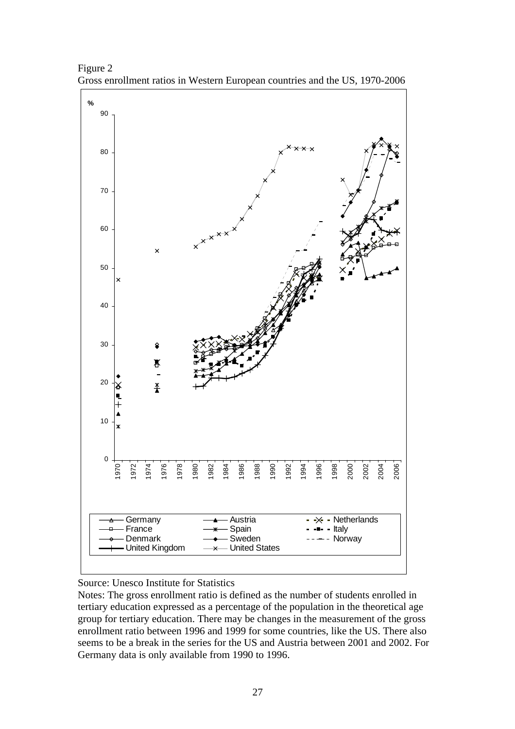Figure 2
Gross enrollment ratios in Western European countries and the US, 1970-2006

Source: Unesco Institute for Statistics

Notes: The gross enrollment ratio is defined as the number of students enrolled in tertiary education expressed as a percentage of the population in the theoretical age group for tertiary education. There may be changes in the measurement of the gross enrollment ratio between 1996 and 1999 for some countries, like the US. There also seems to be a break in the series for the US and Austria between 2001 and 2002. For Germany data is only available from 1990 to 1996.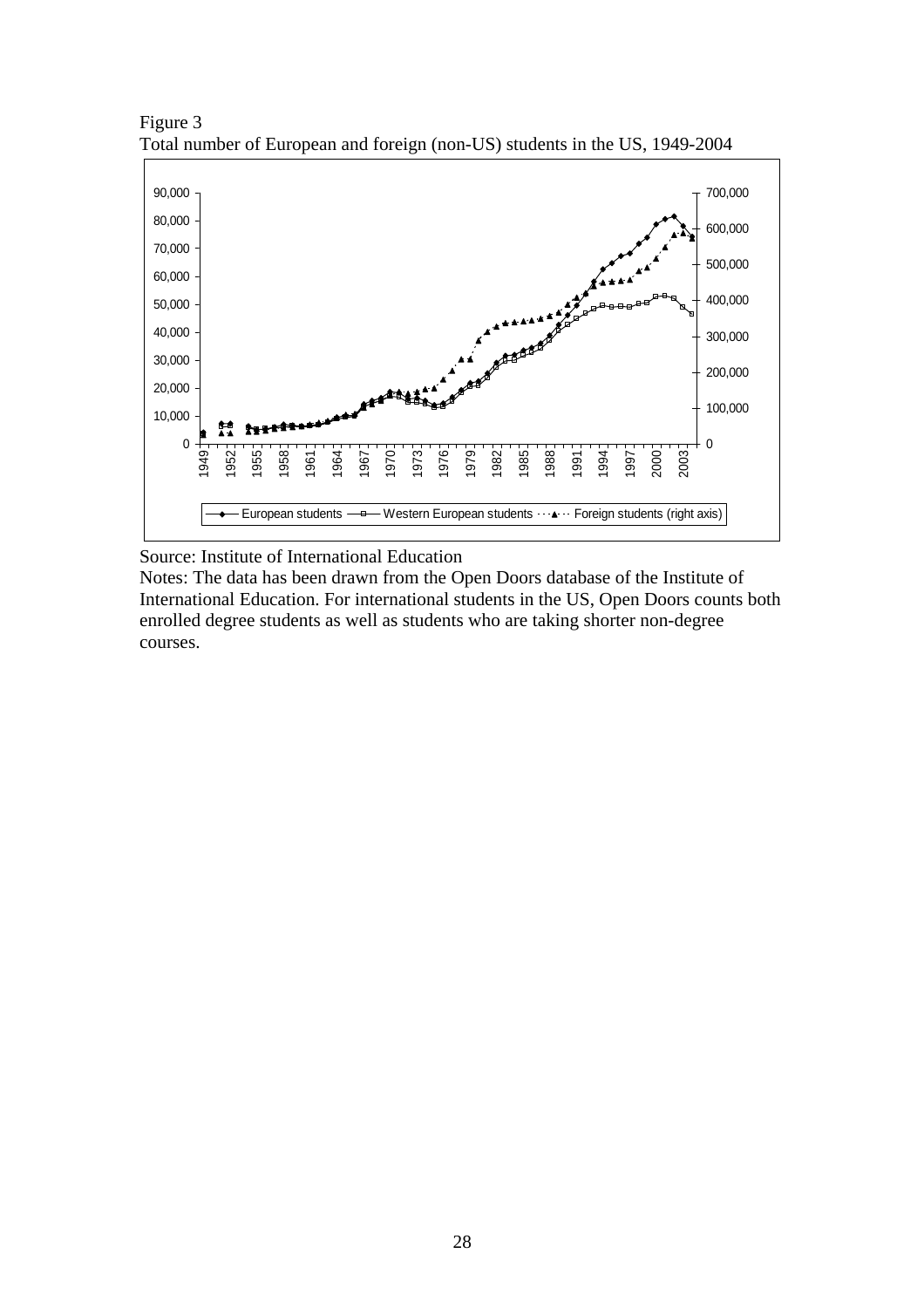Figure 3
Total number of European and foreign (non-US) students in the US, 1949-2004

Source: Institute of International Education

Notes: The data has been drawn from the Open Doors database of the Institute of International Education. For international students in the US, Open Doors counts both enrolled degree students as well as students who are taking shorter non-degree courses.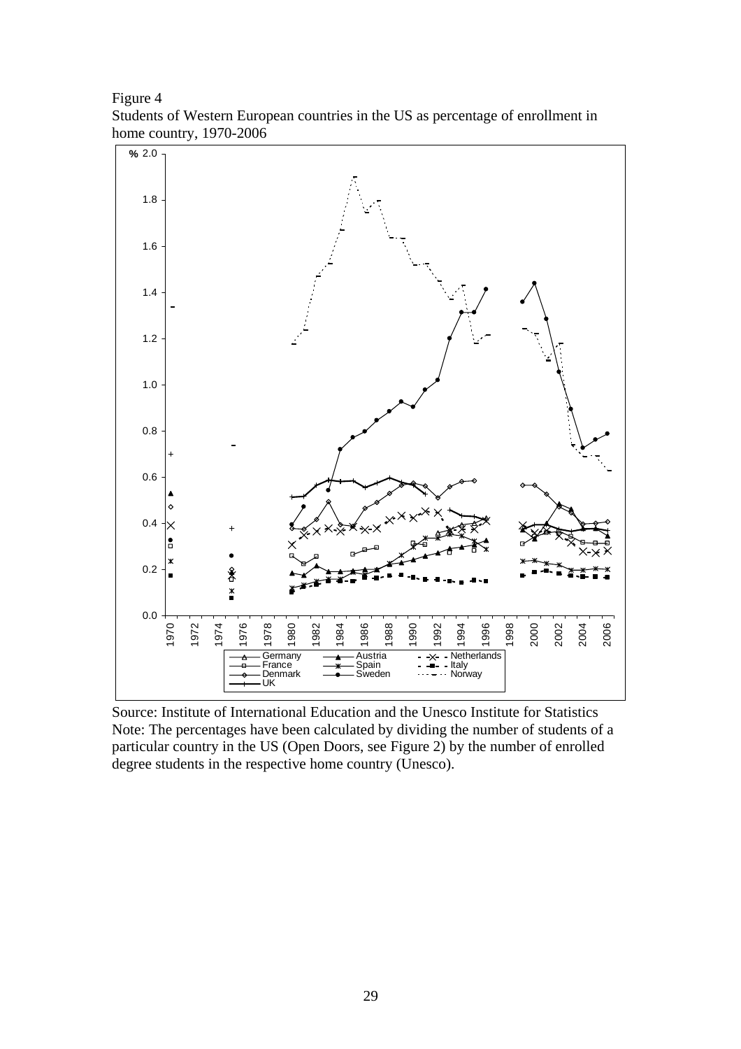Figure 4
Students of Western European countries in the US as percentage of enrollment in home country, 1970-2006

Source: Institute of International Education and the Unesco Institute for Statistics
Note: The percentages have been calculated by dividing the number of students of a particular country in the US (Open Doors, see Figure 2) by the number of enrolled degree students in the respective home country (Unesco).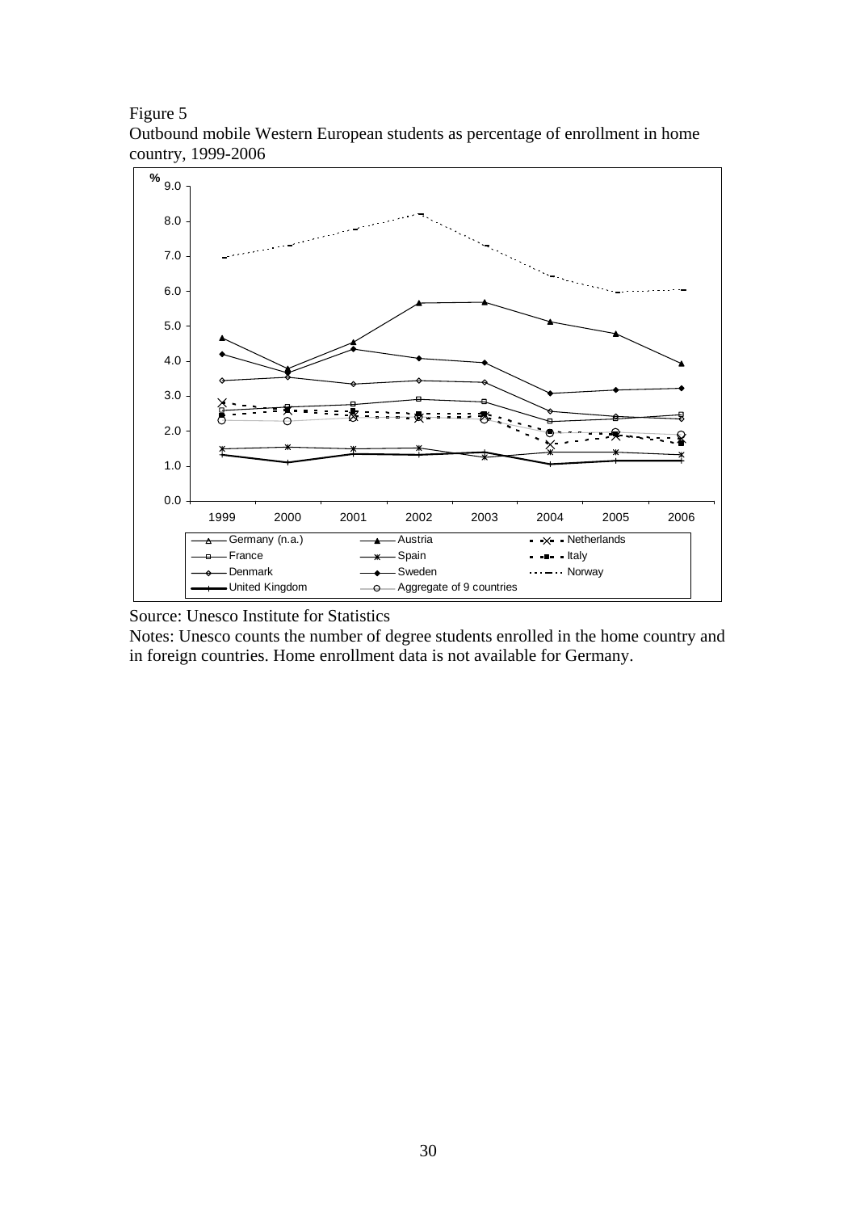Figure 5

Outbound mobile Western European students as percentage of enrollment in home country, 1999-2006

Source: Unesco Institute for Statistics

Notes: Unesco counts the number of degree students enrolled in the home country and in foreign countries. Home enrollment data is not available for Germany.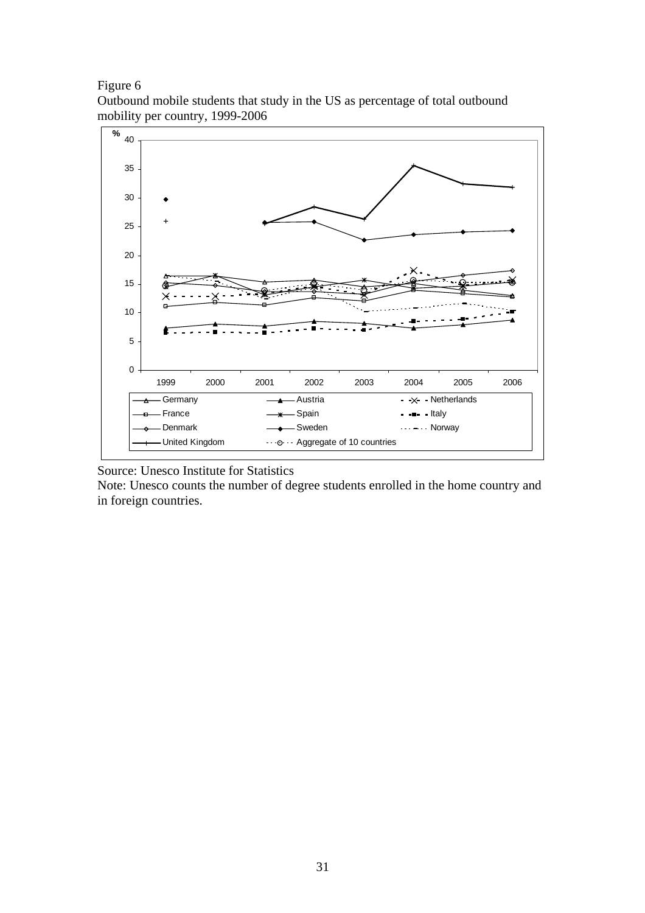Figure 6

Outbound mobile students that study in the US as percentage of total outbound mobility per country, 1999-2006

Source: Unesco Institute for Statistics

Note: Unesco counts the number of degree students enrolled in the home country and in foreign countries.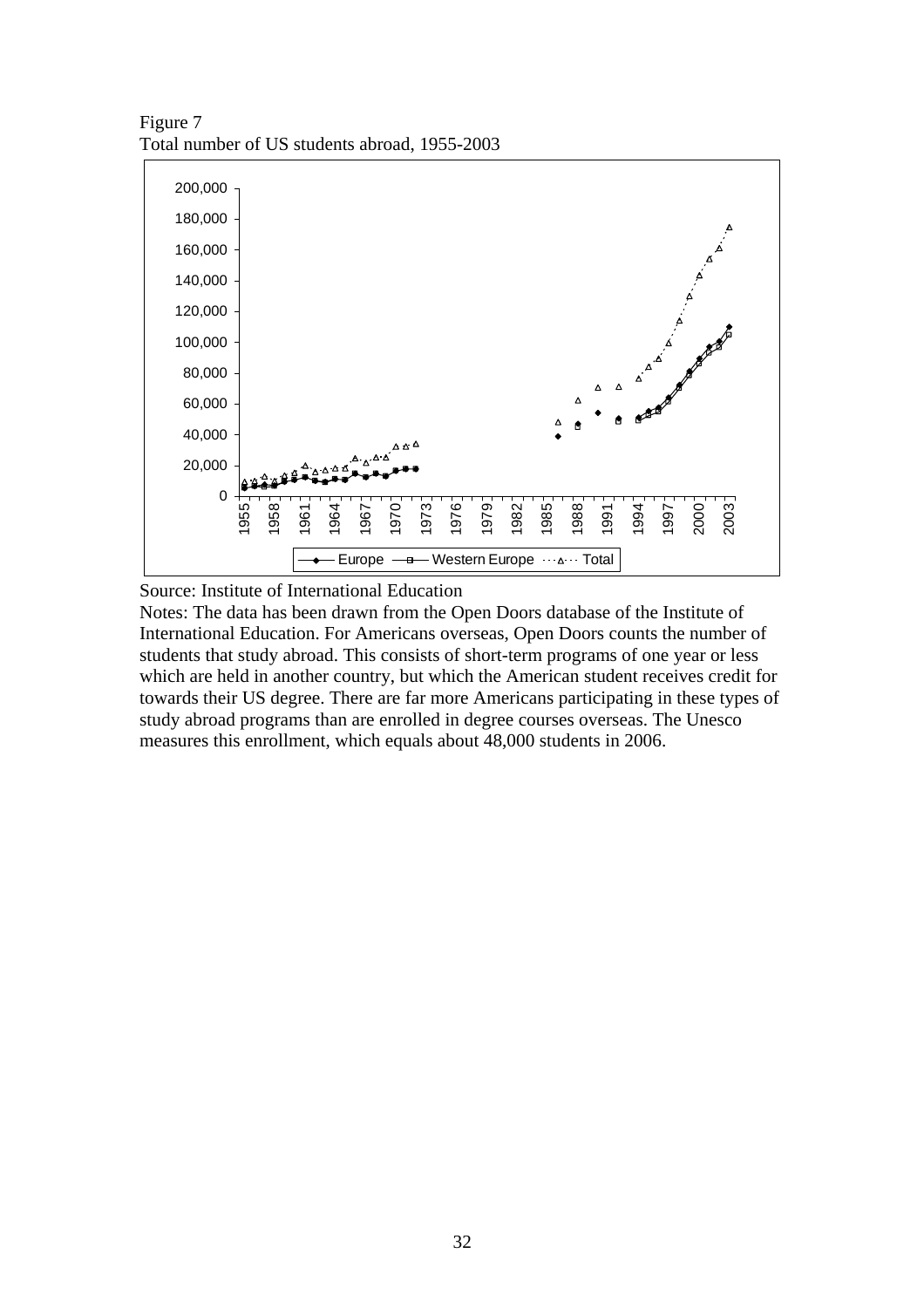Figure 7
Total number of US students abroad, 1955-2003

Source: Institute of International Education

Notes: The data has been drawn from the Open Doors database of the Institute of International Education. For Americans overseas, Open Doors counts the number of students that study abroad. This consists of short-term programs of one year or less which are held in another country, but which the American student receives credit for towards their US degree. There are far more Americans participating in these types of study abroad programs than are enrolled in degree courses overseas. The Unesco measures this enrollment, which equals about 48,000 students in 2006.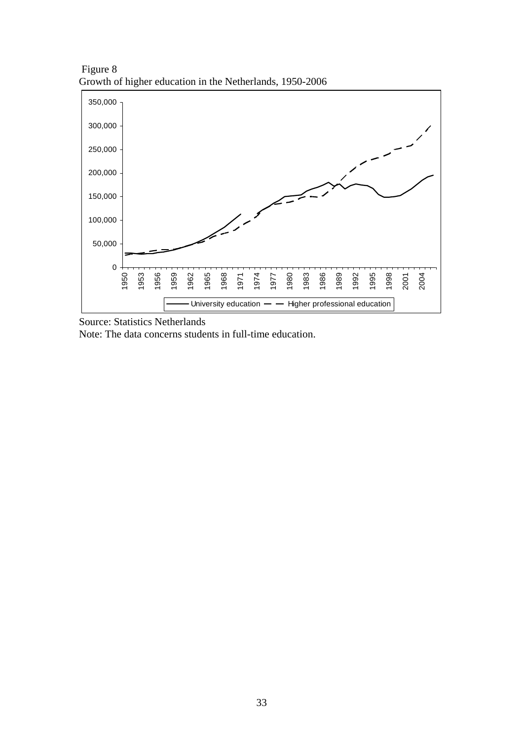Figure 8
Growth of higher education in the Netherlands, 1950-2006

Source: Statistics Netherlands
Note: The data concerns students in full-time education.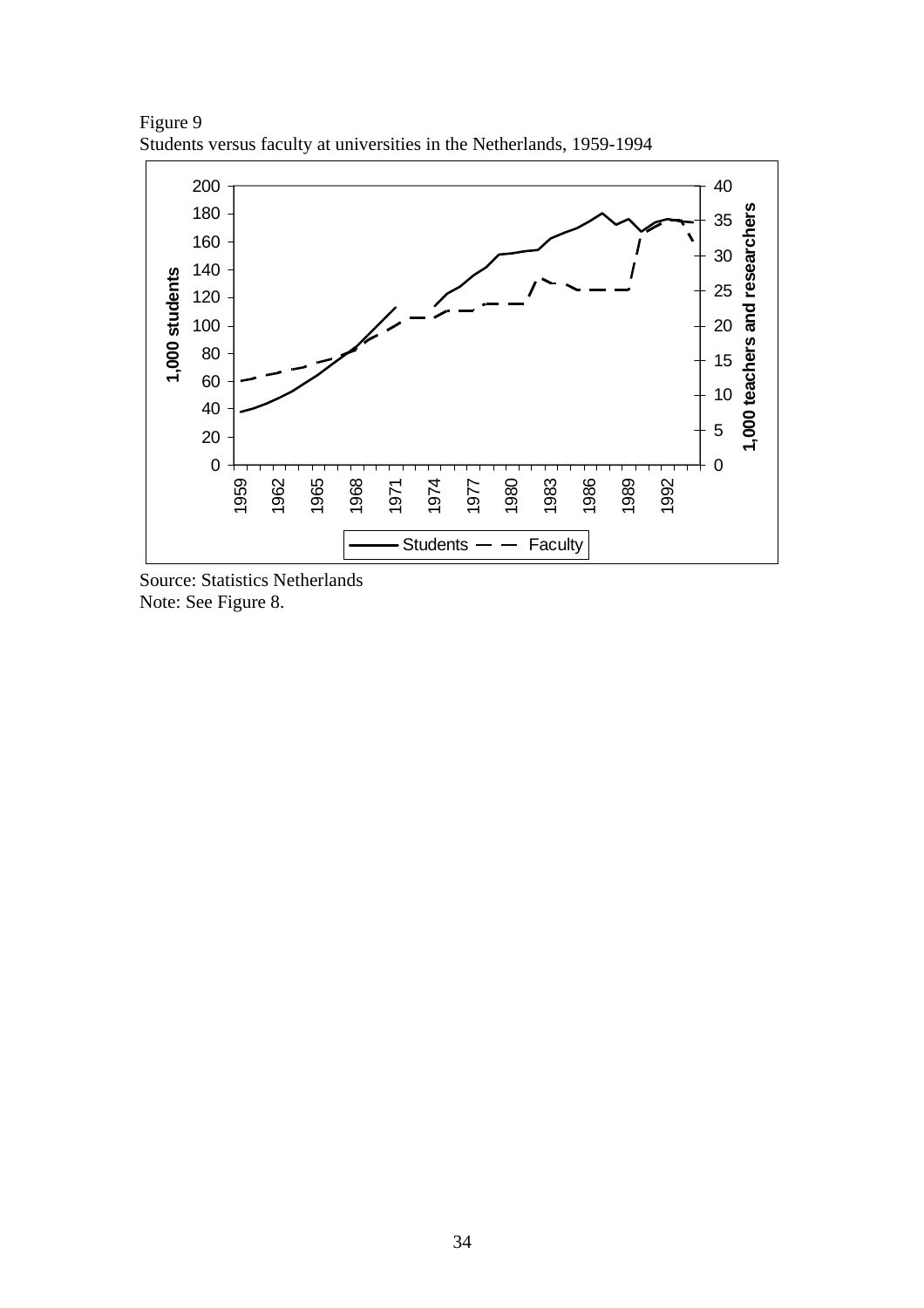Figure 9
Students versus faculty at universities in the Netherlands, 1959-1994

Source: Statistics Netherlands
Note: See Figure 8.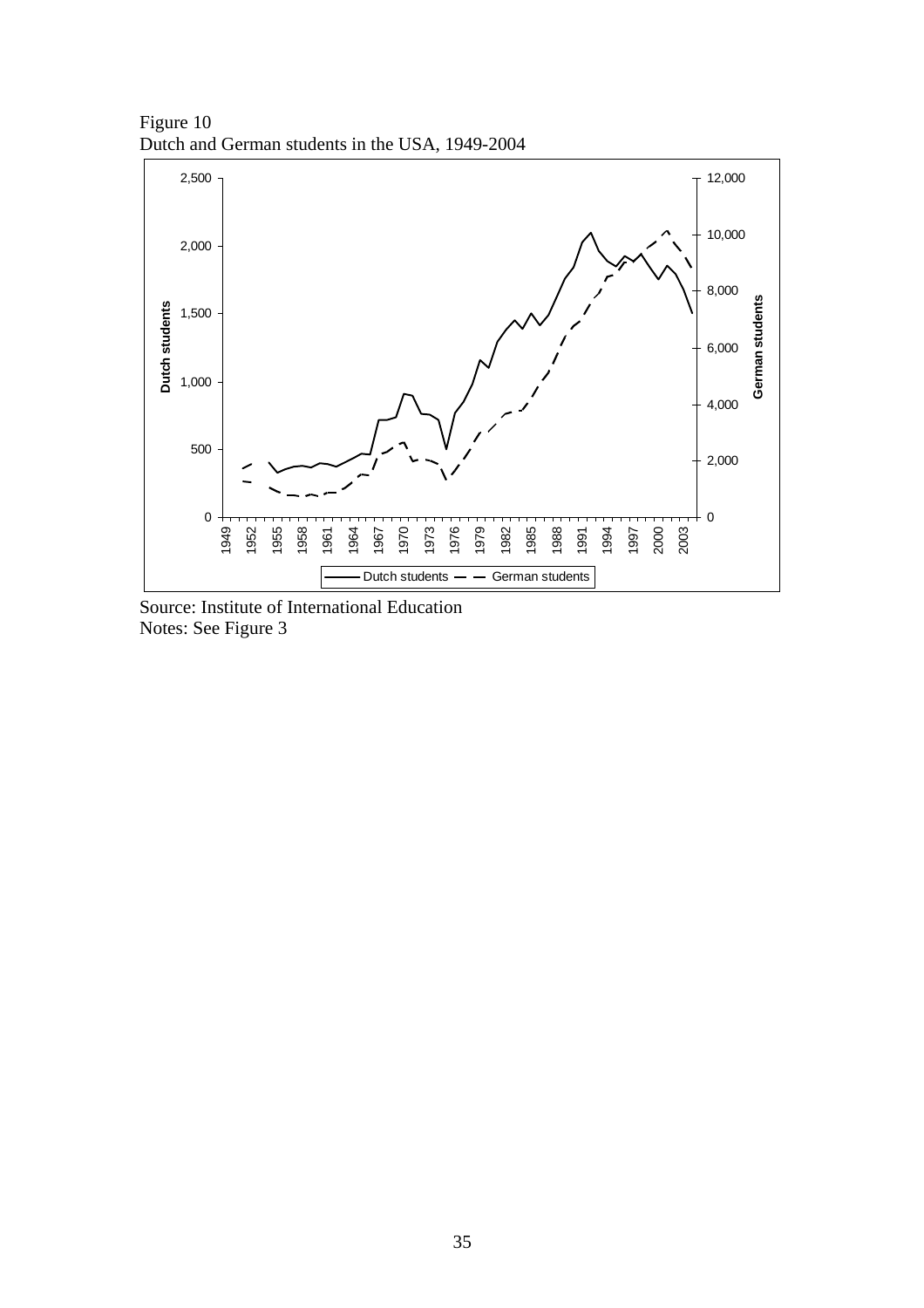Figure 10
Dutch and German students in the USA, 1949-2004

Source: Institute of International Education
Notes: See Figure 3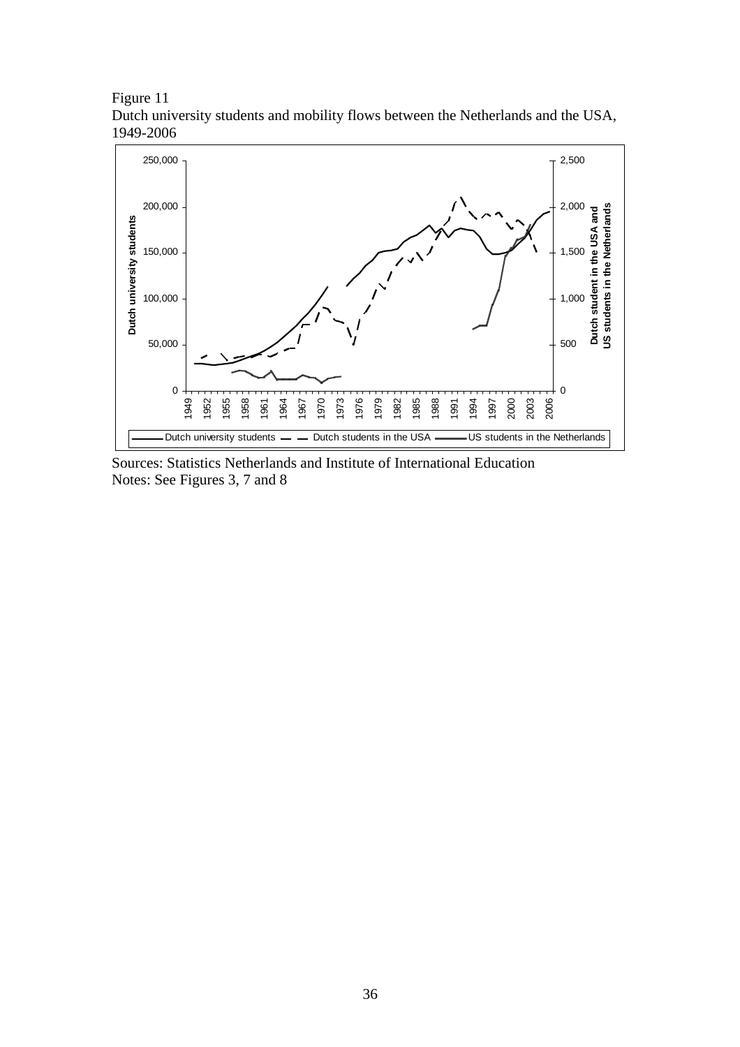Figure 11

Dutch university students and mobility flows between the Netherlands and the USA, 1949-2006

Sources: Statistics Netherlands and Institute of International Education

Notes: See Figures 3, 7 and 8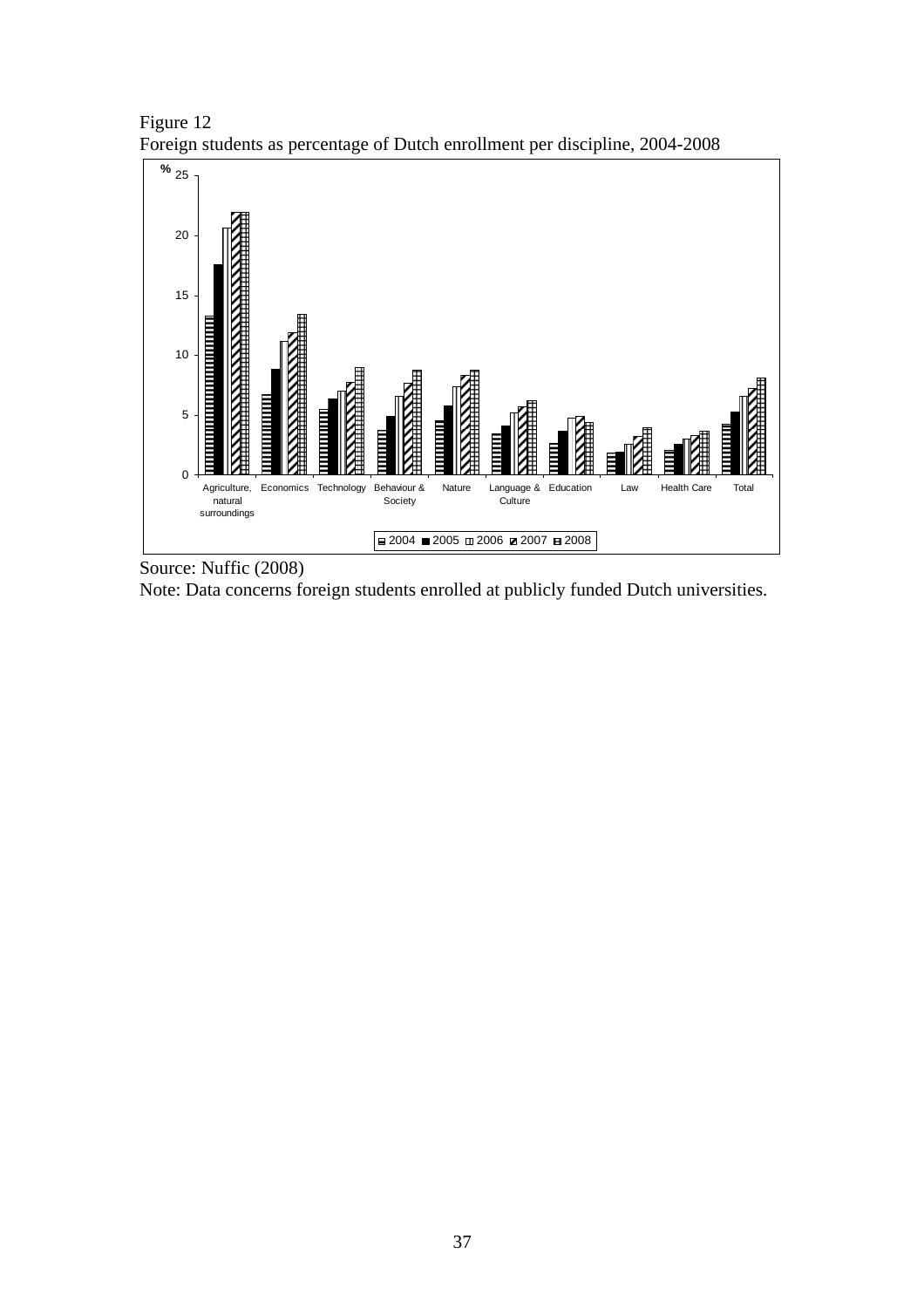Figure 12
Foreign students as percentage of Dutch enrollment per discipline, 2004-2008

Source: Nuffic (2008)
Note: Data concerns foreign students enrolled at publicly funded Dutch universities.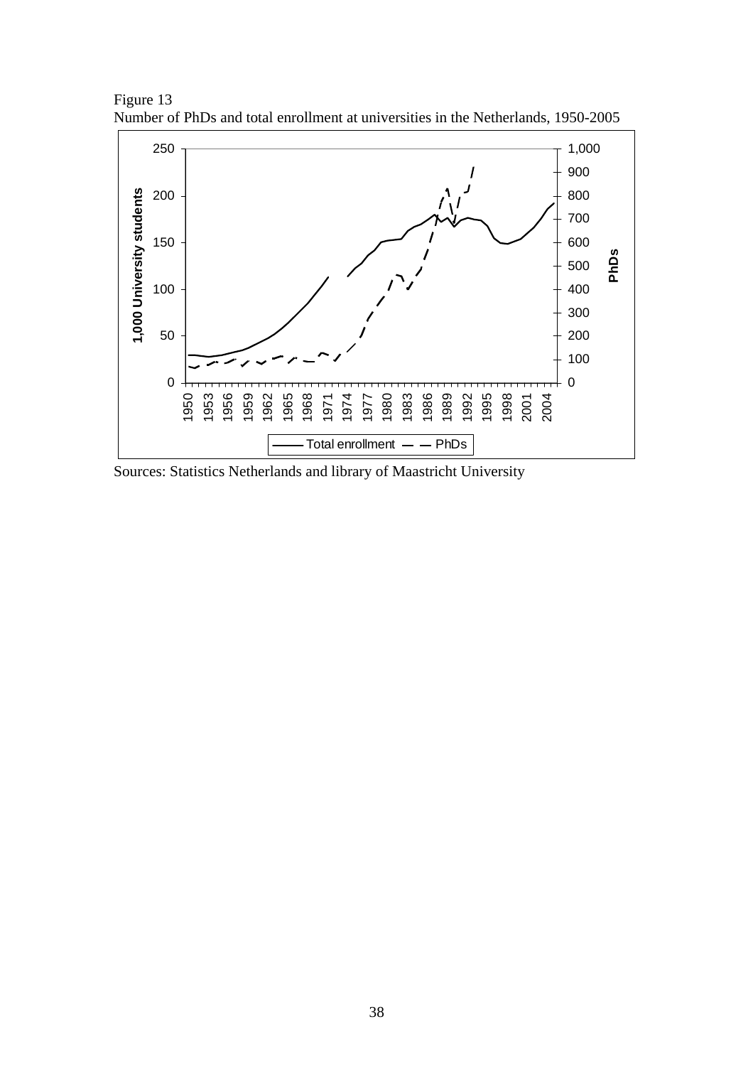Figure 13
Number of PhDs and total enrollment at universities in the Netherlands, 1950-2005

Sources: Statistics Netherlands and library of Maastricht University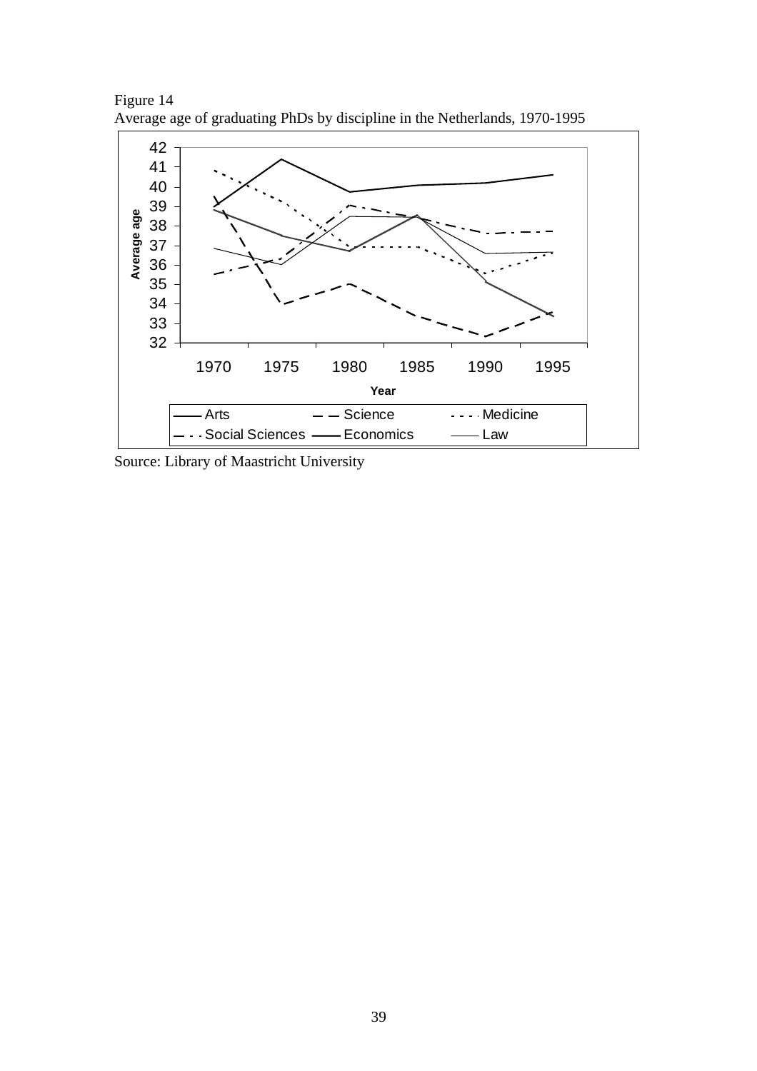Figure 14
Average age of graduating PhDs by discipline in the Netherlands, 1970-1995

Source: Library of Maastricht University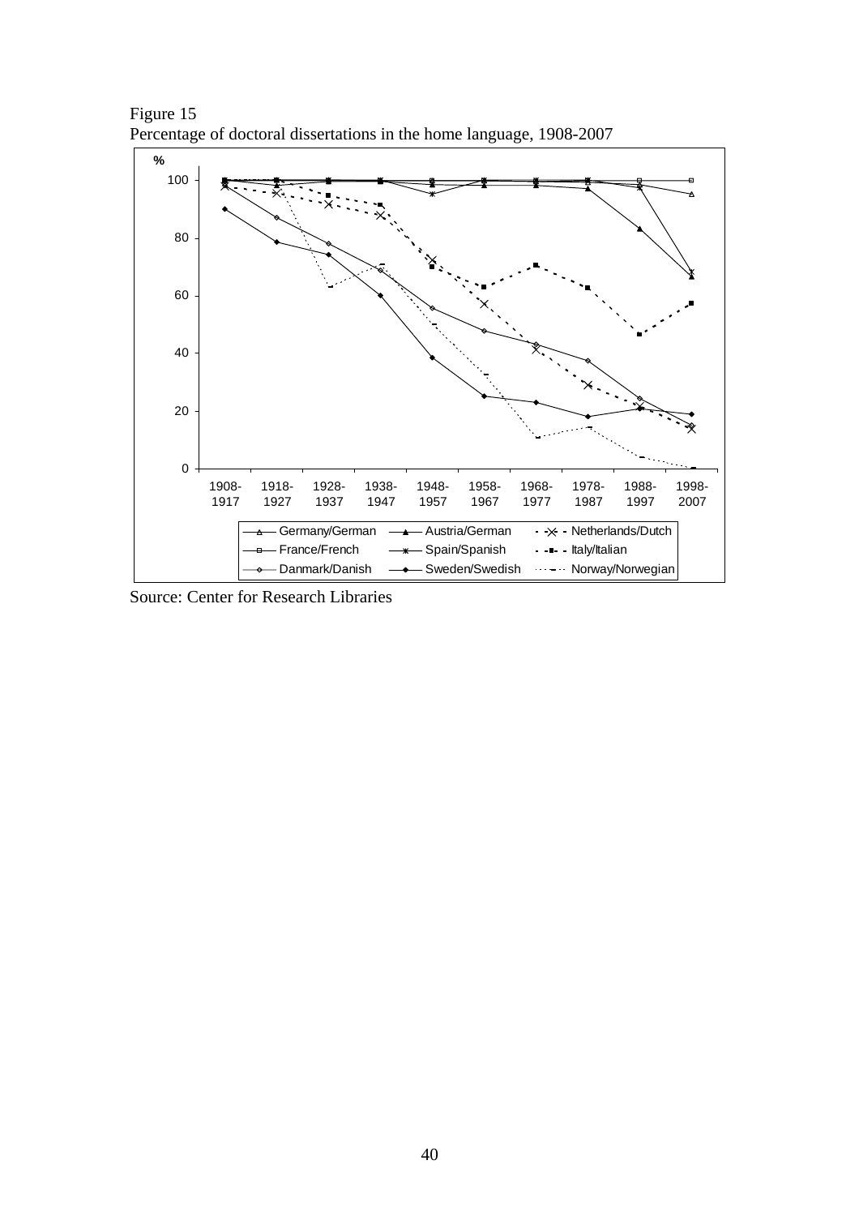Figure 15
Percentage of doctoral dissertations in the home language, 1908-2007

Source: Center for Research Libraries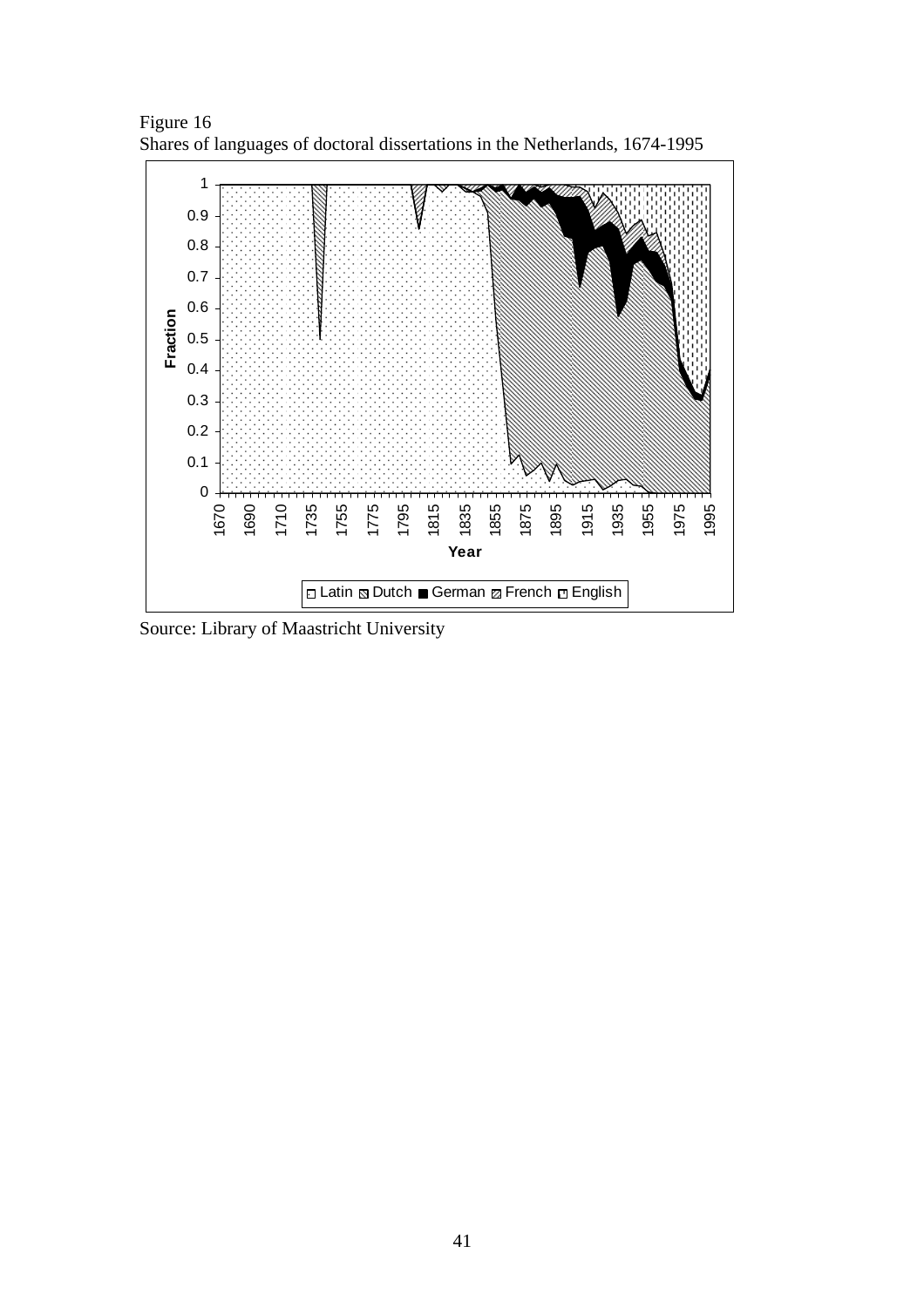Figure 16

Shares of languages of doctoral dissertations in the Netherlands, 1674-1995

Source: Library of Maastricht University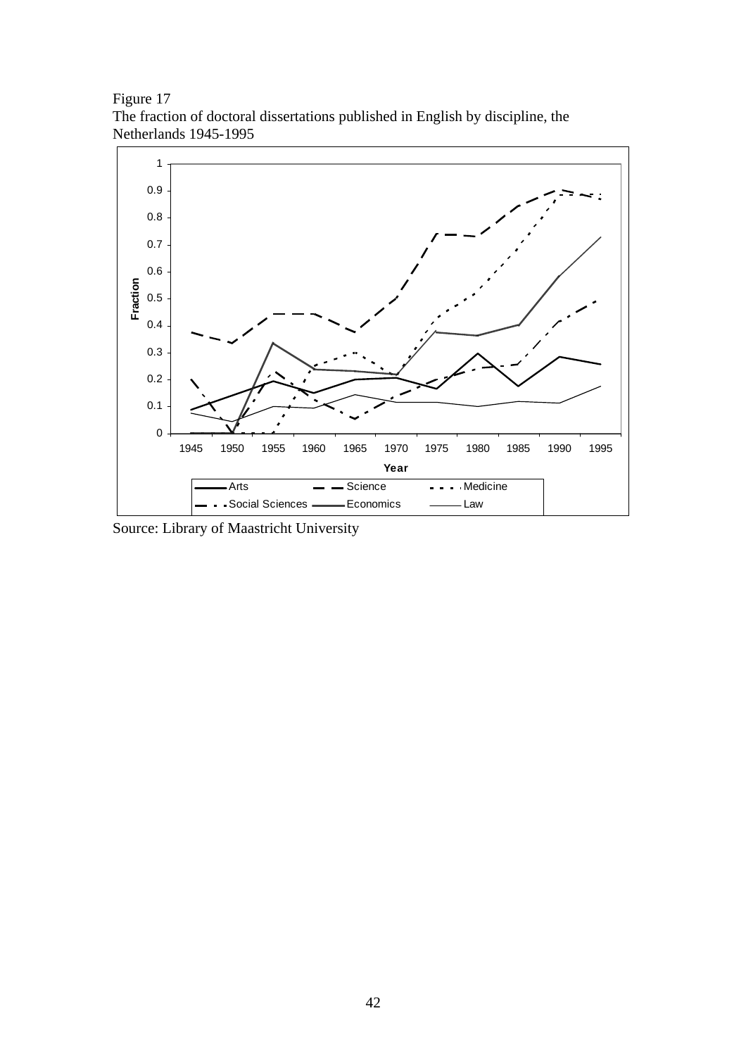Figure 17
The fraction of doctoral dissertations published in English by discipline, the Netherlands 1945-1995

Source: Library of Maastricht University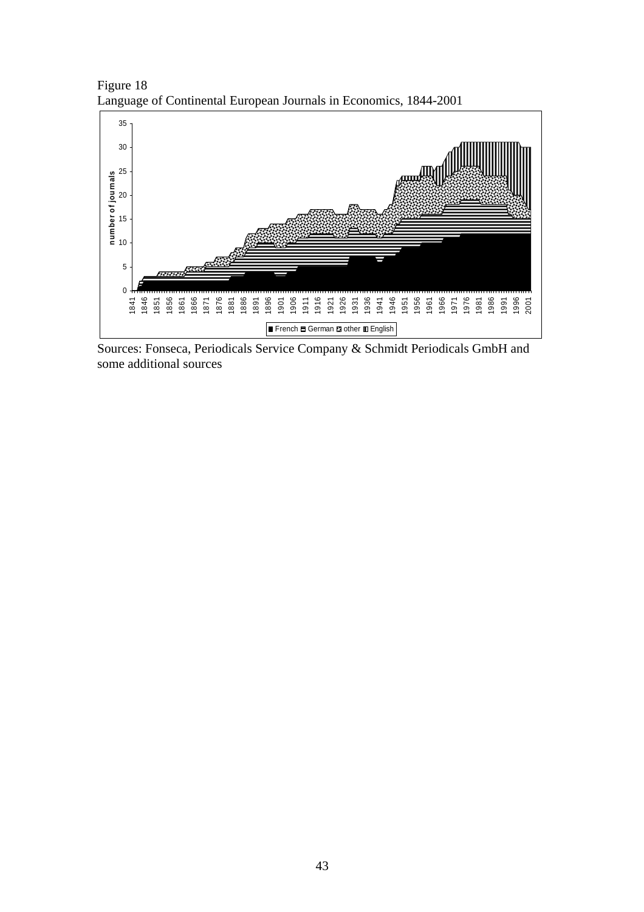Figure 18
Language of Continental European Journals in Economics, 1844-2001

Sources: Fonseca, Periodicals Service Company & Schmidt Periodicals GmbH and some additional sources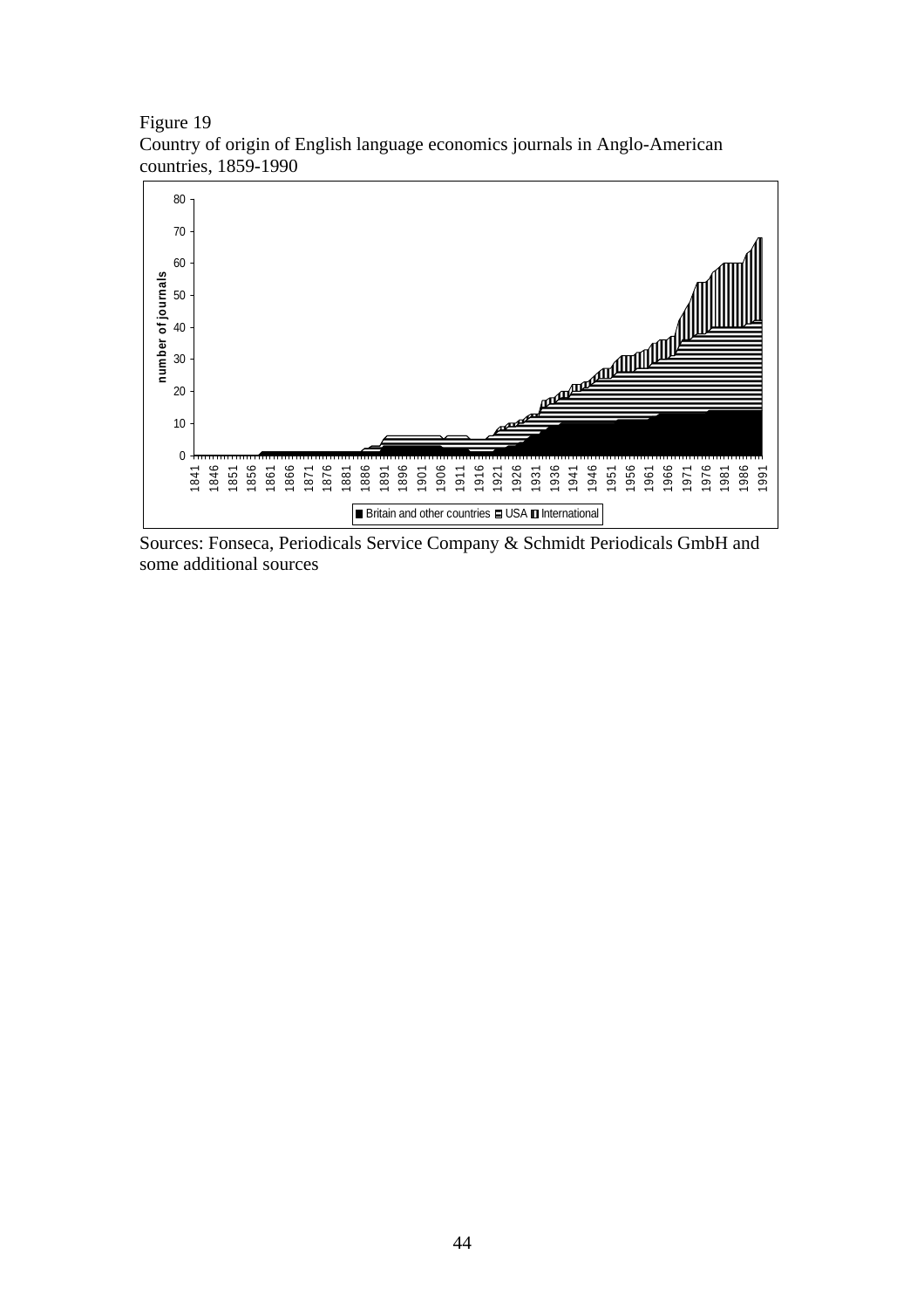Figure 19
Country of origin of English language economics journals in Anglo-American countries, 1859-1990

Sources: Fonseca, Periodicals Service Company & Schmidt Periodicals GmbH and some additional sources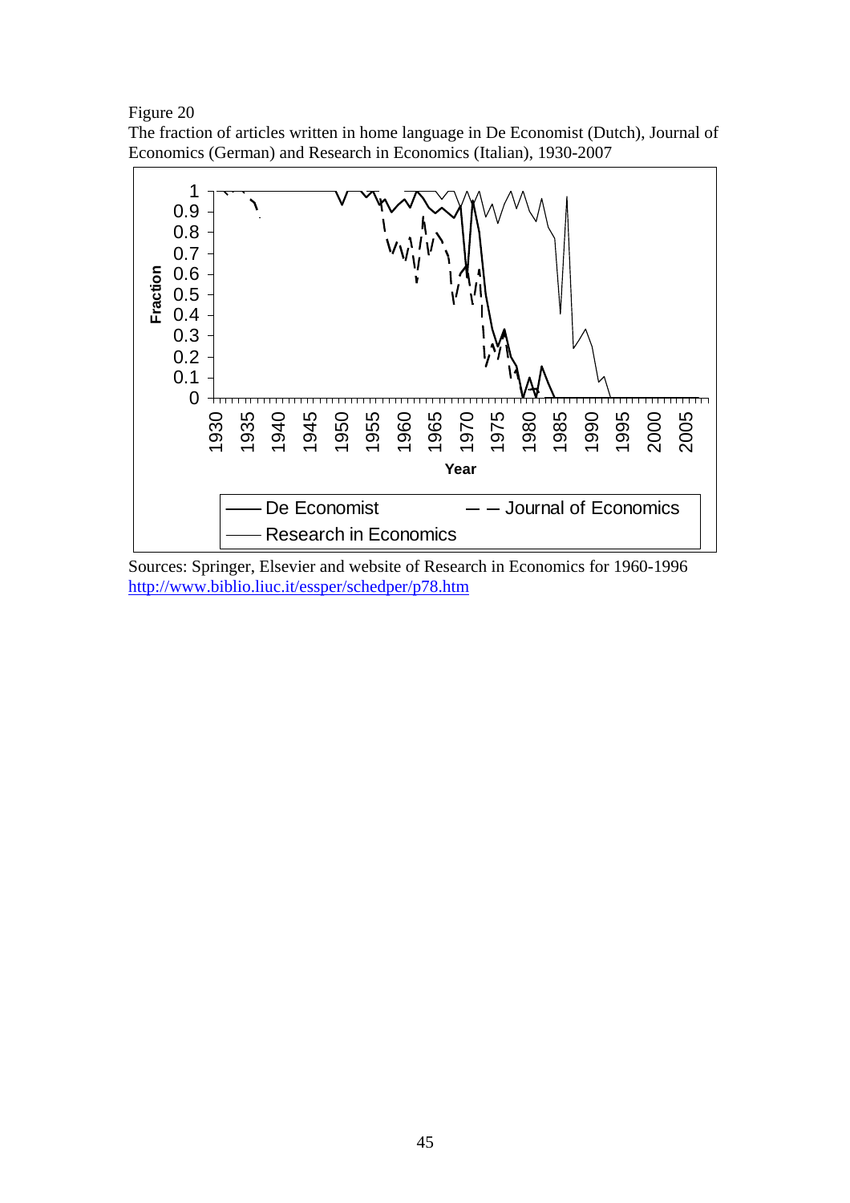Figure 20

The fraction of articles written in home language in De Economist (Dutch), Journal of Economics (German) and Research in Economics (Italian), 1930-2007

Sources: Springer, Elsevier and website of Research in Economics for 1960-1996 http://www.biblio.liuc.it/essper/schedper/p78.htm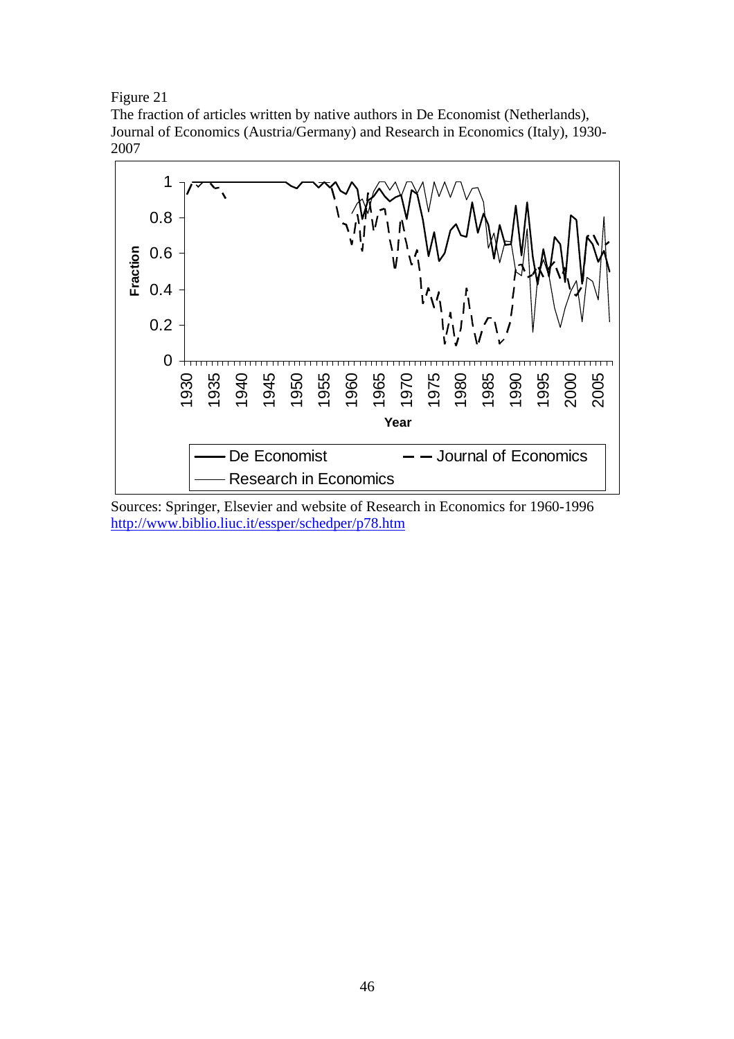Figure 21

The fraction of articles written by native authors in De Economist (Netherlands), Journal of Economics (Austria/Germany) and Research in Economics (Italy), 1930-2007

Sources: Springer, Elsevier and website of Research in Economics for 1960-1996 http://www.biblio.liuc.it/essper/schedper/p78.htm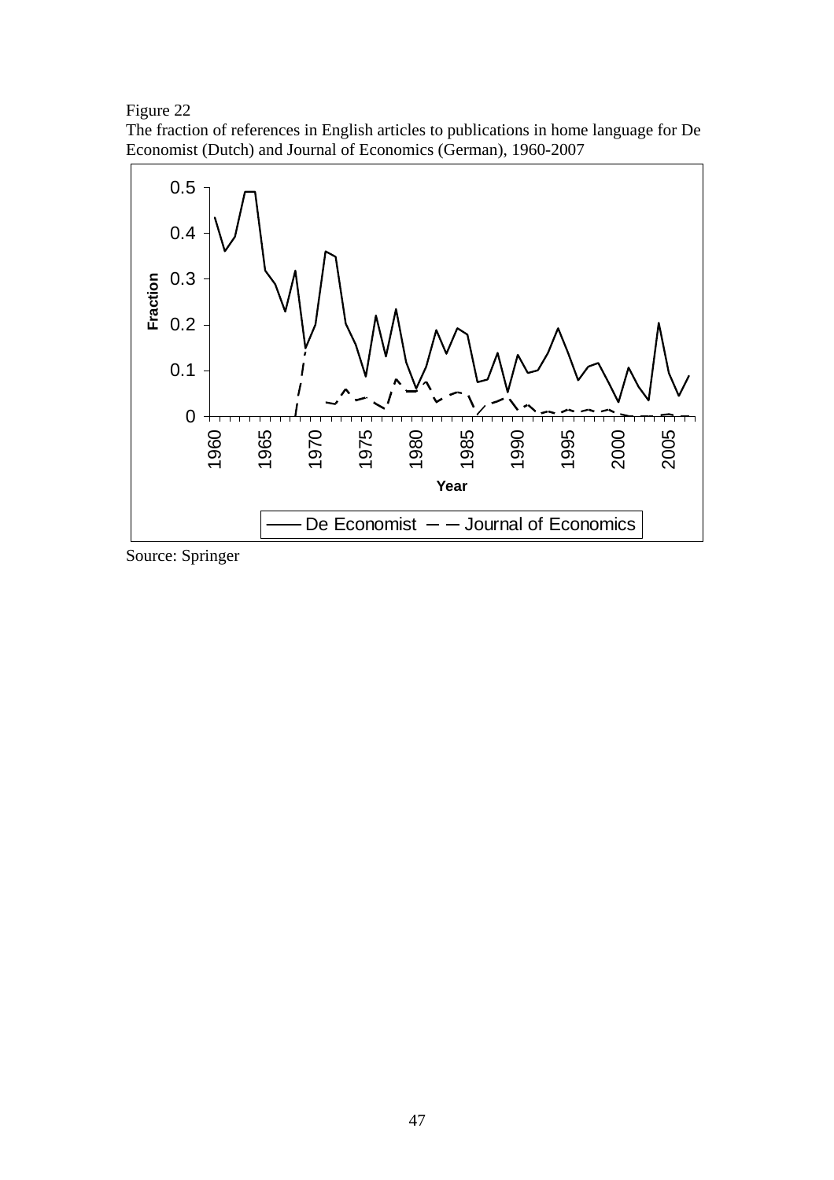Figure 22
The fraction of references in English articles to publications in home language for De Economist (Dutch) and Journal of Economics (German), 1960-2007

Source: Springer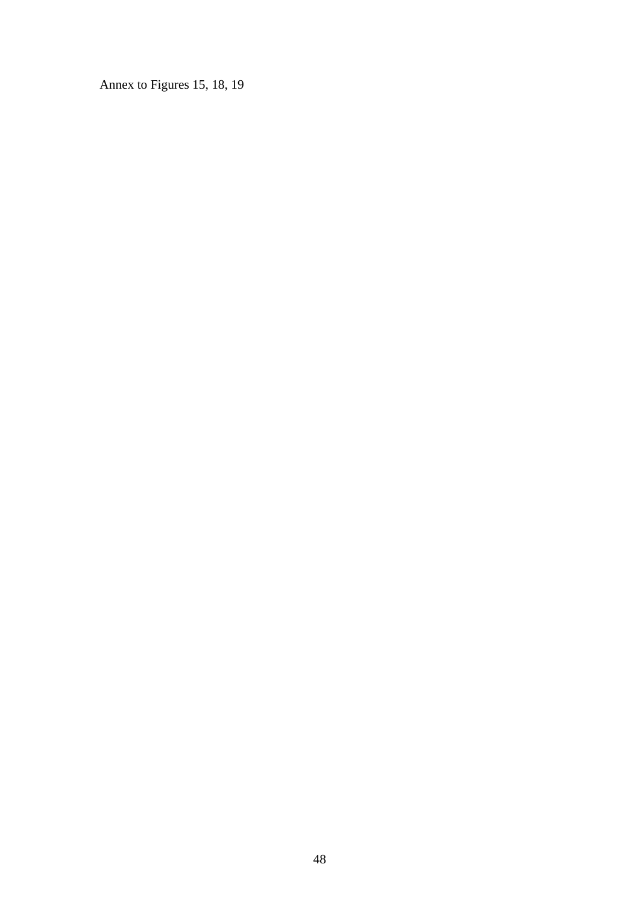Annex to Figures 15, 18, 19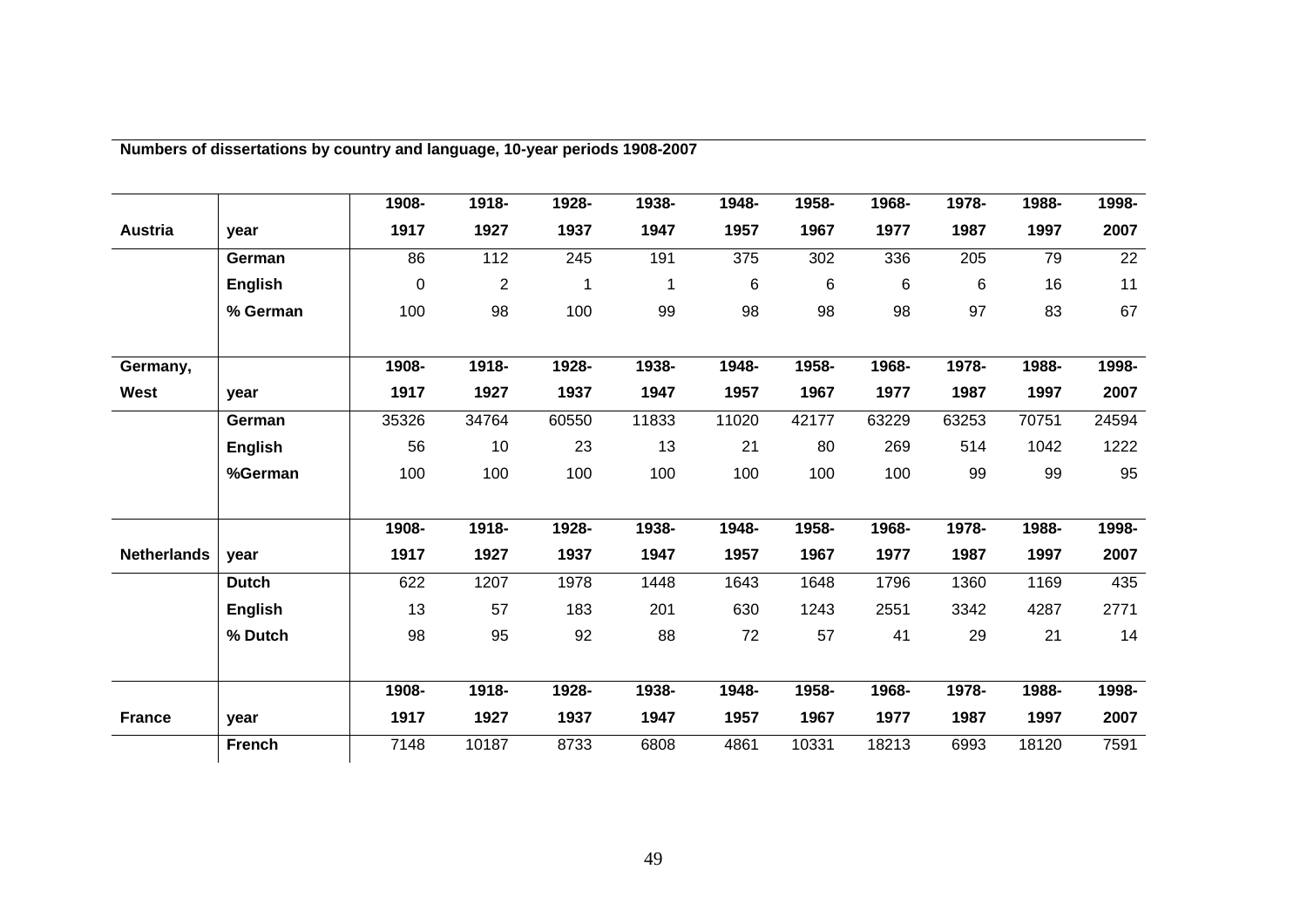**Numbers of dissertations by country and language, 10-year periods 1908-2007**

| Austria | year | 1908-1917 | 1918-1927 | 1928-1937 | 1938-1947 | 1948-1957 | 1958-1967 | 1968-1977 | 1978-1987 | 1988-1997 | 1998-2007 |
|---|---|---|---|---|---|---|---|---|---|---|---|
| | German | 86 | 112 | 245 | 191 | 375 | 302 | 336 | 205 | 79 | 22 |
| | English | 0 | 2 | 1 | 1 | 6 | 6 | 6 | 6 | 16 | 11 |
| | % German | 100 | 98 | 100 | 99 | 98 | 98 | 98 | 97 | 83 | 67 |
| | | | | | | | | | | | |
| **Germany, West** | **year** | **1908-1917** | **1918-1927** | **1928-1937** | **1938-1947** | **1948-1957** | **1958-1967** | **1968-1977** | **1978-1987** | **1988-1997** | **1998-2007** |
| | German | 35326 | 34764 | 60550 | 11833 | 11020 | 42177 | 63229 | 63253 | 70751 | 24594 |
| | English | 56 | 10 | 23 | 13 | 21 | 80 | 269 | 514 | 1042 | 1222 |
| | %German | 100 | 100 | 100 | 100 | 100 | 100 | 100 | 99 | 99 | 95 |
| | | | | | | | | | | | |
| **Netherlands** | **year** | **1908-1917** | **1918-1927** | **1928-1937** | **1938-1947** | **1948-1957** | **1958-1967** | **1968-1977** | **1978-1987** | **1988-1997** | **1998-2007** |
| | Dutch | 622 | 1207 | 1978 | 1448 | 1643 | 1648 | 1796 | 1360 | 1169 | 435 |
| | English | 13 | 57 | 183 | 201 | 630 | 1243 | 2551 | 3342 | 4287 | 2771 |
| | % Dutch | 98 | 95 | 92 | 88 | 72 | 57 | 41 | 29 | 21 | 14 |
| | | | | | | | | | | | |
| **France** | **year** | **1908-1917** | **1918-1927** | **1928-1937** | **1938-1947** | **1948-1957** | **1958-1967** | **1968-1977** | **1978-1987** | **1988-1997** | **1998-2007** |
| | French | 7148 | 10187 | 8733 | 6808 | 4861 | 10331 | 18213 | 6993 | 18120 | 7591 |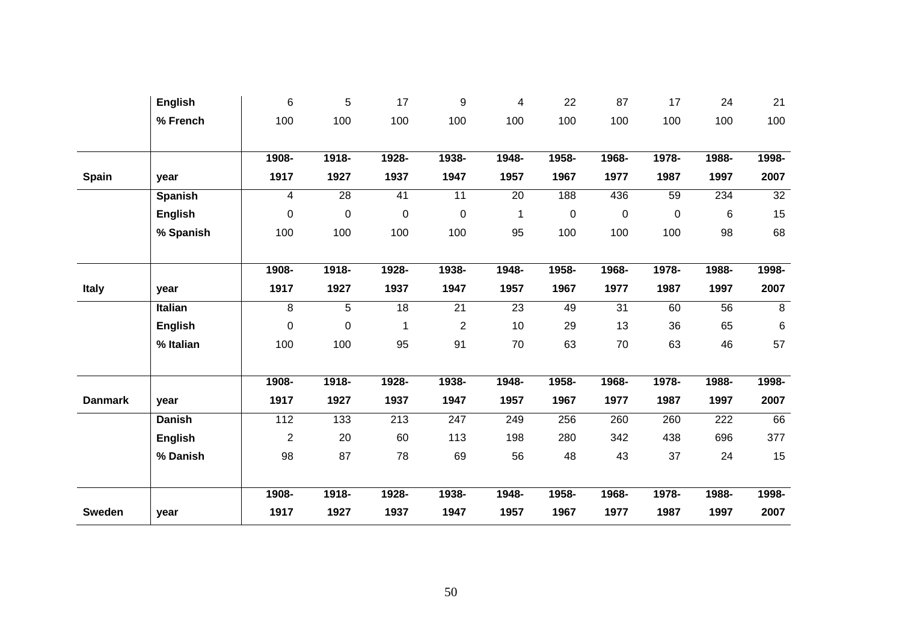| | | | | | | | | | | | |
|---|---|---|---|---|---|---|---|---|---|---|---|
| | **English** | 6 | 5 | 17 | 9 | 4 | 22 | 87 | 17 | 24 | 21 |
| | **% French** | 100 | 100 | 100 | 100 | 100 | 100 | 100 | 100 | 100 | 100 |
| | | | | | | | | | | | |
| **Spain** | **year** | **1908-1917** | **1918-1927** | **1928-1937** | **1938-1947** | **1948-1957** | **1958-1967** | **1968-1977** | **1978-1987** | **1988-1997** | **1998-2007** |
| | **Spanish** | 4 | 28 | 41 | 11 | 20 | 188 | 436 | 59 | 234 | 32 |
| | **English** | 0 | 0 | 0 | 0 | 1 | 0 | 0 | 0 | 6 | 15 |
| | **% Spanish** | 100 | 100 | 100 | 100 | 95 | 100 | 100 | 100 | 98 | 68 |
| | | | | | | | | | | | |
| **Italy** | **year** | **1908-1917** | **1918-1927** | **1928-1937** | **1938-1947** | **1948-1957** | **1958-1967** | **1968-1977** | **1978-1987** | **1988-1997** | **1998-2007** |
| | **Italian** | 8 | 5 | 18 | 21 | 23 | 49 | 31 | 60 | 56 | 8 |
| | **English** | 0 | 0 | 1 | 2 | 10 | 29 | 13 | 36 | 65 | 6 |
| | **% Italian** | 100 | 100 | 95 | 91 | 70 | 63 | 70 | 63 | 46 | 57 |
| | | | | | | | | | | | |
| **Danmark** | **year** | **1908-1917** | **1918-1927** | **1928-1937** | **1938-1947** | **1948-1957** | **1958-1967** | **1968-1977** | **1978-1987** | **1988-1997** | **1998-2007** |
| | **Danish** | 112 | 133 | 213 | 247 | 249 | 256 | 260 | 260 | 222 | 66 |
| | **English** | 2 | 20 | 60 | 113 | 198 | 280 | 342 | 438 | 696 | 377 |
| | **% Danish** | 98 | 87 | 78 | 69 | 56 | 48 | 43 | 37 | 24 | 15 |
| | | | | | | | | | | | |
| **Sweden** | **year** | **1908-1917** | **1918-1927** | **1928-1937** | **1938-1947** | **1948-1957** | **1958-1967** | **1968-1977** | **1978-1987** | **1988-1997** | **1998-2007** |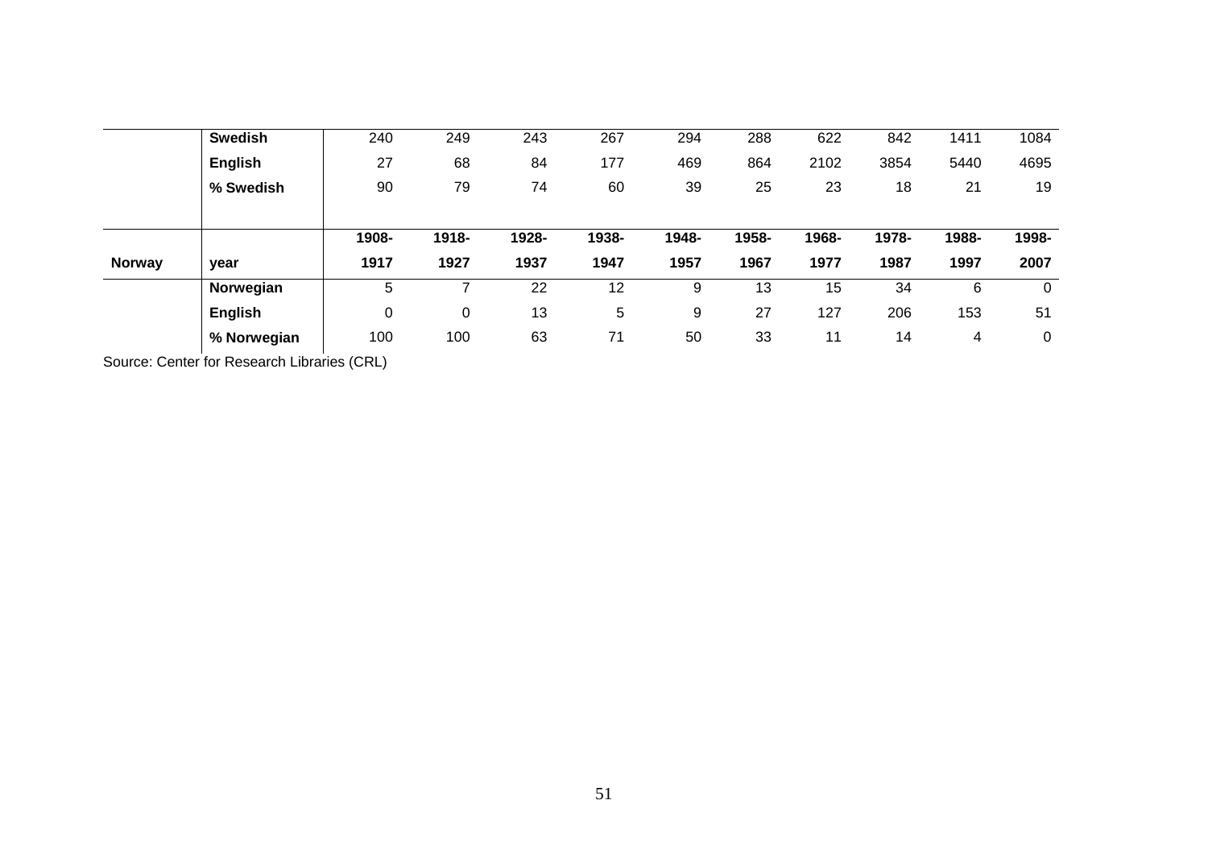| | | | | | | | | | | | |
|---|---|---|---|---|---|---|---|---|---|---|---|
| | **Swedish** | 240 | 249 | 243 | 267 | 294 | 288 | 622 | 842 | 1411 | 1084 |
| | **English** | 27 | 68 | 84 | 177 | 469 | 864 | 2102 | 3854 | 5440 | 4695 |
| | **% Swedish** | 90 | 79 | 74 | 60 | 39 | 25 | 23 | 18 | 21 | 19 |
| | | | | | | | | | | | |
| | | **1908-** | **1918-** | **1928-** | **1938-** | **1948-** | **1958-** | **1968-** | **1978-** | **1988-** | **1998-** |
| **Norway** | **year** | **1917** | **1927** | **1937** | **1947** | **1957** | **1967** | **1977** | **1987** | **1997** | **2007** |
| | **Norwegian** | 5 | 7 | 22 | 12 | 9 | 13 | 15 | 34 | 6 | 0 |
| | **English** | 0 | 0 | 13 | 5 | 9 | 27 | 127 | 206 | 153 | 51 |
| | **% Norwegian** | 100 | 100 | 63 | 71 | 50 | 33 | 11 | 14 | 4 | 0 |

Source: Center for Research Libraries (CRL)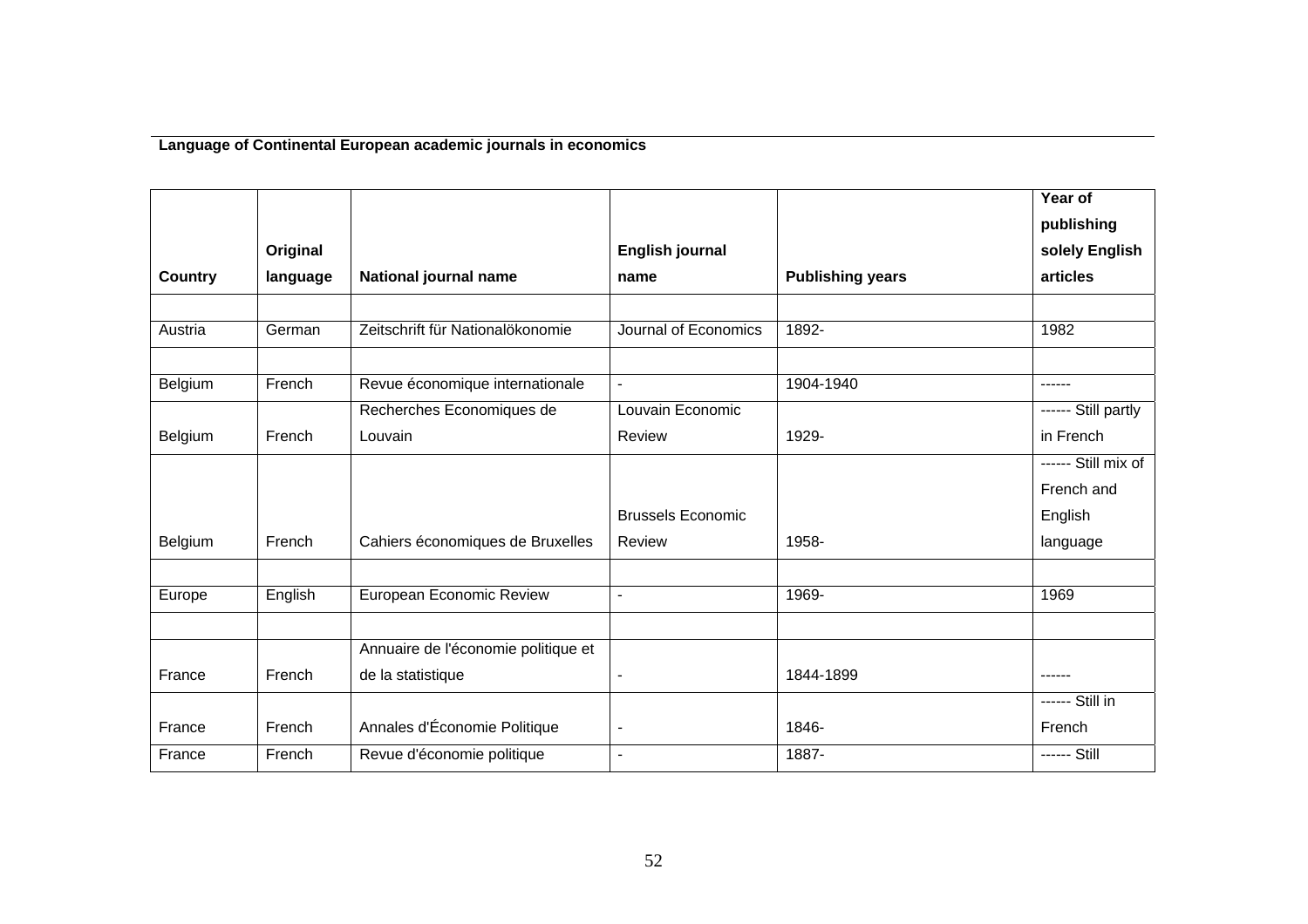**Language of Continental European academic journals in economics**

| Country | Original language | National journal name | English journal name | Publishing years | Year of publishing solely English articles |
|---|---|---|---|---|---|
| | | | | | |
| Austria | German | Zeitschrift für Nationalökonomie | Journal of Economics | 1892- | 1982 |
| | | | | | |
| Belgium | French | Revue économique internationale | - | 1904-1940 | ------ |
| Belgium | French | Recherches Economiques de Louvain | Louvain Economic Review | 1929- | ------ Still partly in French |
| Belgium | French | Cahiers économiques de Bruxelles | Brussels Economic Review | 1958- | ------ Still mix of French and English language |
| | | | | | |
| Europe | English | European Economic Review | - | 1969- | 1969 |
| | | | | | |
| France | French | Annuaire de l'économie politique et de la statistique | - | 1844-1899 | ------ |
| France | French | Annales d'Économie Politique | - | 1846- | ------ Still in French |
| France | French | Revue d'économie politique | - | 1887- | ------ Still |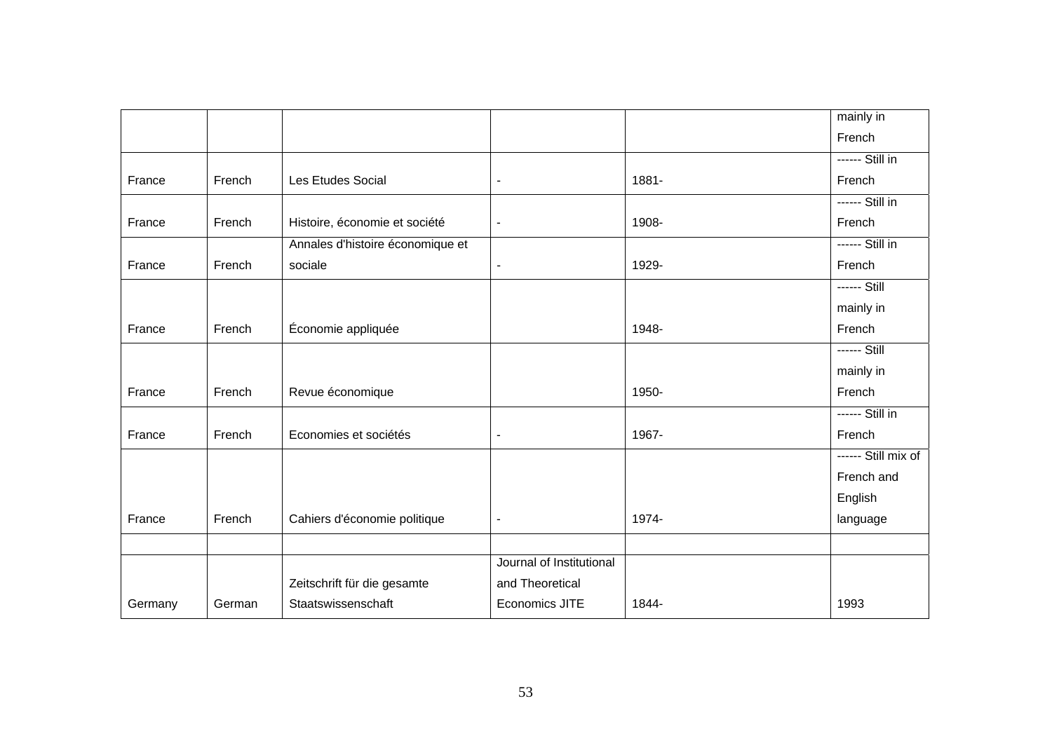| | | | | | mainly in French |
|---|---|---|---|---|---|
| France | French | Les Etudes Social | - | 1881- | ------ Still in French |
| France | French | Histoire, économie et société | - | 1908- | ------ Still in French |
| France | French | Annales d'histoire économique et sociale | - | 1929- | ------ Still in French |
| France | French | Économie appliquée | | 1948- | ------ Still mainly in French |
| France | French | Revue économique | | 1950- | ------ Still mainly in French |
| France | French | Economies et sociétés | - | 1967- | ------ Still in French |
| France | French | Cahiers d'économie politique | - | 1974- | ------ Still mix of French and English language |
| | | | | | |
| Germany | German | Zeitschrift für die gesamte Staatswissenschaft | Journal of Institutional and Theoretical Economics JITE | 1844- | 1993 |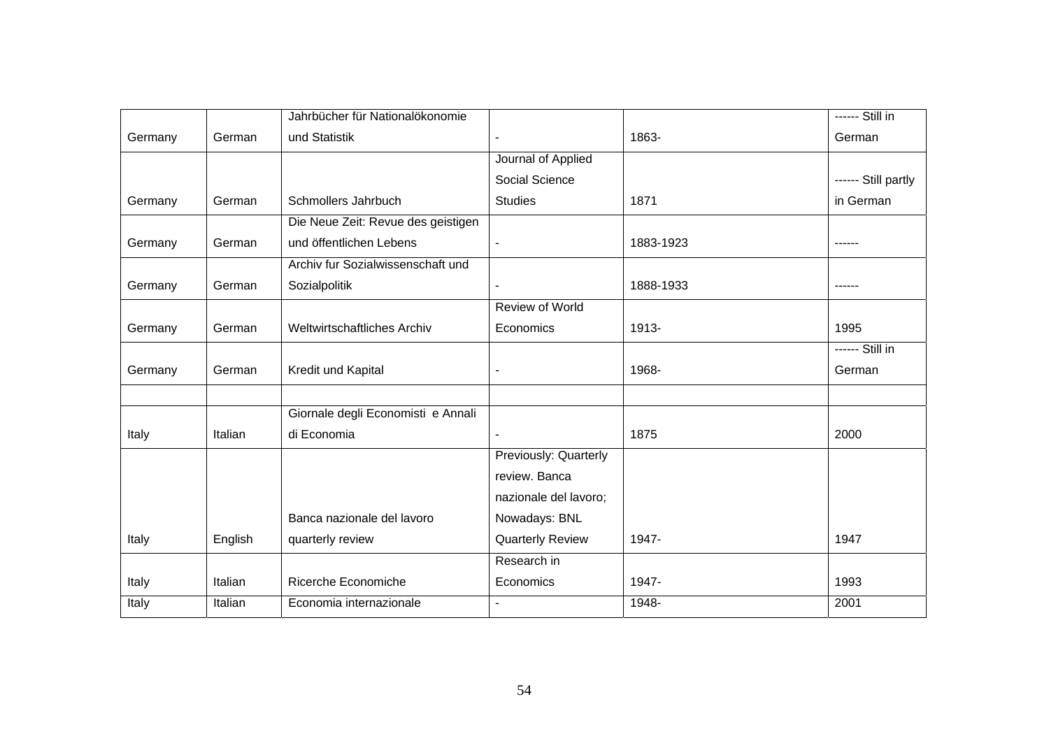| | | | | | |
|---|---|---|---|---|---|
| Germany | German | Jahrbücher für Nationalökonomie und Statistik | - | 1863- | ------ Still in German |
| Germany | German | Schmollers Jahrbuch | Journal of Applied Social Science Studies | 1871 | ------ Still partly in German |
| Germany | German | Die Neue Zeit: Revue des geistigen und öffentlichen Lebens | - | 1883-1923 | ------ |
| Germany | German | Archiv fur Sozialwissenschaft und Sozialpolitik | - | 1888-1933 | ------ |
| Germany | German | Weltwirtschaftliches Archiv | Review of World Economics | 1913- | 1995 |
| Germany | German | Kredit und Kapital | - | 1968- | ------ Still in German |
| | | | | | |
| Italy | Italian | Giornale degli Economisti e Annali di Economia | - | 1875 | 2000 |
| Italy | English | Banca nazionale del lavoro quarterly review | Previously: Quarterly review. Banca nazionale del lavoro; Nowadays: BNL Quarterly Review | 1947- | 1947 |
| Italy | Italian | Ricerche Economiche | Research in Economics | 1947- | 1993 |
| Italy | Italian | Economia internazionale | - | 1948- | 2001 |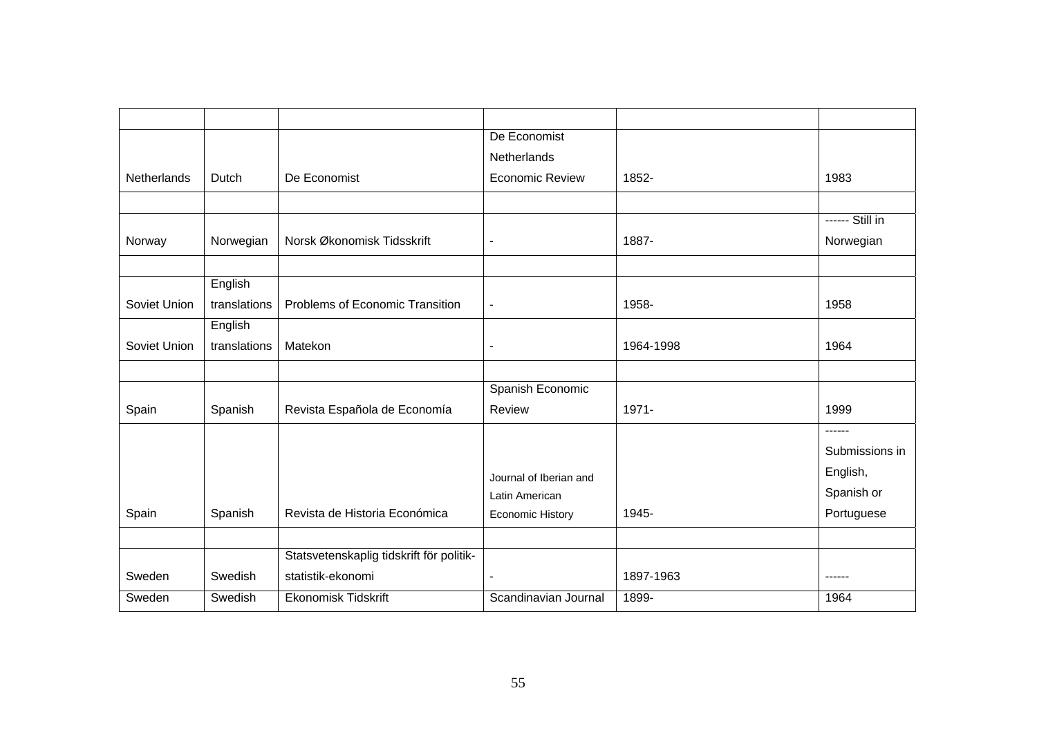| | | | | | |
|---|---|---|---|---|---|
| Netherlands | Dutch | De Economist | De Economist Netherlands Economic Review | 1852- | 1983 |
| | | | | | |
| Norway | Norwegian | Norsk Økonomisk Tidsskrift | - | 1887- | ------ Still in Norwegian |
| | | | | | |
| Soviet Union | English translations | Problems of Economic Transition | - | 1958- | 1958 |
| Soviet Union | English translations | Matekon | - | 1964-1998 | 1964 |
| | | | | | |
| Spain | Spanish | Revista Española de Economía | Spanish Economic Review | 1971- | 1999 |
| Spain | Spanish | Revista de Historia Económica | Journal of Iberian and Latin American Economic History | 1945- | ------ Submissions in English, Spanish or Portuguese |
| | | | | | |
| Sweden | Swedish | Statsvetenskaplig tidskrift för politik-statistik-ekonomi | - | 1897-1963 | ------ |
| Sweden | Swedish | Ekonomisk Tidskrift | Scandinavian Journal | 1899- | 1964 |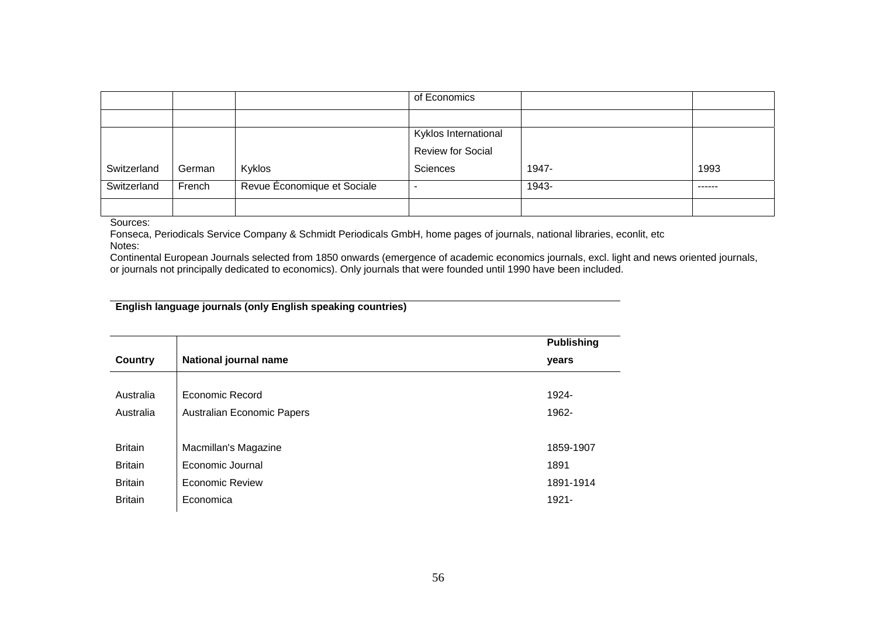| | | | of Economics | | |
|---|---|---|---|---|---|
| | | | | | |
| Switzerland | German | Kyklos | Kyklos International Review for Social Sciences | 1947- | 1993 |
| Switzerland | French | Revue Économique et Sociale | - | 1943- | ------ |
| | | | | | |

Sources:

Fonseca, Periodicals Service Company & Schmidt Periodicals GmbH, home pages of journals, national libraries, econlit, etc

Notes:

Continental European Journals selected from 1850 onwards (emergence of academic economics journals, excl. light and news oriented journals, or journals not principally dedicated to economics). Only journals that were founded until 1990 have been included.

**English language journals (only English speaking countries)**

| **Country** | **National journal name** | **Publishing years** |
|---|---|---|
| | | |
| Australia | Economic Record | 1924- |
| Australia | Australian Economic Papers | 1962- |
| | | |
| Britain | Macmillan's Magazine | 1859-1907 |
| Britain | Economic Journal | 1891 |
| Britain | Economic Review | 1891-1914 |
| Britain | Economica | 1921- |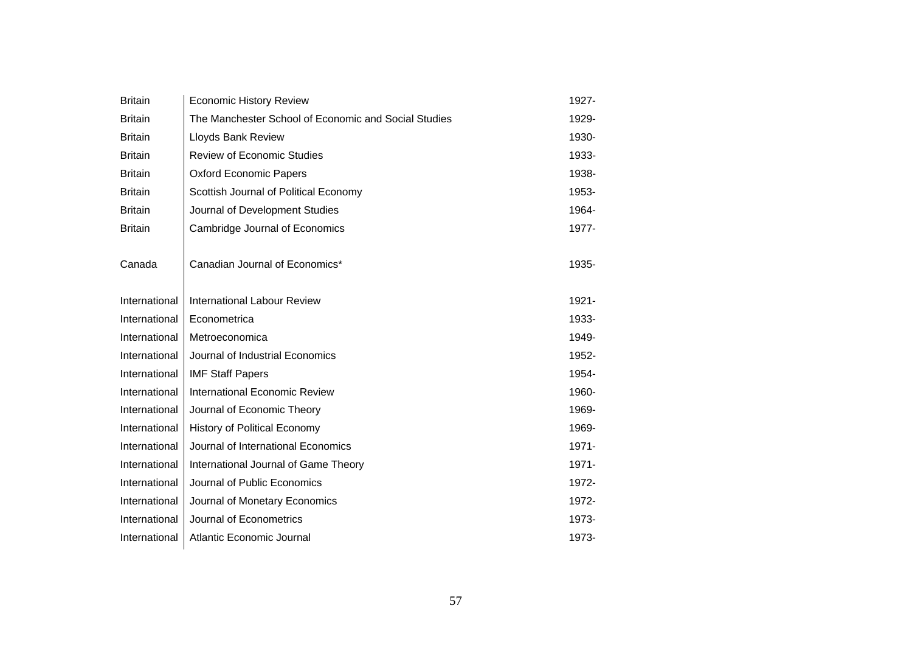| | | |
|---|---|---|
| Britain | Economic History Review | 1927- |
| Britain | The Manchester School of Economic and Social Studies | 1929- |
| Britain | Lloyds Bank Review | 1930- |
| Britain | Review of Economic Studies | 1933- |
| Britain | Oxford Economic Papers | 1938- |
| Britain | Scottish Journal of Political Economy | 1953- |
| Britain | Journal of Development Studies | 1964- |
| Britain | Cambridge Journal of Economics | 1977- |
| | | |
| Canada | Canadian Journal of Economics* | 1935- |
| | | |
| International | International Labour Review | 1921- |
| International | Econometrica | 1933- |
| International | Metroeconomica | 1949- |
| International | Journal of Industrial Economics | 1952- |
| International | IMF Staff Papers | 1954- |
| International | International Economic Review | 1960- |
| International | Journal of Economic Theory | 1969- |
| International | History of Political Economy | 1969- |
| International | Journal of International Economics | 1971- |
| International | International Journal of Game Theory | 1971- |
| International | Journal of Public Economics | 1972- |
| International | Journal of Monetary Economics | 1972- |
| International | Journal of Econometrics | 1973- |
| International | Atlantic Economic Journal | 1973- |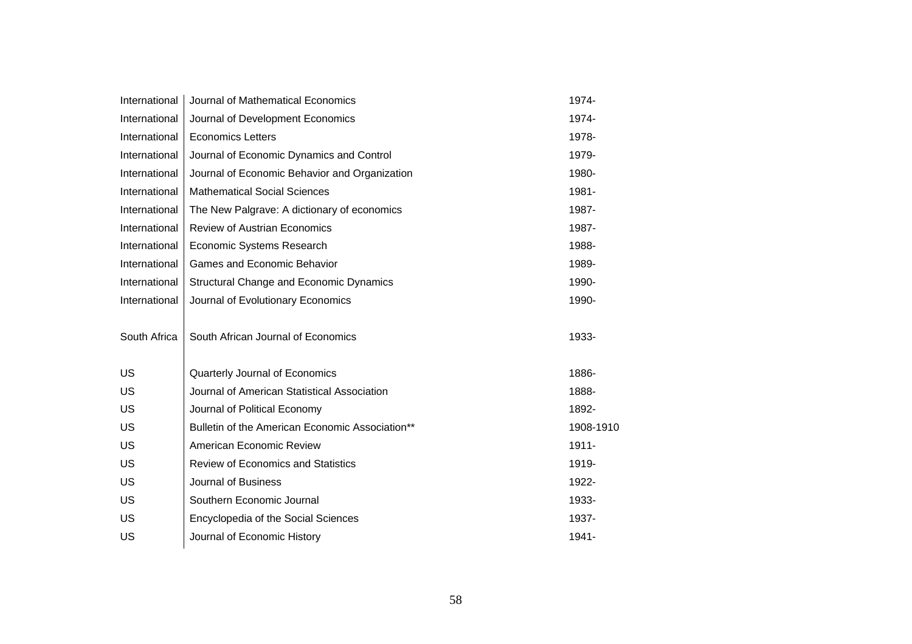| | | |
|---|---|---|
| International | Journal of Mathematical Economics | 1974- |
| International | Journal of Development Economics | 1974- |
| International | Economics Letters | 1978- |
| International | Journal of Economic Dynamics and Control | 1979- |
| International | Journal of Economic Behavior and Organization | 1980- |
| International | Mathematical Social Sciences | 1981- |
| International | The New Palgrave: A dictionary of economics | 1987- |
| International | Review of Austrian Economics | 1987- |
| International | Economic Systems Research | 1988- |
| International | Games and Economic Behavior | 1989- |
| International | Structural Change and Economic Dynamics | 1990- |
| International | Journal of Evolutionary Economics | 1990- |
| | | |
| South Africa | South African Journal of Economics | 1933- |
| | | |
| US | Quarterly Journal of Economics | 1886- |
| US | Journal of American Statistical Association | 1888- |
| US | Journal of Political Economy | 1892- |
| US | Bulletin of the American Economic Association** | 1908-1910 |
| US | American Economic Review | 1911- |
| US | Review of Economics and Statistics | 1919- |
| US | Journal of Business | 1922- |
| US | Southern Economic Journal | 1933- |
| US | Encyclopedia of the Social Sciences | 1937- |
| US | Journal of Economic History | 1941- |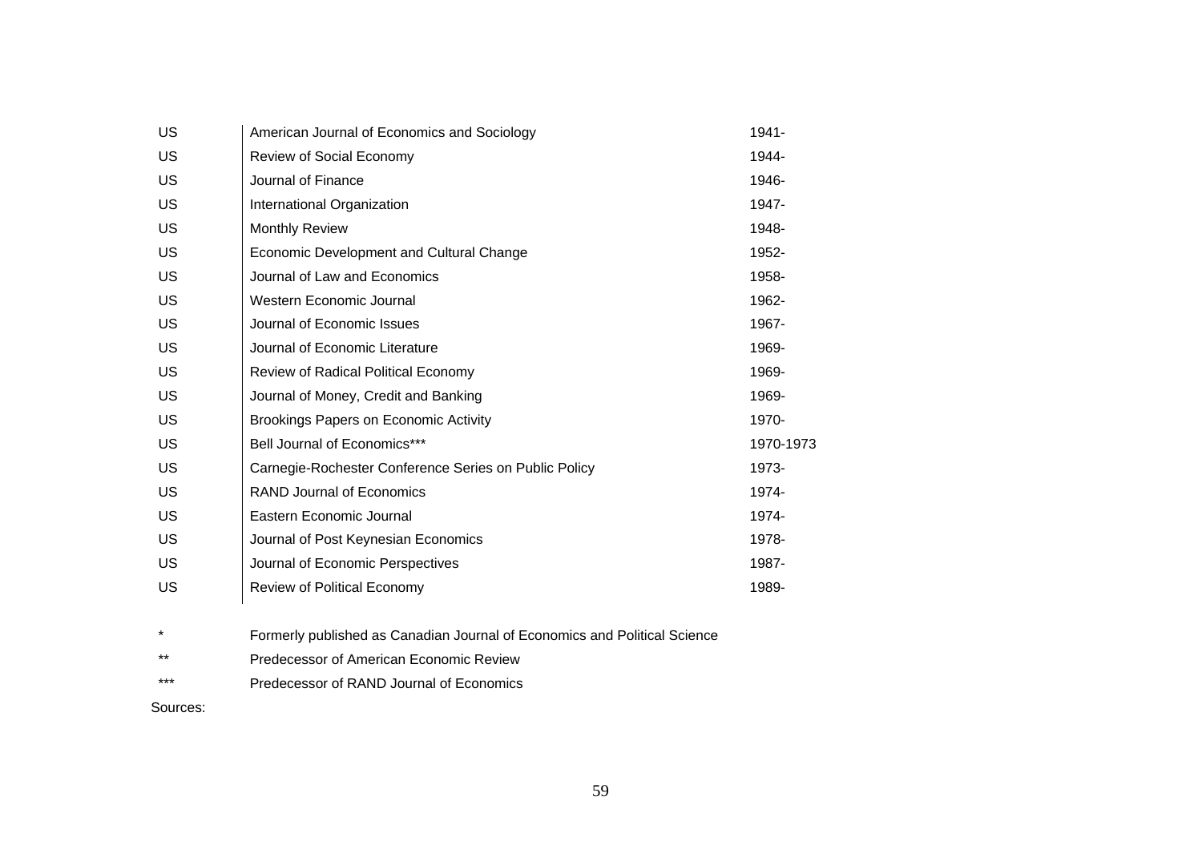| | | |
|---|---|---|
| US | American Journal of Economics and Sociology | 1941- |
| US | Review of Social Economy | 1944- |
| US | Journal of Finance | 1946- |
| US | International Organization | 1947- |
| US | Monthly Review | 1948- |
| US | Economic Development and Cultural Change | 1952- |
| US | Journal of Law and Economics | 1958- |
| US | Western Economic Journal | 1962- |
| US | Journal of Economic Issues | 1967- |
| US | Journal of Economic Literature | 1969- |
| US | Review of Radical Political Economy | 1969- |
| US | Journal of Money, Credit and Banking | 1969- |
| US | Brookings Papers on Economic Activity | 1970- |
| US | Bell Journal of Economics*** | 1970-1973 |
| US | Carnegie-Rochester Conference Series on Public Policy | 1973- |
| US | RAND Journal of Economics | 1974- |
| US | Eastern Economic Journal | 1974- |
| US | Journal of Post Keynesian Economics | 1978- |
| US | Journal of Economic Perspectives | 1987- |
| US | Review of Political Economy | 1989- |

\* Formerly published as Canadian Journal of Economics and Political Science

** Predecessor of American Economic Review

*** Predecessor of RAND Journal of Economics

Sources: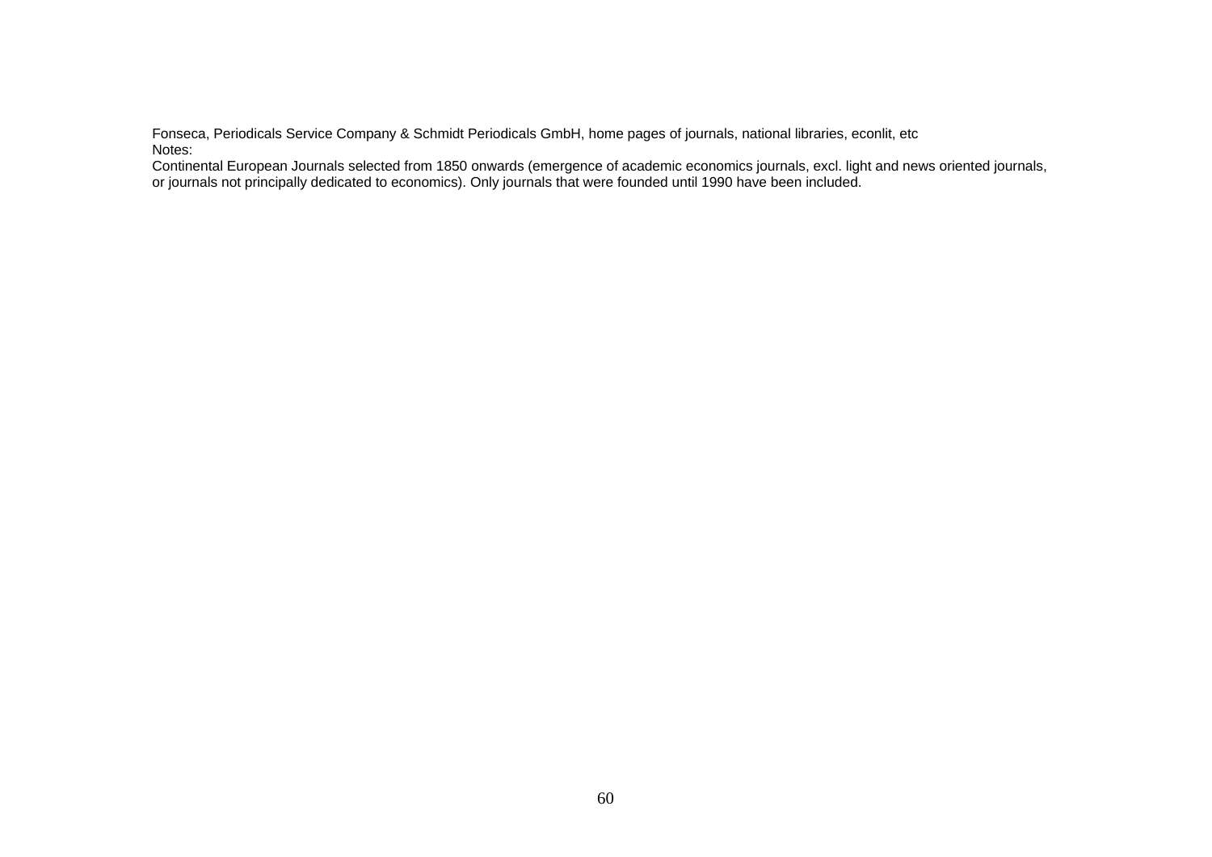Fonseca, Periodicals Service Company & Schmidt Periodicals GmbH, home pages of journals, national libraries, econlit, etc

Notes:

Continental European Journals selected from 1850 onwards (emergence of academic economics journals, excl. light and news oriented journals, or journals not principally dedicated to economics). Only journals that were founded until 1990 have been included.